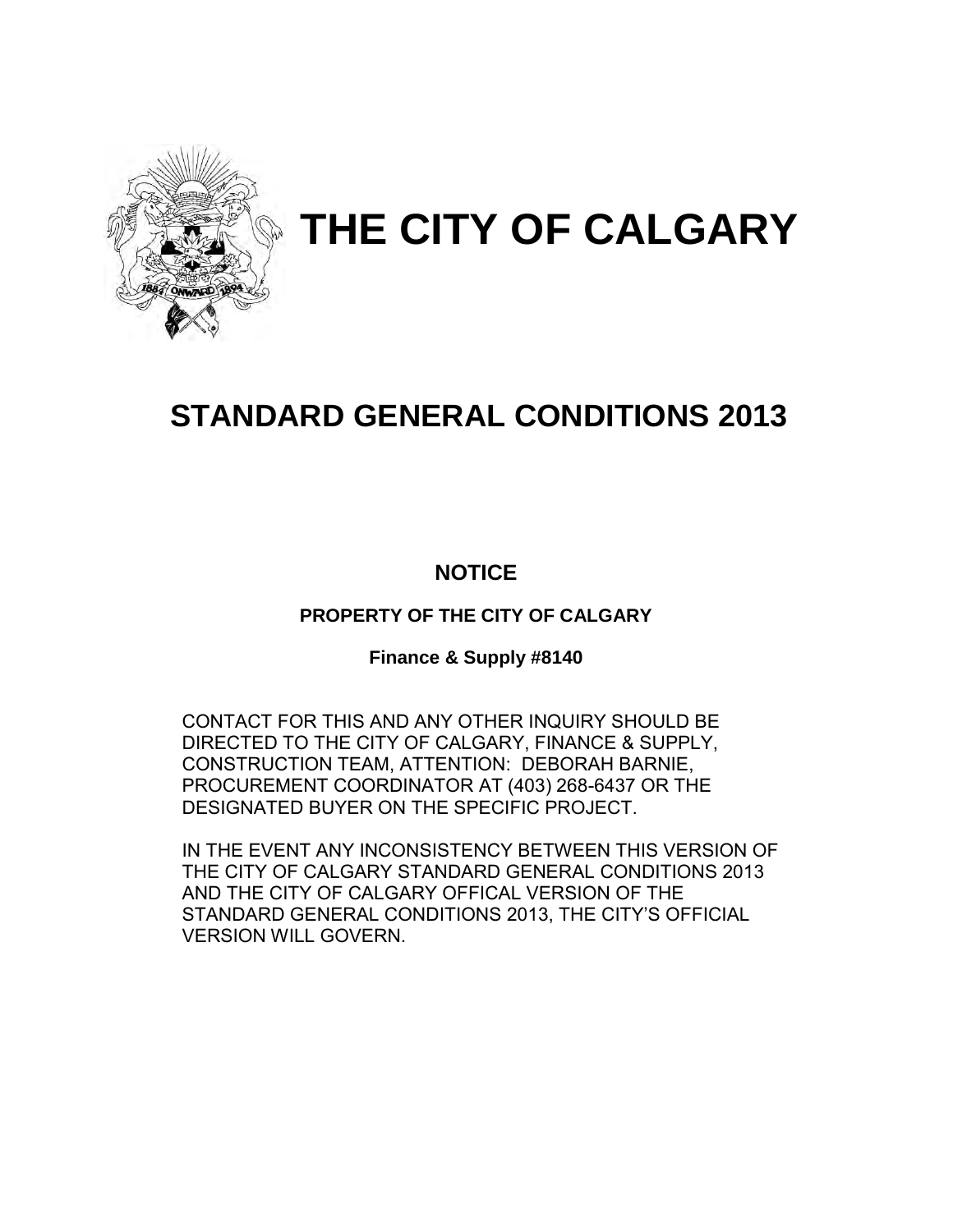# THE CITY OF CALGARY

# STANDARD GENERAL CONDITIONS 2013

**NOTICE**

**PROPERTY OF THE CITY OF CALGARY**

**Finance & Supply #8140**

CONTACT FOR THIS AND ANY OTHER INQUIRY SHOULD BE DIRECTED TO THE CITY OF CALGARY, FINANCE & SUPPLY, CONSTRUCTION TEAM, ATTENTION: DEBORAH BARNIE, PROCUREMENT COORDINATOR AT (403) 268-6437 OR THE DESIGNATED BUYER ON THE SPECIFIC PROJECT.

IN THE EVENT ANY INCONSISTENCY BETWEEN THIS VERSION OF THE CITY OF CALGARY STANDARD GENERAL CONDITIONS 2013 AND THE CITY OF CALGARY OFFICAL VERSION OF THE STANDARD GENERAL CONDITIONS 2013, THE CITY'S OFFICIAL VERSION WILL GOVERN.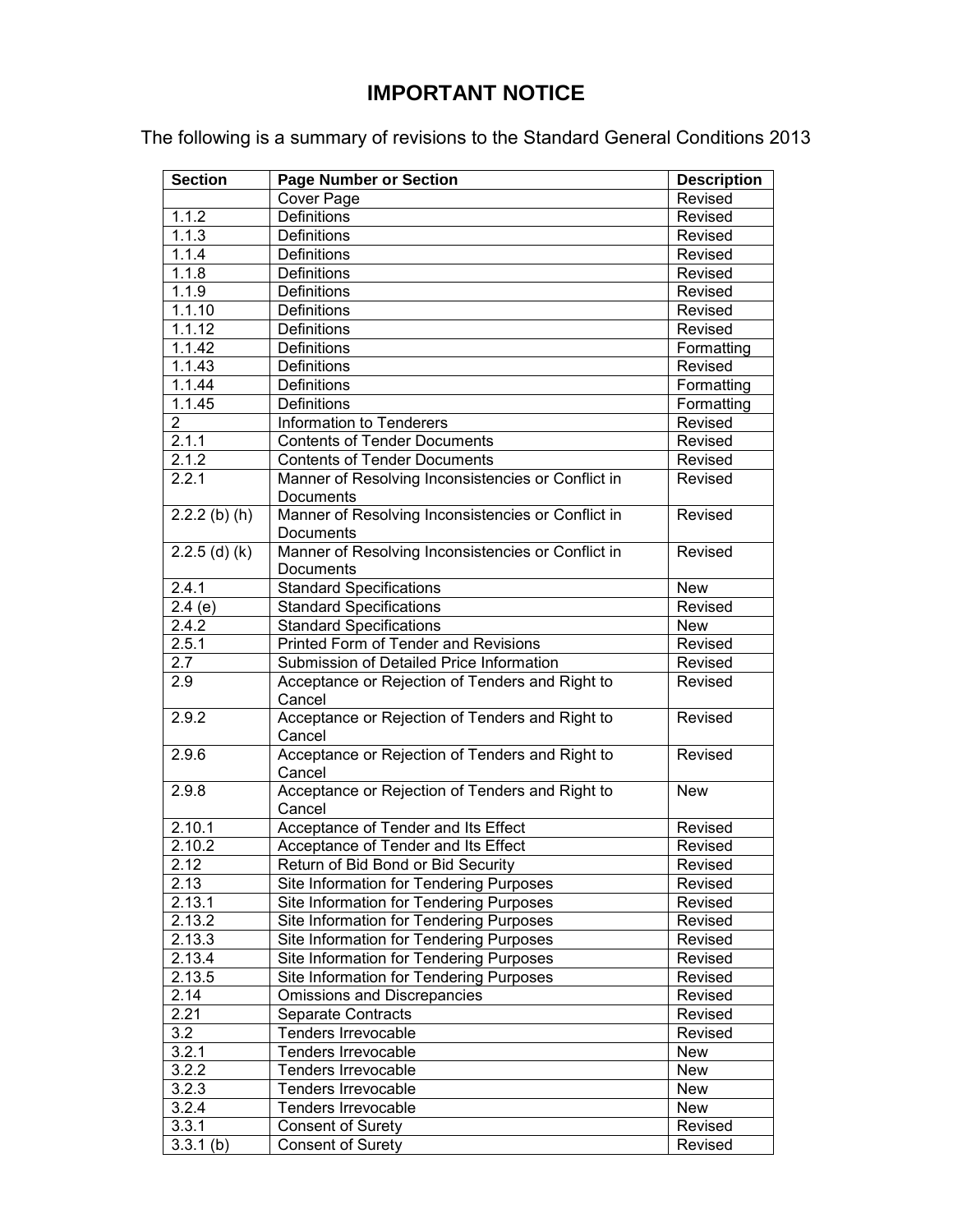# IMPORTANT NOTICE

The following is a summary of revisions to the Standard General Conditions 2013

| Section | Page Number or Section | Description |
|---|---|---|
| | Cover Page | Revised |
| 1.1.2 | Definitions | Revised |
| 1.1.3 | Definitions | Revised |
| 1.1.4 | Definitions | Revised |
| 1.1.8 | Definitions | Revised |
| 1.1.9 | Definitions | Revised |
| 1.1.10 | Definitions | Revised |
| 1.1.12 | Definitions | Revised |
| 1.1.42 | Definitions | Formatting |
| 1.1.43 | Definitions | Revised |
| 1.1.44 | Definitions | Formatting |
| 1.1.45 | Definitions | Formatting |
| 2 | Information to Tenderers | Revised |
| 2.1.1 | Contents of Tender Documents | Revised |
| 2.1.2 | Contents of Tender Documents | Revised |
| 2.2.1 | Manner of Resolving Inconsistencies or Conflict in Documents | Revised |
| 2.2.2 (b) (h) | Manner of Resolving Inconsistencies or Conflict in Documents | Revised |
| 2.2.5 (d) (k) | Manner of Resolving Inconsistencies or Conflict in Documents | Revised |
| 2.4.1 | Standard Specifications | New |
| 2.4 (e) | Standard Specifications | Revised |
| 2.4.2 | Standard Specifications | New |
| 2.5.1 | Printed Form of Tender and Revisions | Revised |
| 2.7 | Submission of Detailed Price Information | Revised |
| 2.9 | Acceptance or Rejection of Tenders and Right to Cancel | Revised |
| 2.9.2 | Acceptance or Rejection of Tenders and Right to Cancel | Revised |
| 2.9.6 | Acceptance or Rejection of Tenders and Right to Cancel | Revised |
| 2.9.8 | Acceptance or Rejection of Tenders and Right to Cancel | New |
| 2.10.1 | Acceptance of Tender and Its Effect | Revised |
| 2.10.2 | Acceptance of Tender and Its Effect | Revised |
| 2.12 | Return of Bid Bond or Bid Security | Revised |
| 2.13 | Site Information for Tendering Purposes | Revised |
| 2.13.1 | Site Information for Tendering Purposes | Revised |
| 2.13.2 | Site Information for Tendering Purposes | Revised |
| 2.13.3 | Site Information for Tendering Purposes | Revised |
| 2.13.4 | Site Information for Tendering Purposes | Revised |
| 2.13.5 | Site Information for Tendering Purposes | Revised |
| 2.14 | Omissions and Discrepancies | Revised |
| 2.21 | Separate Contracts | Revised |
| 3.2 | Tenders Irrevocable | Revised |
| 3.2.1 | Tenders Irrevocable | New |
| 3.2.2 | Tenders Irrevocable | New |
| 3.2.3 | Tenders Irrevocable | New |
| 3.2.4 | Tenders Irrevocable | New |
| 3.3.1 | Consent of Surety | Revised |
| 3.3.1 (b) | Consent of Surety | Revised |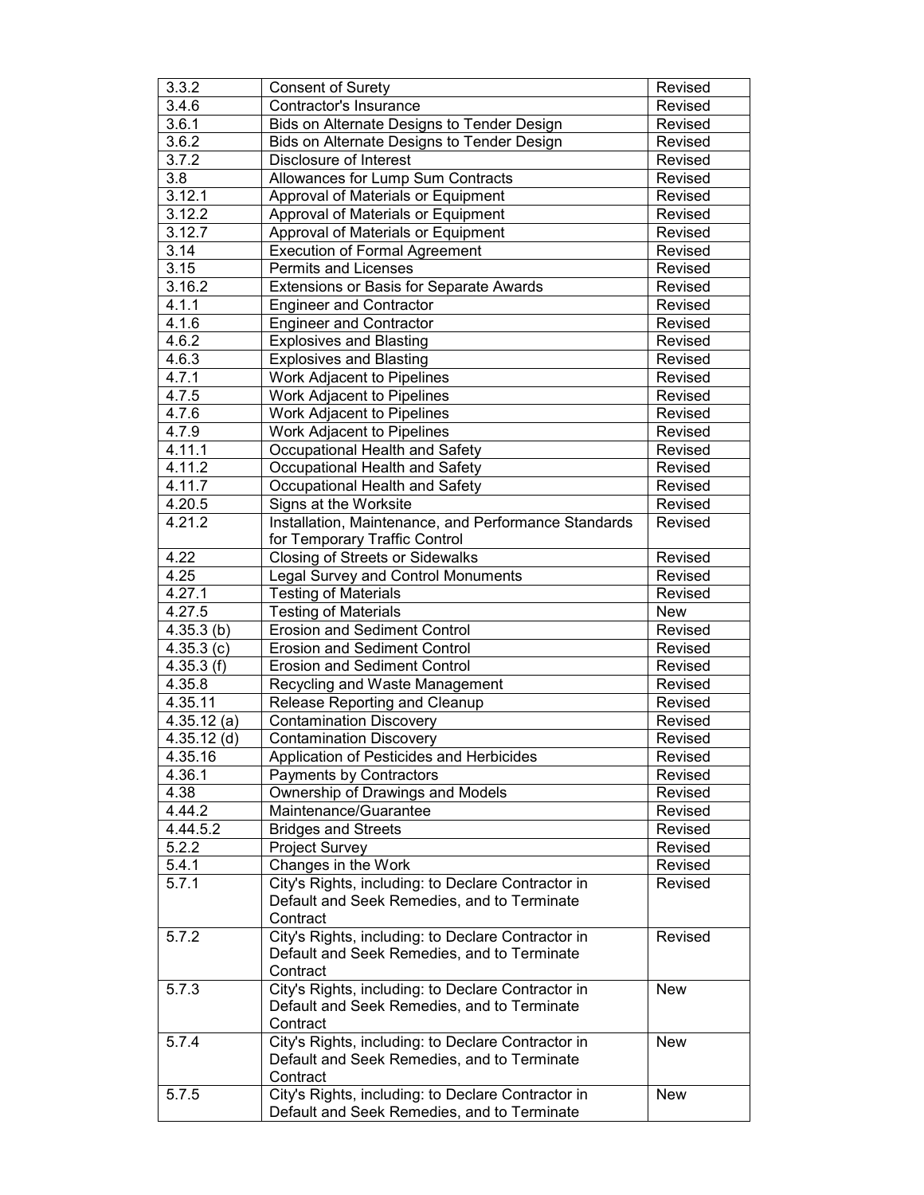| 3.3.2 | Consent of Surety | Revised |
|---|---|---|
| 3.4.6 | Contractor's Insurance | Revised |
| 3.6.1 | Bids on Alternate Designs to Tender Design | Revised |
| 3.6.2 | Bids on Alternate Designs to Tender Design | Revised |
| 3.7.2 | Disclosure of Interest | Revised |
| 3.8 | Allowances for Lump Sum Contracts | Revised |
| 3.12.1 | Approval of Materials or Equipment | Revised |
| 3.12.2 | Approval of Materials or Equipment | Revised |
| 3.12.7 | Approval of Materials or Equipment | Revised |
| 3.14 | Execution of Formal Agreement | Revised |
| 3.15 | Permits and Licenses | Revised |
| 3.16.2 | Extensions or Basis for Separate Awards | Revised |
| 4.1.1 | Engineer and Contractor | Revised |
| 4.1.6 | Engineer and Contractor | Revised |
| 4.6.2 | Explosives and Blasting | Revised |
| 4.6.3 | Explosives and Blasting | Revised |
| 4.7.1 | Work Adjacent to Pipelines | Revised |
| 4.7.5 | Work Adjacent to Pipelines | Revised |
| 4.7.6 | Work Adjacent to Pipelines | Revised |
| 4.7.9 | Work Adjacent to Pipelines | Revised |
| 4.11.1 | Occupational Health and Safety | Revised |
| 4.11.2 | Occupational Health and Safety | Revised |
| 4.11.7 | Occupational Health and Safety | Revised |
| 4.20.5 | Signs at the Worksite | Revised |
| 4.21.2 | Installation, Maintenance, and Performance Standards for Temporary Traffic Control | Revised |
| 4.22 | Closing of Streets or Sidewalks | Revised |
| 4.25 | Legal Survey and Control Monuments | Revised |
| 4.27.1 | Testing of Materials | Revised |
| 4.27.5 | Testing of Materials | New |
| 4.35.3 (b) | Erosion and Sediment Control | Revised |
| 4.35.3 (c) | Erosion and Sediment Control | Revised |
| 4.35.3 (f) | Erosion and Sediment Control | Revised |
| 4.35.8 | Recycling and Waste Management | Revised |
| 4.35.11 | Release Reporting and Cleanup | Revised |
| 4.35.12 (a) | Contamination Discovery | Revised |
| 4.35.12 (d) | Contamination Discovery | Revised |
| 4.35.16 | Application of Pesticides and Herbicides | Revised |
| 4.36.1 | Payments by Contractors | Revised |
| 4.38 | Ownership of Drawings and Models | Revised |
| 4.44.2 | Maintenance/Guarantee | Revised |
| 4.44.5.2 | Bridges and Streets | Revised |
| 5.2.2 | Project Survey | Revised |
| 5.4.1 | Changes in the Work | Revised |
| 5.7.1 | City's Rights, including: to Declare Contractor in Default and Seek Remedies, and to Terminate Contract | Revised |
| 5.7.2 | City's Rights, including: to Declare Contractor in Default and Seek Remedies, and to Terminate Contract | Revised |
| 5.7.3 | City's Rights, including: to Declare Contractor in Default and Seek Remedies, and to Terminate Contract | New |
| 5.7.4 | City's Rights, including: to Declare Contractor in Default and Seek Remedies, and to Terminate Contract | New |
| 5.7.5 | City's Rights, including: to Declare Contractor in Default and Seek Remedies, and to Terminate | New |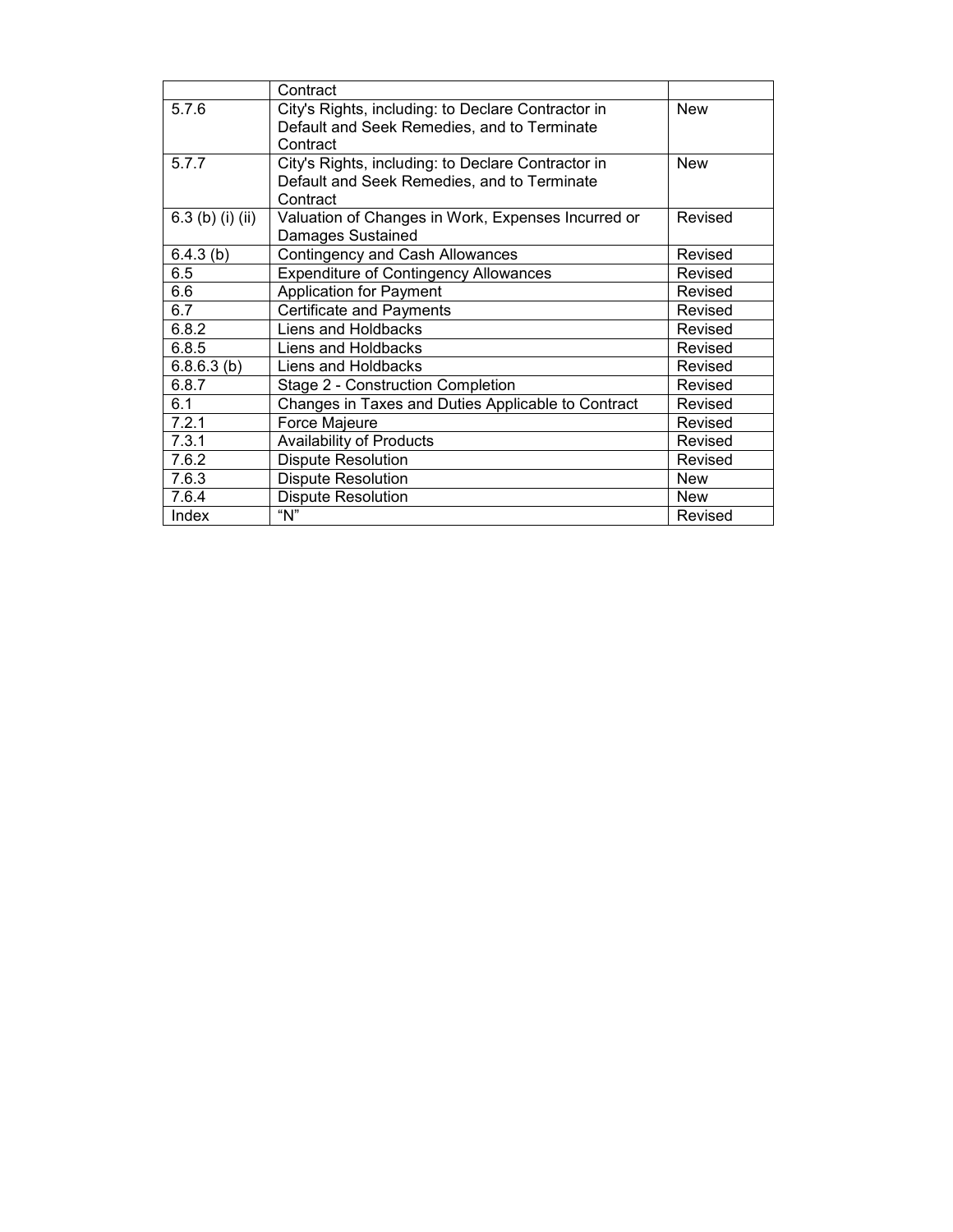| | | |
|---|---|---|
| | Contract | |
| 5.7.6 | City's Rights, including: to Declare Contractor in Default and Seek Remedies, and to Terminate Contract | New |
| 5.7.7 | City's Rights, including: to Declare Contractor in Default and Seek Remedies, and to Terminate Contract | New |
| 6.3 (b) (i) (ii) | Valuation of Changes in Work, Expenses Incurred or Damages Sustained | Revised |
| 6.4.3 (b) | Contingency and Cash Allowances | Revised |
| 6.5 | Expenditure of Contingency Allowances | Revised |
| 6.6 | Application for Payment | Revised |
| 6.7 | Certificate and Payments | Revised |
| 6.8.2 | Liens and Holdbacks | Revised |
| 6.8.5 | Liens and Holdbacks | Revised |
| 6.8.6.3 (b) | Liens and Holdbacks | Revised |
| 6.8.7 | Stage 2 - Construction Completion | Revised |
| 6.1 | Changes in Taxes and Duties Applicable to Contract | Revised |
| 7.2.1 | Force Majeure | Revised |
| 7.3.1 | Availability of Products | Revised |
| 7.6.2 | Dispute Resolution | Revised |
| 7.6.3 | Dispute Resolution | New |
| 7.6.4 | Dispute Resolution | New |
| Index | "N" | Revised |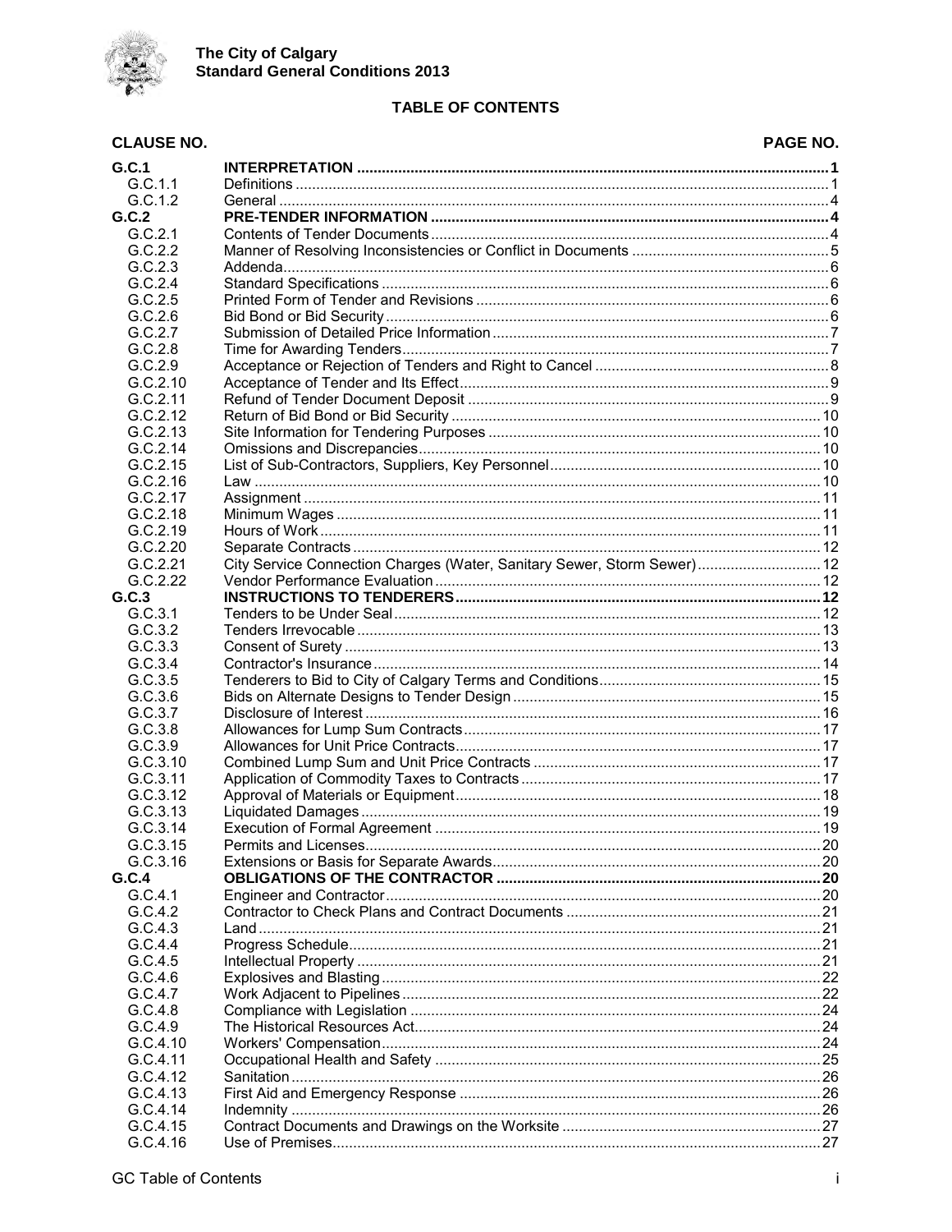**The City of Calgary**
**Standard General Conditions 2013**

# TABLE OF CONTENTS

| CLAUSE NO. | | PAGE NO. |
|---|---|---|
| **G.C.1** | **INTERPRETATION** | **1** |
| G.C.1.1 | Definitions | 1 |
| G.C.1.2 | General | 4 |
| **G.C.2** | **PRE-TENDER INFORMATION** | **4** |
| G.C.2.1 | Contents of Tender Documents | 4 |
| G.C.2.2 | Manner of Resolving Inconsistencies or Conflict in Documents | 5 |
| G.C.2.3 | Addenda | 6 |
| G.C.2.4 | Standard Specifications | 6 |
| G.C.2.5 | Printed Form of Tender and Revisions | 6 |
| G.C.2.6 | Bid Bond or Bid Security | 6 |
| G.C.2.7 | Submission of Detailed Price Information | 7 |
| G.C.2.8 | Time for Awarding Tenders | 7 |
| G.C.2.9 | Acceptance or Rejection of Tenders and Right to Cancel | 8 |
| G.C.2.10 | Acceptance of Tender and Its Effect | 9 |
| G.C.2.11 | Refund of Tender Document Deposit | 9 |
| G.C.2.12 | Return of Bid Bond or Bid Security | 10 |
| G.C.2.13 | Site Information for Tendering Purposes | 10 |
| G.C.2.14 | Omissions and Discrepancies | 10 |
| G.C.2.15 | List of Sub-Contractors, Suppliers, Key Personnel | 10 |
| G.C.2.16 | Law | 10 |
| G.C.2.17 | Assignment | 11 |
| G.C.2.18 | Minimum Wages | 11 |
| G.C.2.19 | Hours of Work | 11 |
| G.C.2.20 | Separate Contracts | 12 |
| G.C.2.21 | City Service Connection Charges (Water, Sanitary Sewer, Storm Sewer) | 12 |
| G.C.2.22 | Vendor Performance Evaluation | 12 |
| **G.C.3** | **INSTRUCTIONS TO TENDERERS** | **12** |
| G.C.3.1 | Tenders to be Under Seal | 12 |
| G.C.3.2 | Tenders Irrevocable | 13 |
| G.C.3.3 | Consent of Surety | 13 |
| G.C.3.4 | Contractor's Insurance | 14 |
| G.C.3.5 | Tenderers to Bid to City of Calgary Terms and Conditions | 15 |
| G.C.3.6 | Bids on Alternate Designs to Tender Design | 15 |
| G.C.3.7 | Disclosure of Interest | 16 |
| G.C.3.8 | Allowances for Lump Sum Contracts | 17 |
| G.C.3.9 | Allowances for Unit Price Contracts | 17 |
| G.C.3.10 | Combined Lump Sum and Unit Price Contracts | 17 |
| G.C.3.11 | Application of Commodity Taxes to Contracts | 17 |
| G.C.3.12 | Approval of Materials or Equipment | 18 |
| G.C.3.13 | Liquidated Damages | 19 |
| G.C.3.14 | Execution of Formal Agreement | 19 |
| G.C.3.15 | Permits and Licenses | 20 |
| G.C.3.16 | Extensions or Basis for Separate Awards | 20 |
| **G.C.4** | **OBLIGATIONS OF THE CONTRACTOR** | **20** |
| G.C.4.1 | Engineer and Contractor | 20 |
| G.C.4.2 | Contractor to Check Plans and Contract Documents | 21 |
| G.C.4.3 | Land | 21 |
| G.C.4.4 | Progress Schedule | 21 |
| G.C.4.5 | Intellectual Property | 21 |
| G.C.4.6 | Explosives and Blasting | 22 |
| G.C.4.7 | Work Adjacent to Pipelines | 22 |
| G.C.4.8 | Compliance with Legislation | 24 |
| G.C.4.9 | The Historical Resources Act | 24 |
| G.C.4.10 | Workers' Compensation | 24 |
| G.C.4.11 | Occupational Health and Safety | 25 |
| G.C.4.12 | Sanitation | 26 |
| G.C.4.13 | First Aid and Emergency Response | 26 |
| G.C.4.14 | Indemnity | 26 |
| G.C.4.15 | Contract Documents and Drawings on the Worksite | 27 |
| G.C.4.16 | Use of Premises | 27 |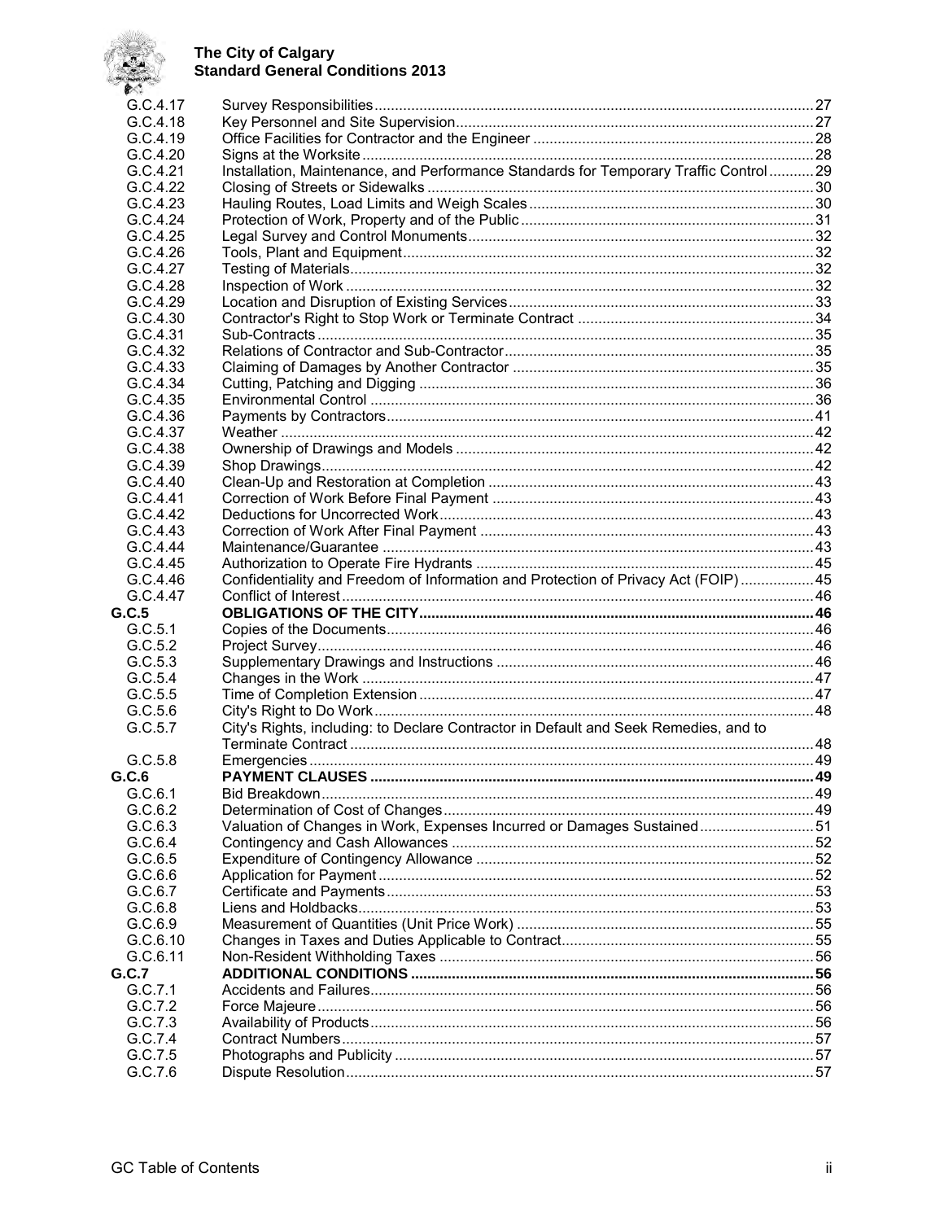| | | |
|---|---|---|
| G.C.4.17 | Survey Responsibilities | 27 |
| G.C.4.18 | Key Personnel and Site Supervision | 27 |
| G.C.4.19 | Office Facilities for Contractor and the Engineer | 28 |
| G.C.4.20 | Signs at the Worksite | 28 |
| G.C.4.21 | Installation, Maintenance, and Performance Standards for Temporary Traffic Control | 29 |
| G.C.4.22 | Closing of Streets or Sidewalks | 30 |
| G.C.4.23 | Hauling Routes, Load Limits and Weigh Scales | 30 |
| G.C.4.24 | Protection of Work, Property and of the Public | 31 |
| G.C.4.25 | Legal Survey and Control Monuments | 32 |
| G.C.4.26 | Tools, Plant and Equipment | 32 |
| G.C.4.27 | Testing of Materials | 32 |
| G.C.4.28 | Inspection of Work | 32 |
| G.C.4.29 | Location and Disruption of Existing Services | 33 |
| G.C.4.30 | Contractor's Right to Stop Work or Terminate Contract | 34 |
| G.C.4.31 | Sub-Contracts | 35 |
| G.C.4.32 | Relations of Contractor and Sub-Contractor | 35 |
| G.C.4.33 | Claiming of Damages by Another Contractor | 35 |
| G.C.4.34 | Cutting, Patching and Digging | 36 |
| G.C.4.35 | Environmental Control | 36 |
| G.C.4.36 | Payments by Contractors | 41 |
| G.C.4.37 | Weather | 42 |
| G.C.4.38 | Ownership of Drawings and Models | 42 |
| G.C.4.39 | Shop Drawings | 42 |
| G.C.4.40 | Clean-Up and Restoration at Completion | 43 |
| G.C.4.41 | Correction of Work Before Final Payment | 43 |
| G.C.4.42 | Deductions for Uncorrected Work | 43 |
| G.C.4.43 | Correction of Work After Final Payment | 43 |
| G.C.4.44 | Maintenance/Guarantee | 43 |
| G.C.4.45 | Authorization to Operate Fire Hydrants | 45 |
| G.C.4.46 | Confidentiality and Freedom of Information and Protection of Privacy Act (FOIP) | 45 |
| G.C.4.47 | Conflict of Interest | 46 |
| **G.C.5** | **OBLIGATIONS OF THE CITY** | **46** |
| G.C.5.1 | Copies of the Documents | 46 |
| G.C.5.2 | Project Survey | 46 |
| G.C.5.3 | Supplementary Drawings and Instructions | 46 |
| G.C.5.4 | Changes in the Work | 47 |
| G.C.5.5 | Time of Completion Extension | 47 |
| G.C.5.6 | City's Right to Do Work | 48 |
| G.C.5.7 | City's Rights, including: to Declare Contractor in Default and Seek Remedies, and to Terminate Contract | 48 |
| G.C.5.8 | Emergencies | 49 |
| **G.C.6** | **PAYMENT CLAUSES** | **49** |
| G.C.6.1 | Bid Breakdown | 49 |
| G.C.6.2 | Determination of Cost of Changes | 49 |
| G.C.6.3 | Valuation of Changes in Work, Expenses Incurred or Damages Sustained | 51 |
| G.C.6.4 | Contingency and Cash Allowances | 52 |
| G.C.6.5 | Expenditure of Contingency Allowance | 52 |
| G.C.6.6 | Application for Payment | 52 |
| G.C.6.7 | Certificate and Payments | 53 |
| G.C.6.8 | Liens and Holdbacks | 53 |
| G.C.6.9 | Measurement of Quantities (Unit Price Work) | 55 |
| G.C.6.10 | Changes in Taxes and Duties Applicable to Contract | 55 |
| G.C.6.11 | Non-Resident Withholding Taxes | 56 |
| **G.C.7** | **ADDITIONAL CONDITIONS** | **56** |
| G.C.7.1 | Accidents and Failures | 56 |
| G.C.7.2 | Force Majeure | 56 |
| G.C.7.3 | Availability of Products | 56 |
| G.C.7.4 | Contract Numbers | 57 |
| G.C.7.5 | Photographs and Publicity | 57 |
| G.C.7.6 | Dispute Resolution | 57 |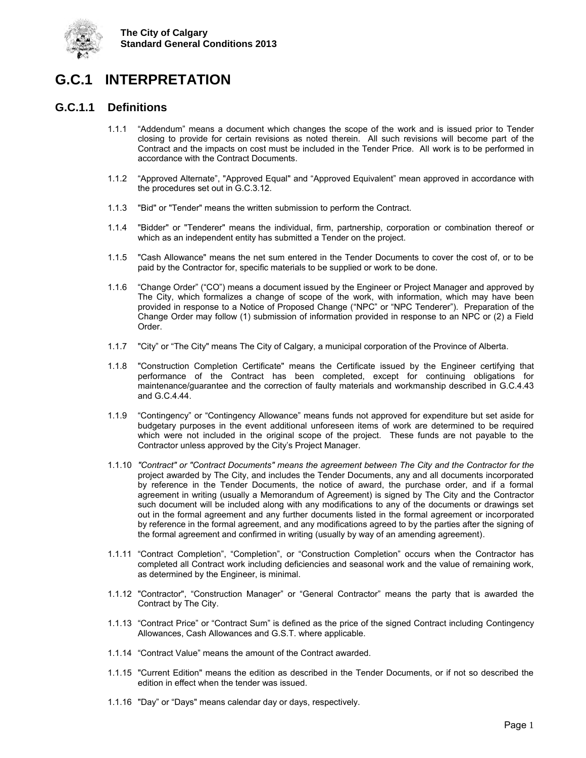# G.C.1 INTERPRETATION

## G.C.1.1 Definitions

1.1.1 "Addendum" means a document which changes the scope of the work and is issued prior to Tender closing to provide for certain revisions as noted therein. All such revisions will become part of the Contract and the impacts on cost must be included in the Tender Price. All work is to be performed in accordance with the Contract Documents.

1.1.2 "Approved Alternate", "Approved Equal" and "Approved Equivalent" mean approved in accordance with the procedures set out in G.C.3.12.

1.1.3 "Bid" or "Tender" means the written submission to perform the Contract.

1.1.4 "Bidder" or "Tenderer" means the individual, firm, partnership, corporation or combination thereof or which as an independent entity has submitted a Tender on the project.

1.1.5 "Cash Allowance" means the net sum entered in the Tender Documents to cover the cost of, or to be paid by the Contractor for, specific materials to be supplied or work to be done.

1.1.6 "Change Order" ("CO") means a document issued by the Engineer or Project Manager and approved by The City, which formalizes a change of scope of the work, with information, which may have been provided in response to a Notice of Proposed Change ("NPC" or "NPC Tenderer"). Preparation of the Change Order may follow (1) submission of information provided in response to an NPC or (2) a Field Order.

1.1.7 "City" or "The City" means The City of Calgary, a municipal corporation of the Province of Alberta.

1.1.8 "Construction Completion Certificate" means the Certificate issued by the Engineer certifying that performance of the Contract has been completed, except for continuing obligations for maintenance/guarantee and the correction of faulty materials and workmanship described in G.C.4.43 and G.C.4.44.

1.1.9 "Contingency" or "Contingency Allowance" means funds not approved for expenditure but set aside for budgetary purposes in the event additional unforeseen items of work are determined to be required which were not included in the original scope of the project. These funds are not payable to the Contractor unless approved by the City's Project Manager.

1.1.10 *"Contract" or "Contract Documents" means the agreement between The City and the Contractor for the* project awarded by The City, and includes the Tender Documents, any and all documents incorporated by reference in the Tender Documents, the notice of award, the purchase order, and if a formal agreement in writing (usually a Memorandum of Agreement) is signed by The City and the Contractor such document will be included along with any modifications to any of the documents or drawings set out in the formal agreement and any further documents listed in the formal agreement or incorporated by reference in the formal agreement, and any modifications agreed to by the parties after the signing of the formal agreement and confirmed in writing (usually by way of an amending agreement).

1.1.11 "Contract Completion", "Completion", or "Construction Completion" occurs when the Contractor has completed all Contract work including deficiencies and seasonal work and the value of remaining work, as determined by the Engineer, is minimal.

1.1.12 "Contractor", "Construction Manager" or "General Contractor" means the party that is awarded the Contract by The City.

1.1.13 "Contract Price" or "Contract Sum" is defined as the price of the signed Contract including Contingency Allowances, Cash Allowances and G.S.T. where applicable.

1.1.14 "Contract Value" means the amount of the Contract awarded.

1.1.15 "Current Edition" means the edition as described in the Tender Documents, or if not so described the edition in effect when the tender was issued.

1.1.16 "Day" or "Days" means calendar day or days, respectively.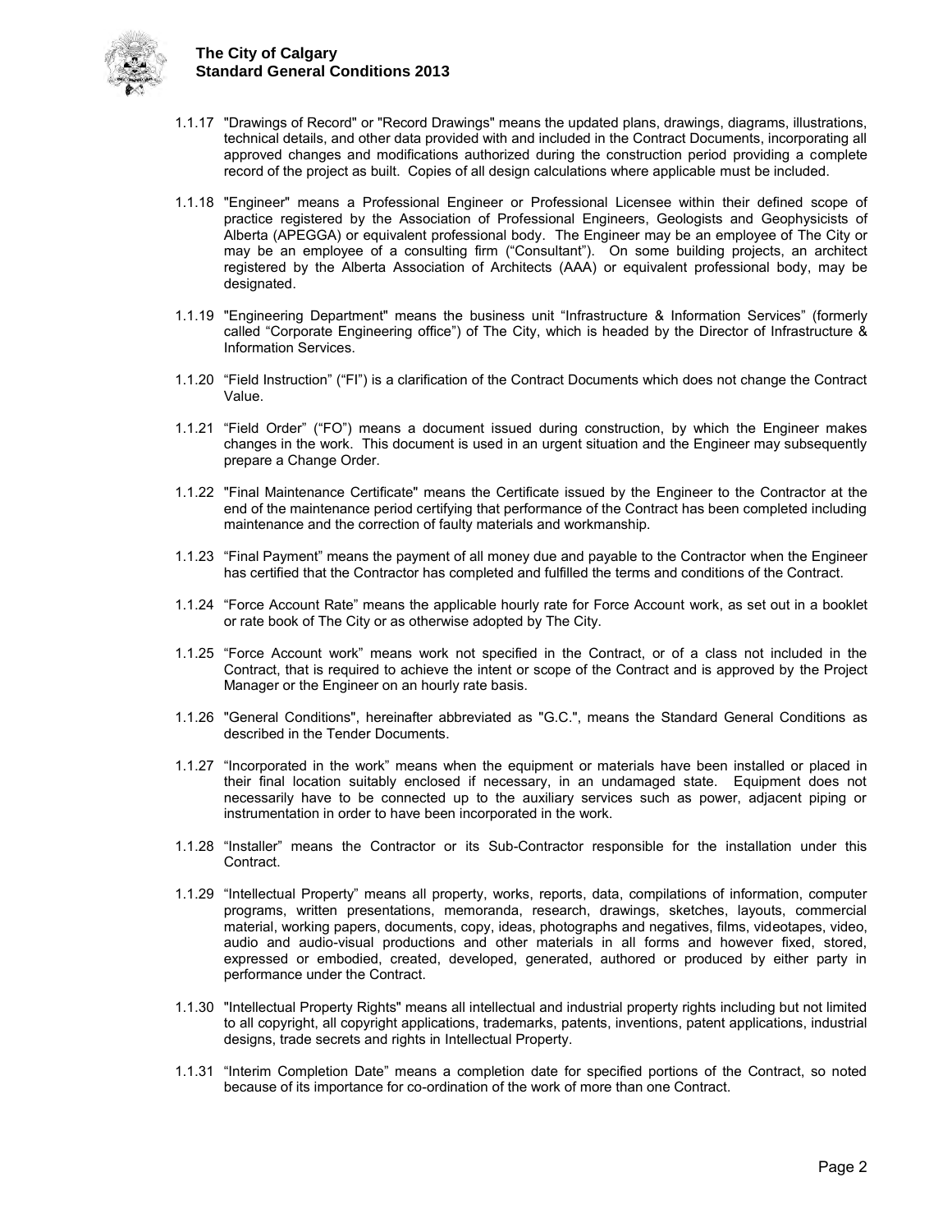1.1.17 "Drawings of Record" or "Record Drawings" means the updated plans, drawings, diagrams, illustrations, technical details, and other data provided with and included in the Contract Documents, incorporating all approved changes and modifications authorized during the construction period providing a complete record of the project as built. Copies of all design calculations where applicable must be included.

1.1.18 "Engineer" means a Professional Engineer or Professional Licensee within their defined scope of practice registered by the Association of Professional Engineers, Geologists and Geophysicists of Alberta (APEGGA) or equivalent professional body. The Engineer may be an employee of The City or may be an employee of a consulting firm ("Consultant"). On some building projects, an architect registered by the Alberta Association of Architects (AAA) or equivalent professional body, may be designated.

1.1.19 "Engineering Department" means the business unit "Infrastructure & Information Services" (formerly called "Corporate Engineering office") of The City, which is headed by the Director of Infrastructure & Information Services.

1.1.20 "Field Instruction" ("FI") is a clarification of the Contract Documents which does not change the Contract Value.

1.1.21 "Field Order" ("FO") means a document issued during construction, by which the Engineer makes changes in the work. This document is used in an urgent situation and the Engineer may subsequently prepare a Change Order.

1.1.22 "Final Maintenance Certificate" means the Certificate issued by the Engineer to the Contractor at the end of the maintenance period certifying that performance of the Contract has been completed including maintenance and the correction of faulty materials and workmanship.

1.1.23 "Final Payment" means the payment of all money due and payable to the Contractor when the Engineer has certified that the Contractor has completed and fulfilled the terms and conditions of the Contract.

1.1.24 "Force Account Rate" means the applicable hourly rate for Force Account work, as set out in a booklet or rate book of The City or as otherwise adopted by The City.

1.1.25 "Force Account work" means work not specified in the Contract, or of a class not included in the Contract, that is required to achieve the intent or scope of the Contract and is approved by the Project Manager or the Engineer on an hourly rate basis.

1.1.26 "General Conditions", hereinafter abbreviated as "G.C.", means the Standard General Conditions as described in the Tender Documents.

1.1.27 "Incorporated in the work" means when the equipment or materials have been installed or placed in their final location suitably enclosed if necessary, in an undamaged state. Equipment does not necessarily have to be connected up to the auxiliary services such as power, adjacent piping or instrumentation in order to have been incorporated in the work.

1.1.28 "Installer" means the Contractor or its Sub-Contractor responsible for the installation under this Contract.

1.1.29 "Intellectual Property" means all property, works, reports, data, compilations of information, computer programs, written presentations, memoranda, research, drawings, sketches, layouts, commercial material, working papers, documents, copy, ideas, photographs and negatives, films, videotapes, video, audio and audio-visual productions and other materials in all forms and however fixed, stored, expressed or embodied, created, developed, generated, authored or produced by either party in performance under the Contract.

1.1.30 "Intellectual Property Rights" means all intellectual and industrial property rights including but not limited to all copyright, all copyright applications, trademarks, patents, inventions, patent applications, industrial designs, trade secrets and rights in Intellectual Property.

1.1.31 "Interim Completion Date" means a completion date for specified portions of the Contract, so noted because of its importance for co-ordination of the work of more than one Contract.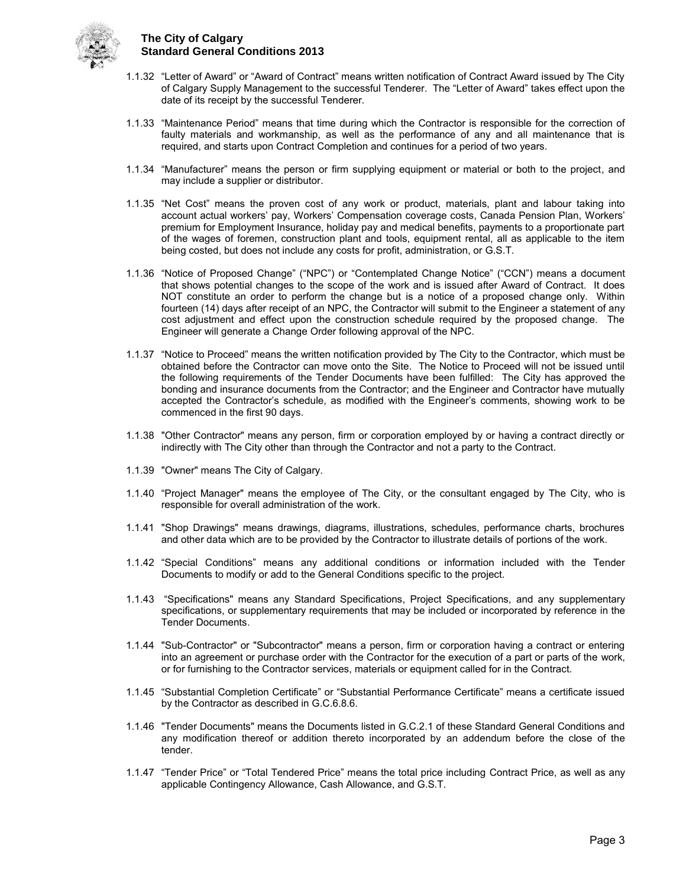1.1.32 "Letter of Award" or "Award of Contract" means written notification of Contract Award issued by The City of Calgary Supply Management to the successful Tenderer. The "Letter of Award" takes effect upon the date of its receipt by the successful Tenderer.

1.1.33 "Maintenance Period" means that time during which the Contractor is responsible for the correction of faulty materials and workmanship, as well as the performance of any and all maintenance that is required, and starts upon Contract Completion and continues for a period of two years.

1.1.34 "Manufacturer" means the person or firm supplying equipment or material or both to the project, and may include a supplier or distributor.

1.1.35 "Net Cost" means the proven cost of any work or product, materials, plant and labour taking into account actual workers' pay, Workers' Compensation coverage costs, Canada Pension Plan, Workers' premium for Employment Insurance, holiday pay and medical benefits, payments to a proportionate part of the wages of foremen, construction plant and tools, equipment rental, all as applicable to the item being costed, but does not include any costs for profit, administration, or G.S.T.

1.1.36 "Notice of Proposed Change" ("NPC") or "Contemplated Change Notice" ("CCN") means a document that shows potential changes to the scope of the work and is issued after Award of Contract. It does NOT constitute an order to perform the change but is a notice of a proposed change only. Within fourteen (14) days after receipt of an NPC, the Contractor will submit to the Engineer a statement of any cost adjustment and effect upon the construction schedule required by the proposed change. The Engineer will generate a Change Order following approval of the NPC.

1.1.37 "Notice to Proceed" means the written notification provided by The City to the Contractor, which must be obtained before the Contractor can move onto the Site. The Notice to Proceed will not be issued until the following requirements of the Tender Documents have been fulfilled: The City has approved the bonding and insurance documents from the Contractor; and the Engineer and Contractor have mutually accepted the Contractor's schedule, as modified with the Engineer's comments, showing work to be commenced in the first 90 days.

1.1.38 "Other Contractor" means any person, firm or corporation employed by or having a contract directly or indirectly with The City other than through the Contractor and not a party to the Contract.

1.1.39 "Owner" means The City of Calgary.

1.1.40 "Project Manager" means the employee of The City, or the consultant engaged by The City, who is responsible for overall administration of the work.

1.1.41 "Shop Drawings" means drawings, diagrams, illustrations, schedules, performance charts, brochures and other data which are to be provided by the Contractor to illustrate details of portions of the work.

1.1.42 "Special Conditions" means any additional conditions or information included with the Tender Documents to modify or add to the General Conditions specific to the project.

1.1.43 "Specifications" means any Standard Specifications, Project Specifications, and any supplementary specifications, or supplementary requirements that may be included or incorporated by reference in the Tender Documents.

1.1.44 "Sub-Contractor" or "Subcontractor" means a person, firm or corporation having a contract or entering into an agreement or purchase order with the Contractor for the execution of a part or parts of the work, or for furnishing to the Contractor services, materials or equipment called for in the Contract.

1.1.45 "Substantial Completion Certificate" or "Substantial Performance Certificate" means a certificate issued by the Contractor as described in G.C.6.8.6.

1.1.46 "Tender Documents" means the Documents listed in G.C.2.1 of these Standard General Conditions and any modification thereof or addition thereto incorporated by an addendum before the close of the tender.

1.1.47 "Tender Price" or "Total Tendered Price" means the total price including Contract Price, as well as any applicable Contingency Allowance, Cash Allowance, and G.S.T.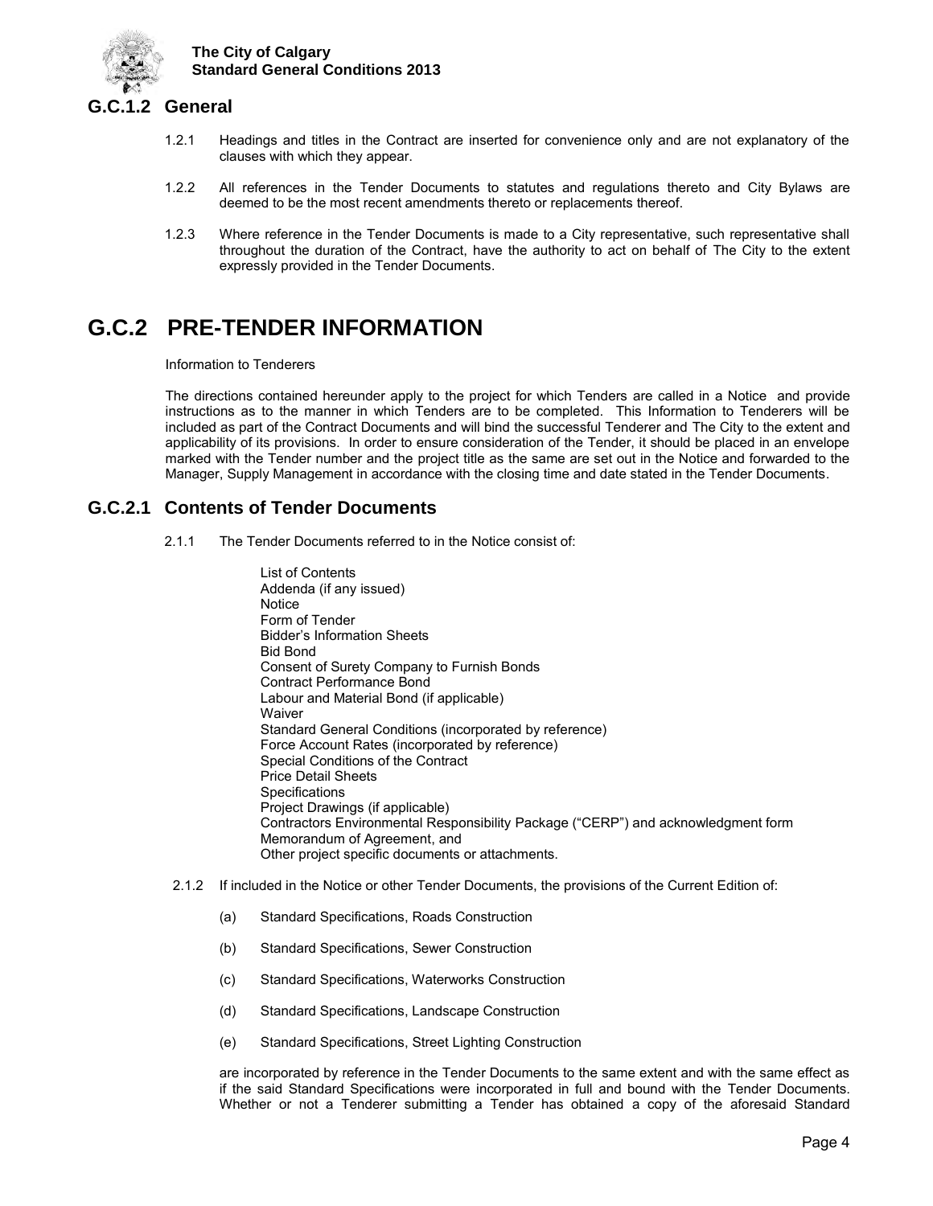## G.C.1.2 General

1.2.1 Headings and titles in the Contract are inserted for convenience only and are not explanatory of the clauses with which they appear.

1.2.2 All references in the Tender Documents to statutes and regulations thereto and City Bylaws are deemed to be the most recent amendments thereto or replacements thereof.

1.2.3 Where reference in the Tender Documents is made to a City representative, such representative shall throughout the duration of the Contract, have the authority to act on behalf of The City to the extent expressly provided in the Tender Documents.

# G.C.2 PRE-TENDER INFORMATION

Information to Tenderers

The directions contained hereunder apply to the project for which Tenders are called in a Notice and provide instructions as to the manner in which Tenders are to be completed. This Information to Tenderers will be included as part of the Contract Documents and will bind the successful Tenderer and The City to the extent and applicability of its provisions. In order to ensure consideration of the Tender, it should be placed in an envelope marked with the Tender number and the project title as the same are set out in the Notice and forwarded to the Manager, Supply Management in accordance with the closing time and date stated in the Tender Documents.

## G.C.2.1 Contents of Tender Documents

2.1.1 The Tender Documents referred to in the Notice consist of:

List of Contents
Addenda (if any issued)
Notice
Form of Tender
Bidder's Information Sheets
Bid Bond
Consent of Surety Company to Furnish Bonds
Contract Performance Bond
Labour and Material Bond (if applicable)
Waiver
Standard General Conditions (incorporated by reference)
Force Account Rates (incorporated by reference)
Special Conditions of the Contract
Price Detail Sheets
Specifications
Project Drawings (if applicable)
Contractors Environmental Responsibility Package ("CERP") and acknowledgment form
Memorandum of Agreement, and
Other project specific documents or attachments.

2.1.2 If included in the Notice or other Tender Documents, the provisions of the Current Edition of:

(a) Standard Specifications, Roads Construction

(b) Standard Specifications, Sewer Construction

(c) Standard Specifications, Waterworks Construction

(d) Standard Specifications, Landscape Construction

(e) Standard Specifications, Street Lighting Construction

are incorporated by reference in the Tender Documents to the same extent and with the same effect as if the said Standard Specifications were incorporated in full and bound with the Tender Documents. Whether or not a Tenderer submitting a Tender has obtained a copy of the aforesaid Standard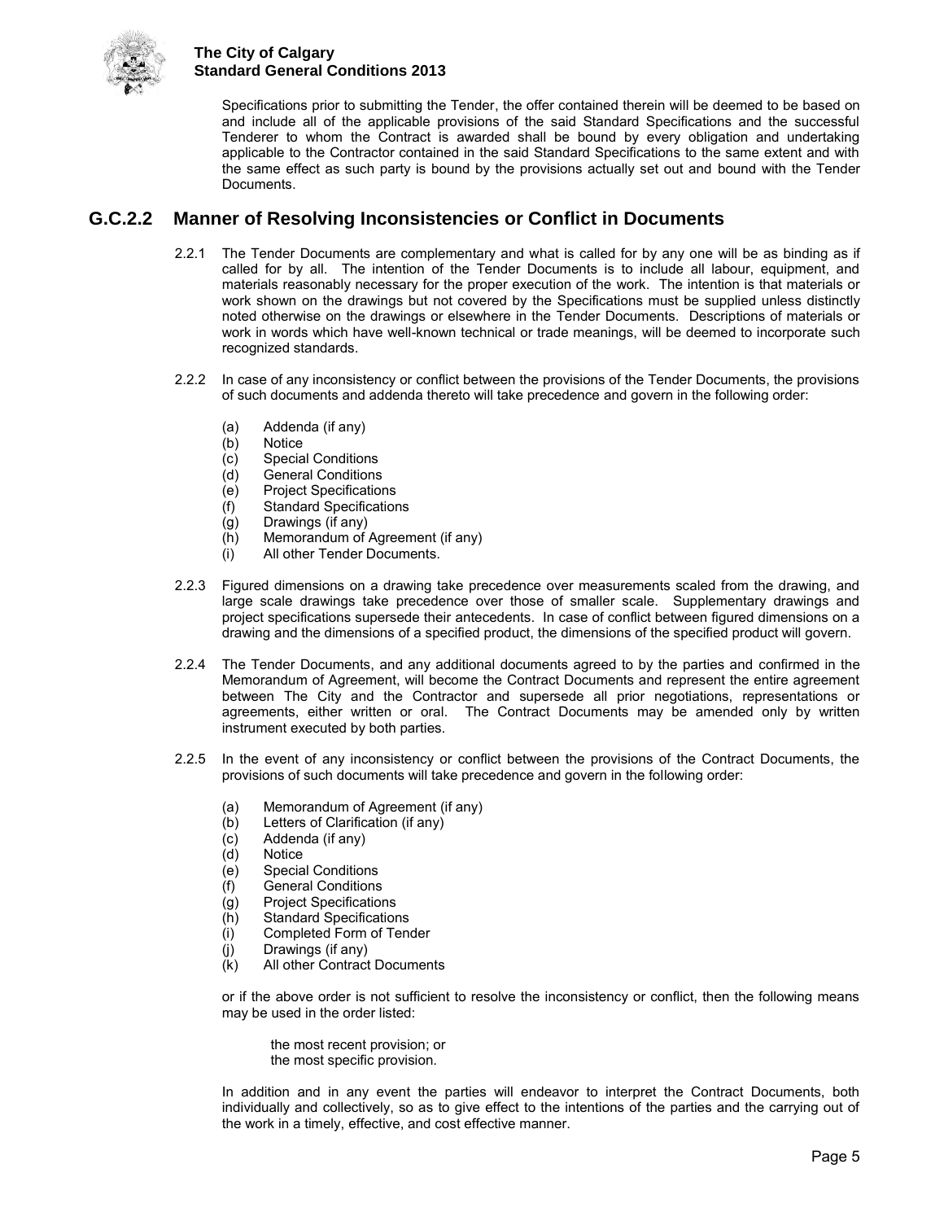Specifications prior to submitting the Tender, the offer contained therein will be deemed to be based on and include all of the applicable provisions of the said Standard Specifications and the successful Tenderer to whom the Contract is awarded shall be bound by every obligation and undertaking applicable to the Contractor contained in the said Standard Specifications to the same extent and with the same effect as such party is bound by the provisions actually set out and bound with the Tender Documents.

## G.C.2.2 Manner of Resolving Inconsistencies or Conflict in Documents

2.2.1 The Tender Documents are complementary and what is called for by any one will be as binding as if called for by all. The intention of the Tender Documents is to include all labour, equipment, and materials reasonably necessary for the proper execution of the work. The intention is that materials or work shown on the drawings but not covered by the Specifications must be supplied unless distinctly noted otherwise on the drawings or elsewhere in the Tender Documents. Descriptions of materials or work in words which have well-known technical or trade meanings, will be deemed to incorporate such recognized standards.

2.2.2 In case of any inconsistency or conflict between the provisions of the Tender Documents, the provisions of such documents and addenda thereto will take precedence and govern in the following order:

(a) Addenda (if any)
(b) Notice
(c) Special Conditions
(d) General Conditions
(e) Project Specifications
(f) Standard Specifications
(g) Drawings (if any)
(h) Memorandum of Agreement (if any)
(i) All other Tender Documents.

2.2.3 Figured dimensions on a drawing take precedence over measurements scaled from the drawing, and large scale drawings take precedence over those of smaller scale. Supplementary drawings and project specifications supersede their antecedents. In case of conflict between figured dimensions on a drawing and the dimensions of a specified product, the dimensions of the specified product will govern.

2.2.4 The Tender Documents, and any additional documents agreed to by the parties and confirmed in the Memorandum of Agreement, will become the Contract Documents and represent the entire agreement between The City and the Contractor and supersede all prior negotiations, representations or agreements, either written or oral. The Contract Documents may be amended only by written instrument executed by both parties.

2.2.5 In the event of any inconsistency or conflict between the provisions of the Contract Documents, the provisions of such documents will take precedence and govern in the following order:

(a) Memorandum of Agreement (if any)
(b) Letters of Clarification (if any)
(c) Addenda (if any)
(d) Notice
(e) Special Conditions
(f) General Conditions
(g) Project Specifications
(h) Standard Specifications
(i) Completed Form of Tender
(j) Drawings (if any)
(k) All other Contract Documents

or if the above order is not sufficient to resolve the inconsistency or conflict, then the following means may be used in the order listed:

the most recent provision; or
the most specific provision.

In addition and in any event the parties will endeavor to interpret the Contract Documents, both individually and collectively, so as to give effect to the intentions of the parties and the carrying out of the work in a timely, effective, and cost effective manner.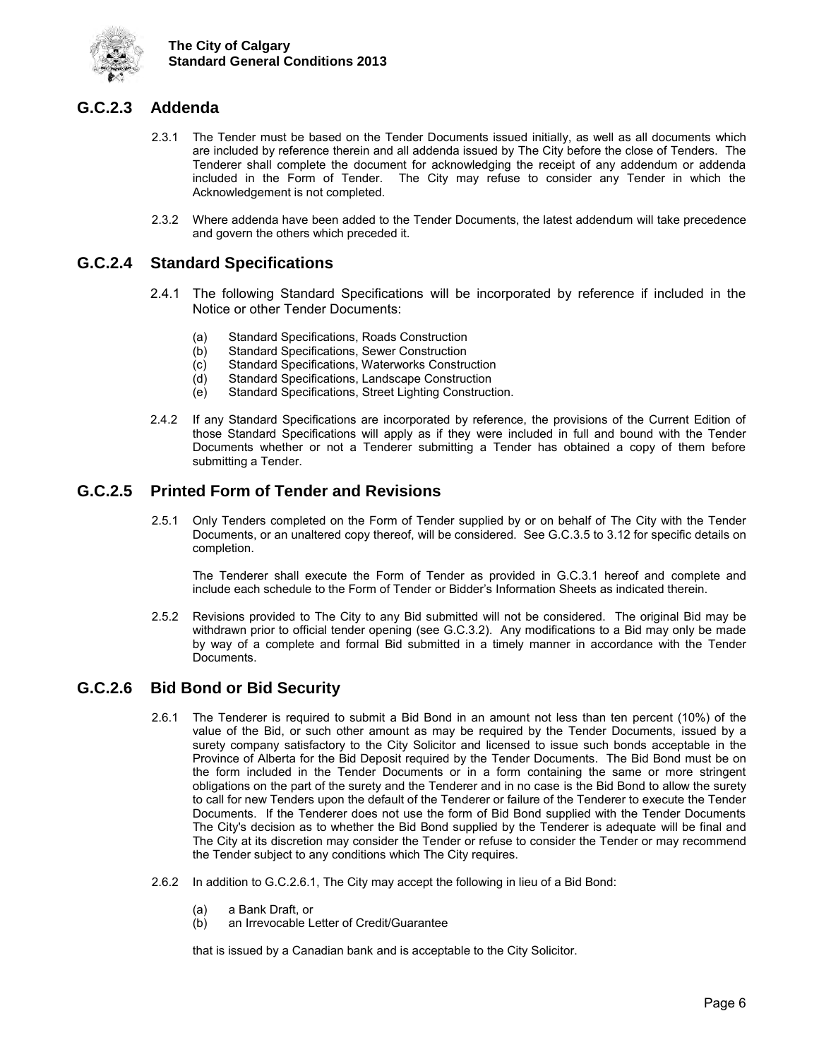## G.C.2.3 Addenda

2.3.1 The Tender must be based on the Tender Documents issued initially, as well as all documents which are included by reference therein and all addenda issued by The City before the close of Tenders. The Tenderer shall complete the document for acknowledging the receipt of any addendum or addenda included in the Form of Tender. The City may refuse to consider any Tender in which the Acknowledgement is not completed.

2.3.2 Where addenda have been added to the Tender Documents, the latest addendum will take precedence and govern the others which preceded it.

## G.C.2.4 Standard Specifications

2.4.1 The following Standard Specifications will be incorporated by reference if included in the Notice or other Tender Documents:

(a) Standard Specifications, Roads Construction
(b) Standard Specifications, Sewer Construction
(c) Standard Specifications, Waterworks Construction
(d) Standard Specifications, Landscape Construction
(e) Standard Specifications, Street Lighting Construction.

2.4.2 If any Standard Specifications are incorporated by reference, the provisions of the Current Edition of those Standard Specifications will apply as if they were included in full and bound with the Tender Documents whether or not a Tenderer submitting a Tender has obtained a copy of them before submitting a Tender.

## G.C.2.5 Printed Form of Tender and Revisions

2.5.1 Only Tenders completed on the Form of Tender supplied by or on behalf of The City with the Tender Documents, or an unaltered copy thereof, will be considered. See G.C.3.5 to 3.12 for specific details on completion.

The Tenderer shall execute the Form of Tender as provided in G.C.3.1 hereof and complete and include each schedule to the Form of Tender or Bidder's Information Sheets as indicated therein.

2.5.2 Revisions provided to The City to any Bid submitted will not be considered. The original Bid may be withdrawn prior to official tender opening (see G.C.3.2). Any modifications to a Bid may only be made by way of a complete and formal Bid submitted in a timely manner in accordance with the Tender Documents.

## G.C.2.6 Bid Bond or Bid Security

2.6.1 The Tenderer is required to submit a Bid Bond in an amount not less than ten percent (10%) of the value of the Bid, or such other amount as may be required by the Tender Documents, issued by a surety company satisfactory to the City Solicitor and licensed to issue such bonds acceptable in the Province of Alberta for the Bid Deposit required by the Tender Documents. The Bid Bond must be on the form included in the Tender Documents or in a form containing the same or more stringent obligations on the part of the surety and the Tenderer and in no case is the Bid Bond to allow the surety to call for new Tenders upon the default of the Tenderer or failure of the Tenderer to execute the Tender Documents. If the Tenderer does not use the form of Bid Bond supplied with the Tender Documents The City's decision as to whether the Bid Bond supplied by the Tenderer is adequate will be final and The City at its discretion may consider the Tender or refuse to consider the Tender or may recommend the Tender subject to any conditions which The City requires.

2.6.2 In addition to G.C.2.6.1, The City may accept the following in lieu of a Bid Bond:

(a) a Bank Draft, or
(b) an Irrevocable Letter of Credit/Guarantee

that is issued by a Canadian bank and is acceptable to the City Solicitor.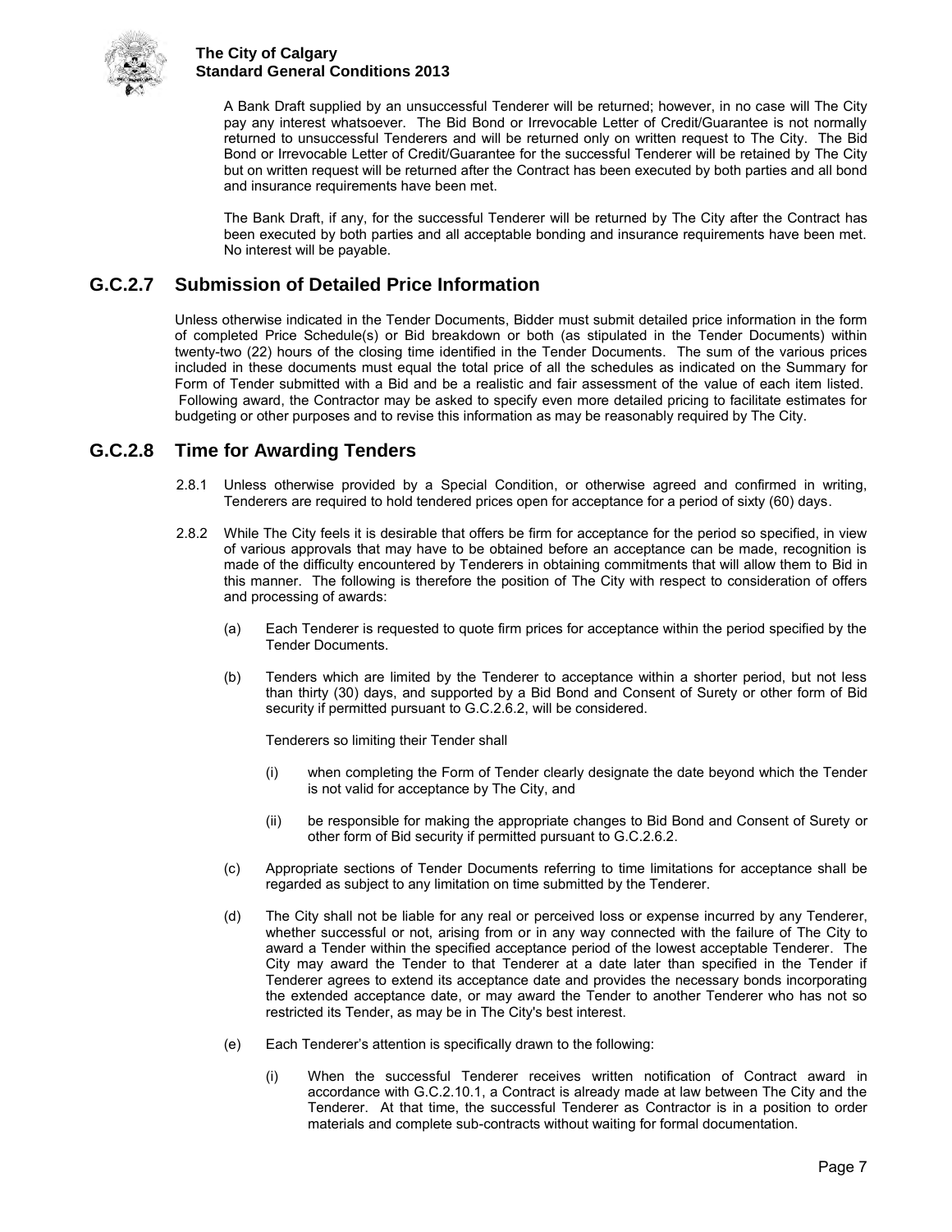A Bank Draft supplied by an unsuccessful Tenderer will be returned; however, in no case will The City pay any interest whatsoever. The Bid Bond or Irrevocable Letter of Credit/Guarantee is not normally returned to unsuccessful Tenderers and will be returned only on written request to The City. The Bid Bond or Irrevocable Letter of Credit/Guarantee for the successful Tenderer will be retained by The City but on written request will be returned after the Contract has been executed by both parties and all bond and insurance requirements have been met.

The Bank Draft, if any, for the successful Tenderer will be returned by The City after the Contract has been executed by both parties and all acceptable bonding and insurance requirements have been met. No interest will be payable.

## G.C.2.7 Submission of Detailed Price Information

Unless otherwise indicated in the Tender Documents, Bidder must submit detailed price information in the form of completed Price Schedule(s) or Bid breakdown or both (as stipulated in the Tender Documents) within twenty-two (22) hours of the closing time identified in the Tender Documents. The sum of the various prices included in these documents must equal the total price of all the schedules as indicated on the Summary for Form of Tender submitted with a Bid and be a realistic and fair assessment of the value of each item listed. Following award, the Contractor may be asked to specify even more detailed pricing to facilitate estimates for budgeting or other purposes and to revise this information as may be reasonably required by The City.

## G.C.2.8 Time for Awarding Tenders

2.8.1 Unless otherwise provided by a Special Condition, or otherwise agreed and confirmed in writing, Tenderers are required to hold tendered prices open for acceptance for a period of sixty (60) days.

2.8.2 While The City feels it is desirable that offers be firm for acceptance for the period so specified, in view of various approvals that may have to be obtained before an acceptance can be made, recognition is made of the difficulty encountered by Tenderers in obtaining commitments that will allow them to Bid in this manner. The following is therefore the position of The City with respect to consideration of offers and processing of awards:

(a) Each Tenderer is requested to quote firm prices for acceptance within the period specified by the Tender Documents.

(b) Tenders which are limited by the Tenderer to acceptance within a shorter period, but not less than thirty (30) days, and supported by a Bid Bond and Consent of Surety or other form of Bid security if permitted pursuant to G.C.2.6.2, will be considered.

Tenderers so limiting their Tender shall

(i) when completing the Form of Tender clearly designate the date beyond which the Tender is not valid for acceptance by The City, and

(ii) be responsible for making the appropriate changes to Bid Bond and Consent of Surety or other form of Bid security if permitted pursuant to G.C.2.6.2.

(c) Appropriate sections of Tender Documents referring to time limitations for acceptance shall be regarded as subject to any limitation on time submitted by the Tenderer.

(d) The City shall not be liable for any real or perceived loss or expense incurred by any Tenderer, whether successful or not, arising from or in any way connected with the failure of The City to award a Tender within the specified acceptance period of the lowest acceptable Tenderer. The City may award the Tender to that Tenderer at a date later than specified in the Tender if Tenderer agrees to extend its acceptance date and provides the necessary bonds incorporating the extended acceptance date, or may award the Tender to another Tenderer who has not so restricted its Tender, as may be in The City's best interest.

(e) Each Tenderer's attention is specifically drawn to the following:

(i) When the successful Tenderer receives written notification of Contract award in accordance with G.C.2.10.1, a Contract is already made at law between The City and the Tenderer. At that time, the successful Tenderer as Contractor is in a position to order materials and complete sub-contracts without waiting for formal documentation.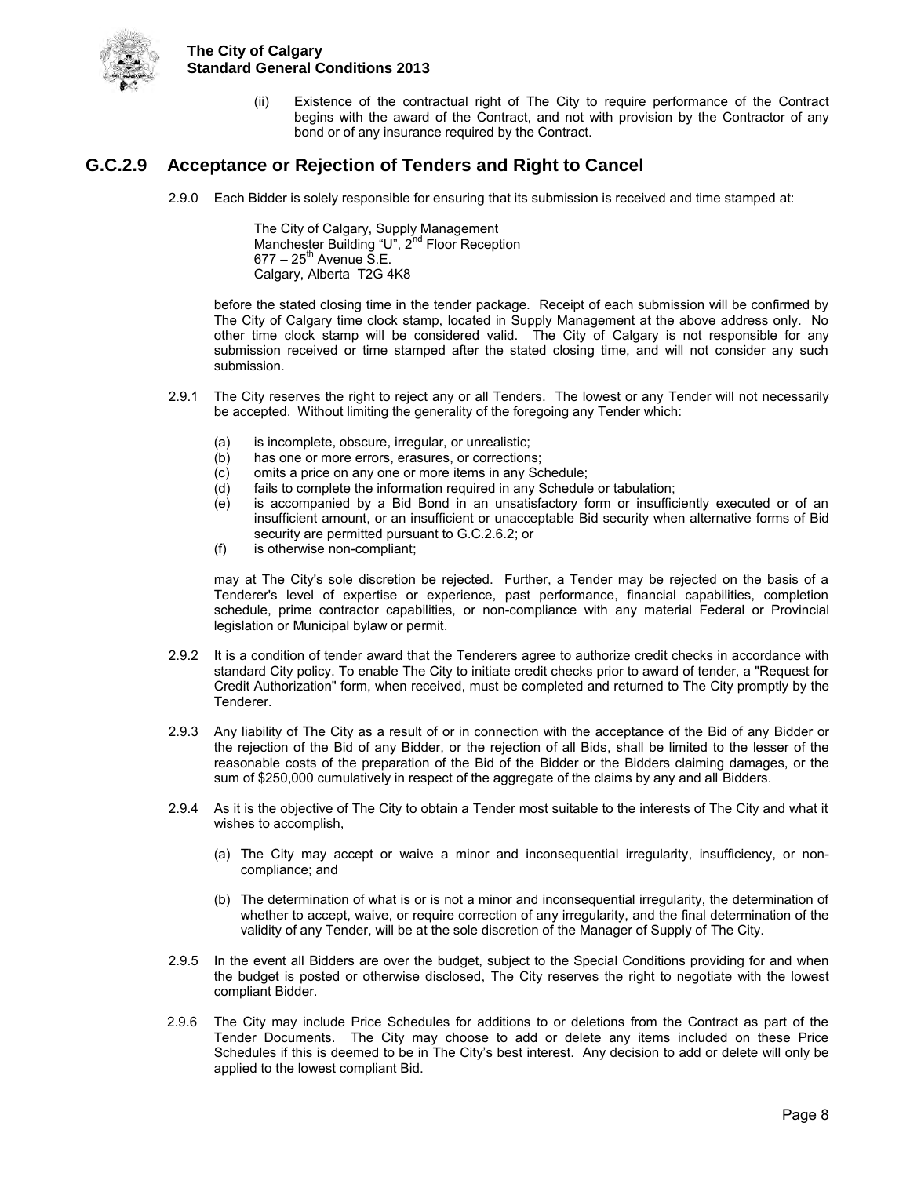(ii) Existence of the contractual right of The City to require performance of the Contract begins with the award of the Contract, and not with provision by the Contractor of any bond or of any insurance required by the Contract.

## G.C.2.9 Acceptance or Rejection of Tenders and Right to Cancel

2.9.0 Each Bidder is solely responsible for ensuring that its submission is received and time stamped at:

The City of Calgary, Supply Management
Manchester Building "U", 2nd Floor Reception
677 – 25th Avenue S.E.
Calgary, Alberta T2G 4K8

before the stated closing time in the tender package. Receipt of each submission will be confirmed by The City of Calgary time clock stamp, located in Supply Management at the above address only. No other time clock stamp will be considered valid. The City of Calgary is not responsible for any submission received or time stamped after the stated closing time, and will not consider any such submission.

2.9.1 The City reserves the right to reject any or all Tenders. The lowest or any Tender will not necessarily be accepted. Without limiting the generality of the foregoing any Tender which:

(a) is incomplete, obscure, irregular, or unrealistic;
(b) has one or more errors, erasures, or corrections;
(c) omits a price on any one or more items in any Schedule;
(d) fails to complete the information required in any Schedule or tabulation;
(e) is accompanied by a Bid Bond in an unsatisfactory form or insufficiently executed or of an insufficient amount, or an insufficient or unacceptable Bid security when alternative forms of Bid security are permitted pursuant to G.C.2.6.2; or
(f) is otherwise non-compliant;

may at The City's sole discretion be rejected. Further, a Tender may be rejected on the basis of a Tenderer's level of expertise or experience, past performance, financial capabilities, completion schedule, prime contractor capabilities, or non-compliance with any material Federal or Provincial legislation or Municipal bylaw or permit.

2.9.2 It is a condition of tender award that the Tenderers agree to authorize credit checks in accordance with standard City policy. To enable The City to initiate credit checks prior to award of tender, a "Request for Credit Authorization" form, when received, must be completed and returned to The City promptly by the Tenderer.

2.9.3 Any liability of The City as a result of or in connection with the acceptance of the Bid of any Bidder or the rejection of the Bid of any Bidder, or the rejection of all Bids, shall be limited to the lesser of the reasonable costs of the preparation of the Bid of the Bidder or the Bidders claiming damages, or the sum of $250,000 cumulatively in respect of the aggregate of the claims by any and all Bidders.

2.9.4 As it is the objective of The City to obtain a Tender most suitable to the interests of The City and what it wishes to accomplish,

(a) The City may accept or waive a minor and inconsequential irregularity, insufficiency, or non-compliance; and

(b) The determination of what is or is not a minor and inconsequential irregularity, the determination of whether to accept, waive, or require correction of any irregularity, and the final determination of the validity of any Tender, will be at the sole discretion of the Manager of Supply of The City.

2.9.5 In the event all Bidders are over the budget, subject to the Special Conditions providing for and when the budget is posted or otherwise disclosed, The City reserves the right to negotiate with the lowest compliant Bidder.

2.9.6 The City may include Price Schedules for additions to or deletions from the Contract as part of the Tender Documents. The City may choose to add or delete any items included on these Price Schedules if this is deemed to be in The City's best interest. Any decision to add or delete will only be applied to the lowest compliant Bid.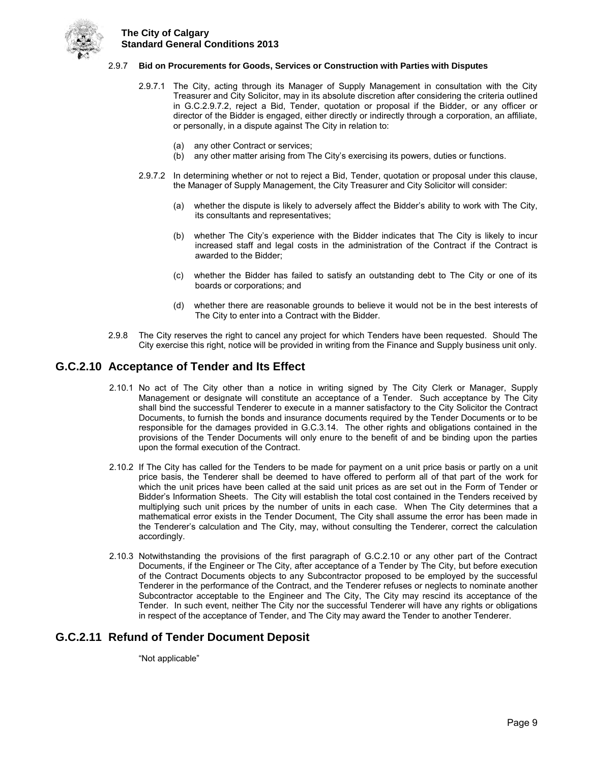2.9.7 **Bid on Procurements for Goods, Services or Construction with Parties with Disputes**

2.9.7.1 The City, acting through its Manager of Supply Management in consultation with the City Treasurer and City Solicitor, may in its absolute discretion after considering the criteria outlined in G.C.2.9.7.2, reject a Bid, Tender, quotation or proposal if the Bidder, or any officer or director of the Bidder is engaged, either directly or indirectly through a corporation, an affiliate, or personally, in a dispute against The City in relation to:

(a) any other Contract or services;
(b) any other matter arising from The City's exercising its powers, duties or functions.

2.9.7.2 In determining whether or not to reject a Bid, Tender, quotation or proposal under this clause, the Manager of Supply Management, the City Treasurer and City Solicitor will consider:

(a) whether the dispute is likely to adversely affect the Bidder's ability to work with The City, its consultants and representatives;

(b) whether The City's experience with the Bidder indicates that The City is likely to incur increased staff and legal costs in the administration of the Contract if the Contract is awarded to the Bidder;

(c) whether the Bidder has failed to satisfy an outstanding debt to The City or one of its boards or corporations; and

(d) whether there are reasonable grounds to believe it would not be in the best interests of The City to enter into a Contract with the Bidder.

2.9.8 The City reserves the right to cancel any project for which Tenders have been requested. Should The City exercise this right, notice will be provided in writing from the Finance and Supply business unit only.

## G.C.2.10 Acceptance of Tender and Its Effect

2.10.1 No act of The City other than a notice in writing signed by The City Clerk or Manager, Supply Management or designate will constitute an acceptance of a Tender. Such acceptance by The City shall bind the successful Tenderer to execute in a manner satisfactory to the City Solicitor the Contract Documents, to furnish the bonds and insurance documents required by the Tender Documents or to be responsible for the damages provided in G.C.3.14. The other rights and obligations contained in the provisions of the Tender Documents will only enure to the benefit of and be binding upon the parties upon the formal execution of the Contract.

2.10.2 If The City has called for the Tenders to be made for payment on a unit price basis or partly on a unit price basis, the Tenderer shall be deemed to have offered to perform all of that part of the work for which the unit prices have been called at the said unit prices as are set out in the Form of Tender or Bidder's Information Sheets. The City will establish the total cost contained in the Tenders received by multiplying such unit prices by the number of units in each case. When The City determines that a mathematical error exists in the Tender Document, The City shall assume the error has been made in the Tenderer's calculation and The City, may, without consulting the Tenderer, correct the calculation accordingly.

2.10.3 Notwithstanding the provisions of the first paragraph of G.C.2.10 or any other part of the Contract Documents, if the Engineer or The City, after acceptance of a Tender by The City, but before execution of the Contract Documents objects to any Subcontractor proposed to be employed by the successful Tenderer in the performance of the Contract, and the Tenderer refuses or neglects to nominate another Subcontractor acceptable to the Engineer and The City, The City may rescind its acceptance of the Tender. In such event, neither The City nor the successful Tenderer will have any rights or obligations in respect of the acceptance of Tender, and The City may award the Tender to another Tenderer.

## G.C.2.11 Refund of Tender Document Deposit

"Not applicable"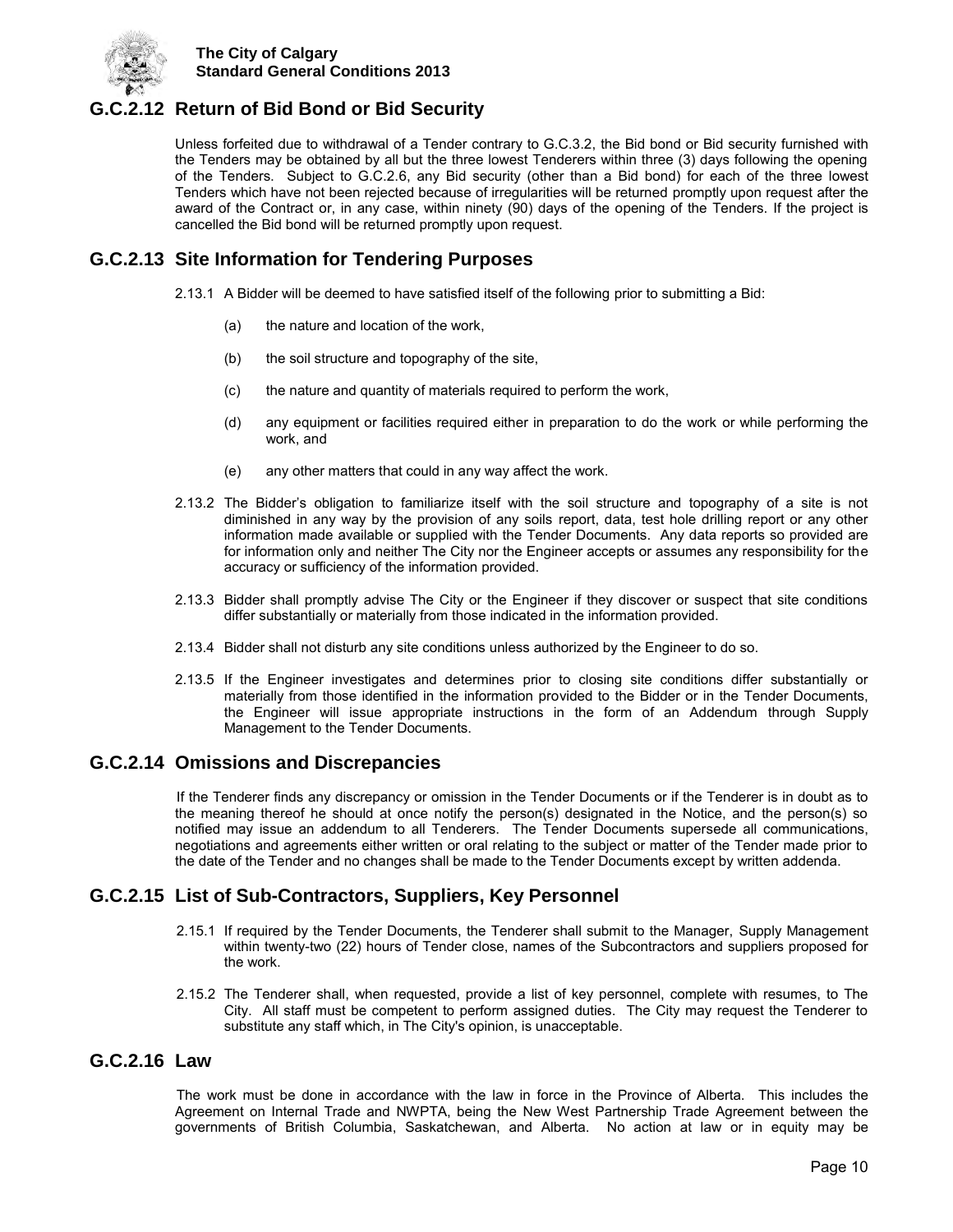## G.C.2.12 Return of Bid Bond or Bid Security

Unless forfeited due to withdrawal of a Tender contrary to G.C.3.2, the Bid bond or Bid security furnished with the Tenders may be obtained by all but the three lowest Tenderers within three (3) days following the opening of the Tenders. Subject to G.C.2.6, any Bid security (other than a Bid bond) for each of the three lowest Tenders which have not been rejected because of irregularities will be returned promptly upon request after the award of the Contract or, in any case, within ninety (90) days of the opening of the Tenders. If the project is cancelled the Bid bond will be returned promptly upon request.

## G.C.2.13 Site Information for Tendering Purposes

2.13.1 A Bidder will be deemed to have satisfied itself of the following prior to submitting a Bid:

- (a) the nature and location of the work,
- (b) the soil structure and topography of the site,
- (c) the nature and quantity of materials required to perform the work,
- (d) any equipment or facilities required either in preparation to do the work or while performing the work, and
- (e) any other matters that could in any way affect the work.

2.13.2 The Bidder's obligation to familiarize itself with the soil structure and topography of a site is not diminished in any way by the provision of any soils report, data, test hole drilling report or any other information made available or supplied with the Tender Documents. Any data reports so provided are for information only and neither The City nor the Engineer accepts or assumes any responsibility for the accuracy or sufficiency of the information provided.

2.13.3 Bidder shall promptly advise The City or the Engineer if they discover or suspect that site conditions differ substantially or materially from those indicated in the information provided.

2.13.4 Bidder shall not disturb any site conditions unless authorized by the Engineer to do so.

2.13.5 If the Engineer investigates and determines prior to closing site conditions differ substantially or materially from those identified in the information provided to the Bidder or in the Tender Documents, the Engineer will issue appropriate instructions in the form of an Addendum through Supply Management to the Tender Documents.

## G.C.2.14 Omissions and Discrepancies

If the Tenderer finds any discrepancy or omission in the Tender Documents or if the Tenderer is in doubt as to the meaning thereof he should at once notify the person(s) designated in the Notice, and the person(s) so notified may issue an addendum to all Tenderers. The Tender Documents supersede all communications, negotiations and agreements either written or oral relating to the subject or matter of the Tender made prior to the date of the Tender and no changes shall be made to the Tender Documents except by written addenda.

## G.C.2.15 List of Sub-Contractors, Suppliers, Key Personnel

2.15.1 If required by the Tender Documents, the Tenderer shall submit to the Manager, Supply Management within twenty-two (22) hours of Tender close, names of the Subcontractors and suppliers proposed for the work.

2.15.2 The Tenderer shall, when requested, provide a list of key personnel, complete with resumes, to The City. All staff must be competent to perform assigned duties. The City may request the Tenderer to substitute any staff which, in The City's opinion, is unacceptable.

## G.C.2.16 Law

The work must be done in accordance with the law in force in the Province of Alberta. This includes the Agreement on Internal Trade and NWPTA, being the New West Partnership Trade Agreement between the governments of British Columbia, Saskatchewan, and Alberta. No action at law or in equity may be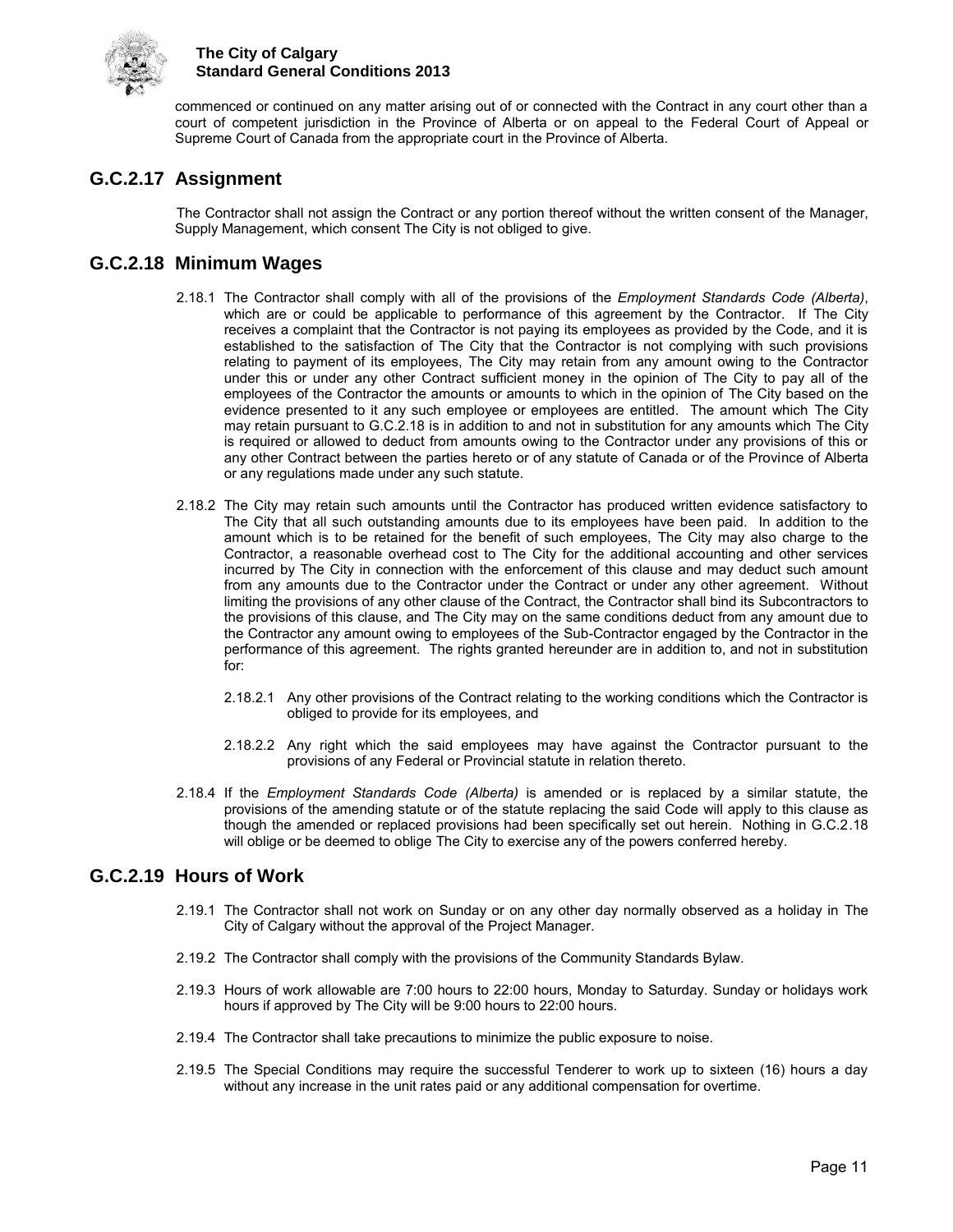commenced or continued on any matter arising out of or connected with the Contract in any court other than a court of competent jurisdiction in the Province of Alberta or on appeal to the Federal Court of Appeal or Supreme Court of Canada from the appropriate court in the Province of Alberta.

## G.C.2.17 Assignment

The Contractor shall not assign the Contract or any portion thereof without the written consent of the Manager, Supply Management, which consent The City is not obliged to give.

## G.C.2.18 Minimum Wages

2.18.1 The Contractor shall comply with all of the provisions of the *Employment Standards Code (Alberta)*, which are or could be applicable to performance of this agreement by the Contractor. If The City receives a complaint that the Contractor is not paying its employees as provided by the Code, and it is established to the satisfaction of The City that the Contractor is not complying with such provisions relating to payment of its employees, The City may retain from any amount owing to the Contractor under this or under any other Contract sufficient money in the opinion of The City to pay all of the employees of the Contractor the amounts or amounts to which in the opinion of The City based on the evidence presented to it any such employee or employees are entitled. The amount which The City may retain pursuant to G.C.2.18 is in addition to and not in substitution for any amounts which The City is required or allowed to deduct from amounts owing to the Contractor under any provisions of this or any other Contract between the parties hereto or of any statute of Canada or of the Province of Alberta or any regulations made under any such statute.

2.18.2 The City may retain such amounts until the Contractor has produced written evidence satisfactory to The City that all such outstanding amounts due to its employees have been paid. In addition to the amount which is to be retained for the benefit of such employees, The City may also charge to the Contractor, a reasonable overhead cost to The City for the additional accounting and other services incurred by The City in connection with the enforcement of this clause and may deduct such amount from any amounts due to the Contractor under the Contract or under any other agreement. Without limiting the provisions of any other clause of the Contract, the Contractor shall bind its Subcontractors to the provisions of this clause, and The City may on the same conditions deduct from any amount due to the Contractor any amount owing to employees of the Sub-Contractor engaged by the Contractor in the performance of this agreement. The rights granted hereunder are in addition to, and not in substitution for:

2.18.2.1 Any other provisions of the Contract relating to the working conditions which the Contractor is obliged to provide for its employees, and

2.18.2.2 Any right which the said employees may have against the Contractor pursuant to the provisions of any Federal or Provincial statute in relation thereto.

2.18.4 If the *Employment Standards Code (Alberta)* is amended or is replaced by a similar statute, the provisions of the amending statute or of the statute replacing the said Code will apply to this clause as though the amended or replaced provisions had been specifically set out herein. Nothing in G.C.2.18 will oblige or be deemed to oblige The City to exercise any of the powers conferred hereby.

## G.C.2.19 Hours of Work

2.19.1 The Contractor shall not work on Sunday or on any other day normally observed as a holiday in The City of Calgary without the approval of the Project Manager.

2.19.2 The Contractor shall comply with the provisions of the Community Standards Bylaw.

2.19.3 Hours of work allowable are 7:00 hours to 22:00 hours, Monday to Saturday. Sunday or holidays work hours if approved by The City will be 9:00 hours to 22:00 hours.

2.19.4 The Contractor shall take precautions to minimize the public exposure to noise.

2.19.5 The Special Conditions may require the successful Tenderer to work up to sixteen (16) hours a day without any increase in the unit rates paid or any additional compensation for overtime.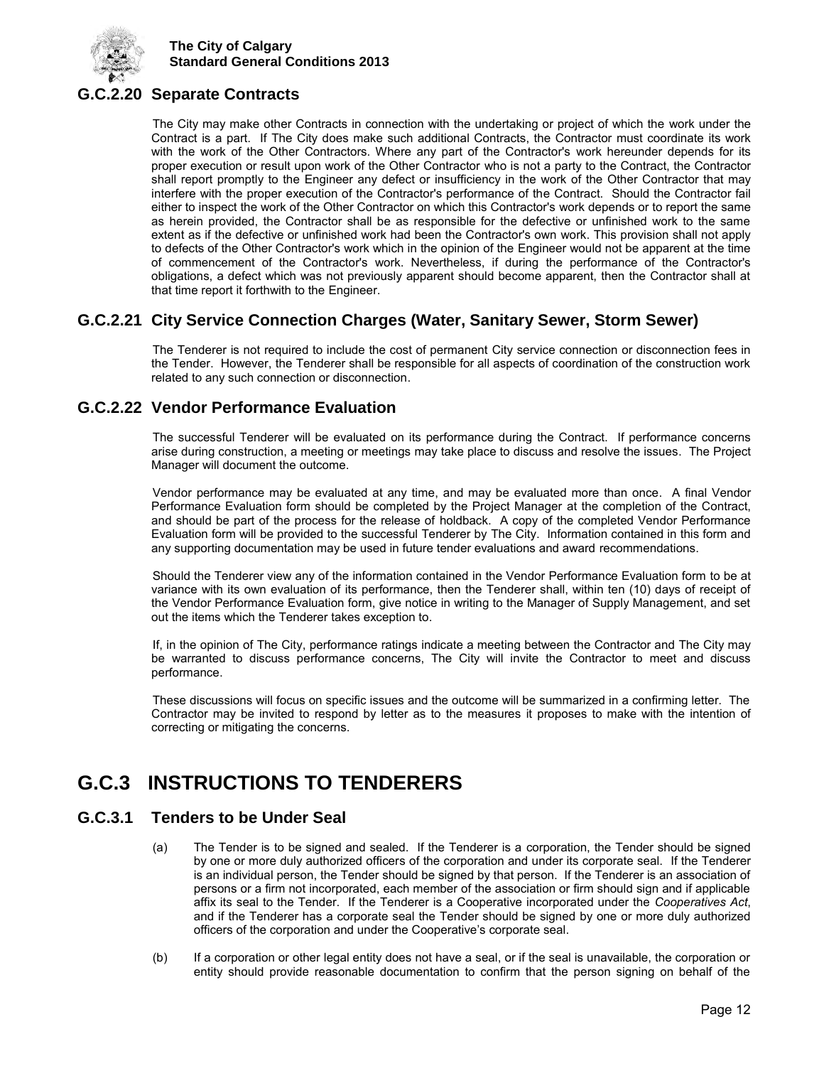## G.C.2.20 Separate Contracts

The City may make other Contracts in connection with the undertaking or project of which the work under the Contract is a part. If The City does make such additional Contracts, the Contractor must coordinate its work with the work of the Other Contractors. Where any part of the Contractor's work hereunder depends for its proper execution or result upon work of the Other Contractor who is not a party to the Contract, the Contractor shall report promptly to the Engineer any defect or insufficiency in the work of the Other Contractor that may interfere with the proper execution of the Contractor's performance of the Contract. Should the Contractor fail either to inspect the work of the Other Contractor on which this Contractor's work depends or to report the same as herein provided, the Contractor shall be as responsible for the defective or unfinished work to the same extent as if the defective or unfinished work had been the Contractor's own work. This provision shall not apply to defects of the Other Contractor's work which in the opinion of the Engineer would not be apparent at the time of commencement of the Contractor's work. Nevertheless, if during the performance of the Contractor's obligations, a defect which was not previously apparent should become apparent, then the Contractor shall at that time report it forthwith to the Engineer.

## G.C.2.21 City Service Connection Charges (Water, Sanitary Sewer, Storm Sewer)

The Tenderer is not required to include the cost of permanent City service connection or disconnection fees in the Tender. However, the Tenderer shall be responsible for all aspects of coordination of the construction work related to any such connection or disconnection.

## G.C.2.22 Vendor Performance Evaluation

The successful Tenderer will be evaluated on its performance during the Contract. If performance concerns arise during construction, a meeting or meetings may take place to discuss and resolve the issues. The Project Manager will document the outcome.

Vendor performance may be evaluated at any time, and may be evaluated more than once. A final Vendor Performance Evaluation form should be completed by the Project Manager at the completion of the Contract, and should be part of the process for the release of holdback. A copy of the completed Vendor Performance Evaluation form will be provided to the successful Tenderer by The City. Information contained in this form and any supporting documentation may be used in future tender evaluations and award recommendations.

Should the Tenderer view any of the information contained in the Vendor Performance Evaluation form to be at variance with its own evaluation of its performance, then the Tenderer shall, within ten (10) days of receipt of the Vendor Performance Evaluation form, give notice in writing to the Manager of Supply Management, and set out the items which the Tenderer takes exception to.

If, in the opinion of The City, performance ratings indicate a meeting between the Contractor and The City may be warranted to discuss performance concerns, The City will invite the Contractor to meet and discuss performance.

These discussions will focus on specific issues and the outcome will be summarized in a confirming letter. The Contractor may be invited to respond by letter as to the measures it proposes to make with the intention of correcting or mitigating the concerns.

# G.C.3 INSTRUCTIONS TO TENDERERS

## G.C.3.1 Tenders to be Under Seal

(a) The Tender is to be signed and sealed. If the Tenderer is a corporation, the Tender should be signed by one or more duly authorized officers of the corporation and under its corporate seal. If the Tenderer is an individual person, the Tender should be signed by that person. If the Tenderer is an association of persons or a firm not incorporated, each member of the association or firm should sign and if applicable affix its seal to the Tender. If the Tenderer is a Cooperative incorporated under the *Cooperatives Act*, and if the Tenderer has a corporate seal the Tender should be signed by one or more duly authorized officers of the corporation and under the Cooperative's corporate seal.

(b) If a corporation or other legal entity does not have a seal, or if the seal is unavailable, the corporation or entity should provide reasonable documentation to confirm that the person signing on behalf of the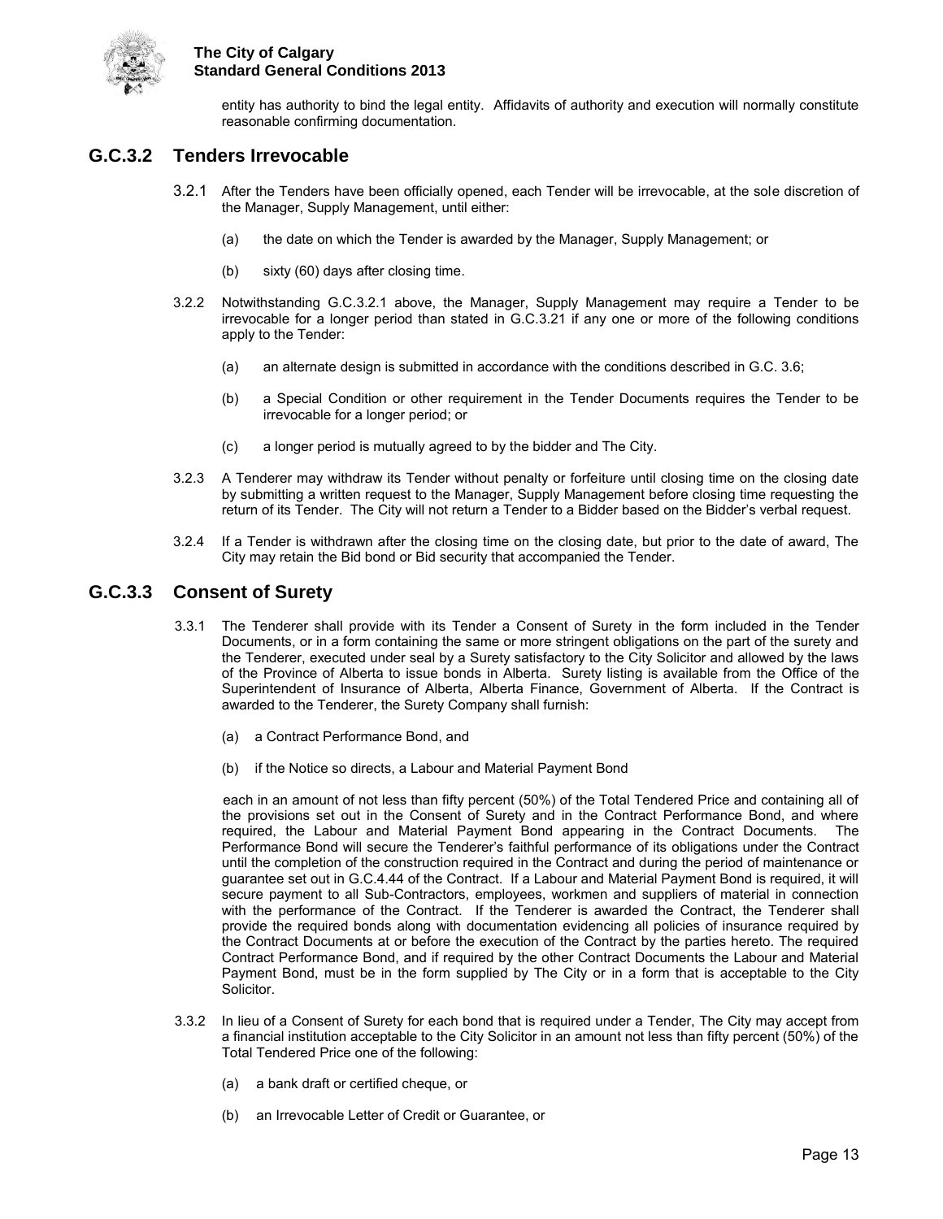entity has authority to bind the legal entity. Affidavits of authority and execution will normally constitute reasonable confirming documentation.

## G.C.3.2 Tenders Irrevocable

3.2.1 After the Tenders have been officially opened, each Tender will be irrevocable, at the sole discretion of the Manager, Supply Management, until either:

(a) the date on which the Tender is awarded by the Manager, Supply Management; or

(b) sixty (60) days after closing time.

3.2.2 Notwithstanding G.C.3.2.1 above, the Manager, Supply Management may require a Tender to be irrevocable for a longer period than stated in G.C.3.21 if any one or more of the following conditions apply to the Tender:

(a) an alternate design is submitted in accordance with the conditions described in G.C. 3.6;

(b) a Special Condition or other requirement in the Tender Documents requires the Tender to be irrevocable for a longer period; or

(c) a longer period is mutually agreed to by the bidder and The City.

3.2.3 A Tenderer may withdraw its Tender without penalty or forfeiture until closing time on the closing date by submitting a written request to the Manager, Supply Management before closing time requesting the return of its Tender. The City will not return a Tender to a Bidder based on the Bidder's verbal request.

3.2.4 If a Tender is withdrawn after the closing time on the closing date, but prior to the date of award, The City may retain the Bid bond or Bid security that accompanied the Tender.

## G.C.3.3 Consent of Surety

3.3.1 The Tenderer shall provide with its Tender a Consent of Surety in the form included in the Tender Documents, or in a form containing the same or more stringent obligations on the part of the surety and the Tenderer, executed under seal by a Surety satisfactory to the City Solicitor and allowed by the laws of the Province of Alberta to issue bonds in Alberta. Surety listing is available from the Office of the Superintendent of Insurance of Alberta, Alberta Finance, Government of Alberta. If the Contract is awarded to the Tenderer, the Surety Company shall furnish:

(a) a Contract Performance Bond, and

(b) if the Notice so directs, a Labour and Material Payment Bond

each in an amount of not less than fifty percent (50%) of the Total Tendered Price and containing all of the provisions set out in the Consent of Surety and in the Contract Performance Bond, and where required, the Labour and Material Payment Bond appearing in the Contract Documents. The Performance Bond will secure the Tenderer's faithful performance of its obligations under the Contract until the completion of the construction required in the Contract and during the period of maintenance or guarantee set out in G.C.4.44 of the Contract. If a Labour and Material Payment Bond is required, it will secure payment to all Sub-Contractors, employees, workmen and suppliers of material in connection with the performance of the Contract. If the Tenderer is awarded the Contract, the Tenderer shall provide the required bonds along with documentation evidencing all policies of insurance required by the Contract Documents at or before the execution of the Contract by the parties hereto. The required Contract Performance Bond, and if required by the other Contract Documents the Labour and Material Payment Bond, must be in the form supplied by The City or in a form that is acceptable to the City Solicitor.

3.3.2 In lieu of a Consent of Surety for each bond that is required under a Tender, The City may accept from a financial institution acceptable to the City Solicitor in an amount not less than fifty percent (50%) of the Total Tendered Price one of the following:

(a) a bank draft or certified cheque, or

(b) an Irrevocable Letter of Credit or Guarantee, or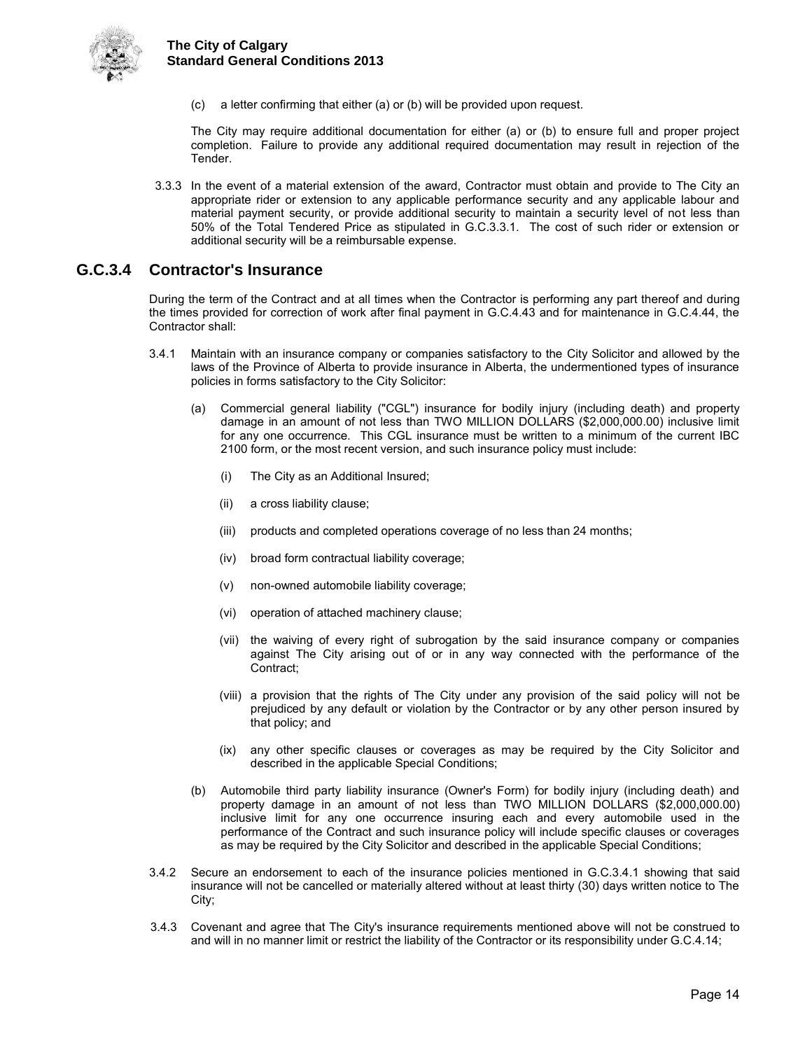(c) a letter confirming that either (a) or (b) will be provided upon request.

The City may require additional documentation for either (a) or (b) to ensure full and proper project completion. Failure to provide any additional required documentation may result in rejection of the Tender.

3.3.3 In the event of a material extension of the award, Contractor must obtain and provide to The City an appropriate rider or extension to any applicable performance security and any applicable labour and material payment security, or provide additional security to maintain a security level of not less than 50% of the Total Tendered Price as stipulated in G.C.3.3.1. The cost of such rider or extension or additional security will be a reimbursable expense.

## G.C.3.4 Contractor's Insurance

During the term of the Contract and at all times when the Contractor is performing any part thereof and during the times provided for correction of work after final payment in G.C.4.43 and for maintenance in G.C.4.44, the Contractor shall:

3.4.1 Maintain with an insurance company or companies satisfactory to the City Solicitor and allowed by the laws of the Province of Alberta to provide insurance in Alberta, the undermentioned types of insurance policies in forms satisfactory to the City Solicitor:

(a) Commercial general liability ("CGL") insurance for bodily injury (including death) and property damage in an amount of not less than TWO MILLION DOLLARS ($2,000,000.00) inclusive limit for any one occurrence. This CGL insurance must be written to a minimum of the current IBC 2100 form, or the most recent version, and such insurance policy must include:

(i) The City as an Additional Insured;

(ii) a cross liability clause;

(iii) products and completed operations coverage of no less than 24 months;

(iv) broad form contractual liability coverage;

(v) non-owned automobile liability coverage;

(vi) operation of attached machinery clause;

(vii) the waiving of every right of subrogation by the said insurance company or companies against The City arising out of or in any way connected with the performance of the Contract;

(viii) a provision that the rights of The City under any provision of the said policy will not be prejudiced by any default or violation by the Contractor or by any other person insured by that policy; and

(ix) any other specific clauses or coverages as may be required by the City Solicitor and described in the applicable Special Conditions;

(b) Automobile third party liability insurance (Owner's Form) for bodily injury (including death) and property damage in an amount of not less than TWO MILLION DOLLARS ($2,000,000.00) inclusive limit for any one occurrence insuring each and every automobile used in the performance of the Contract and such insurance policy will include specific clauses or coverages as may be required by the City Solicitor and described in the applicable Special Conditions;

3.4.2 Secure an endorsement to each of the insurance policies mentioned in G.C.3.4.1 showing that said insurance will not be cancelled or materially altered without at least thirty (30) days written notice to The City;

3.4.3 Covenant and agree that The City's insurance requirements mentioned above will not be construed to and will in no manner limit or restrict the liability of the Contractor or its responsibility under G.C.4.14;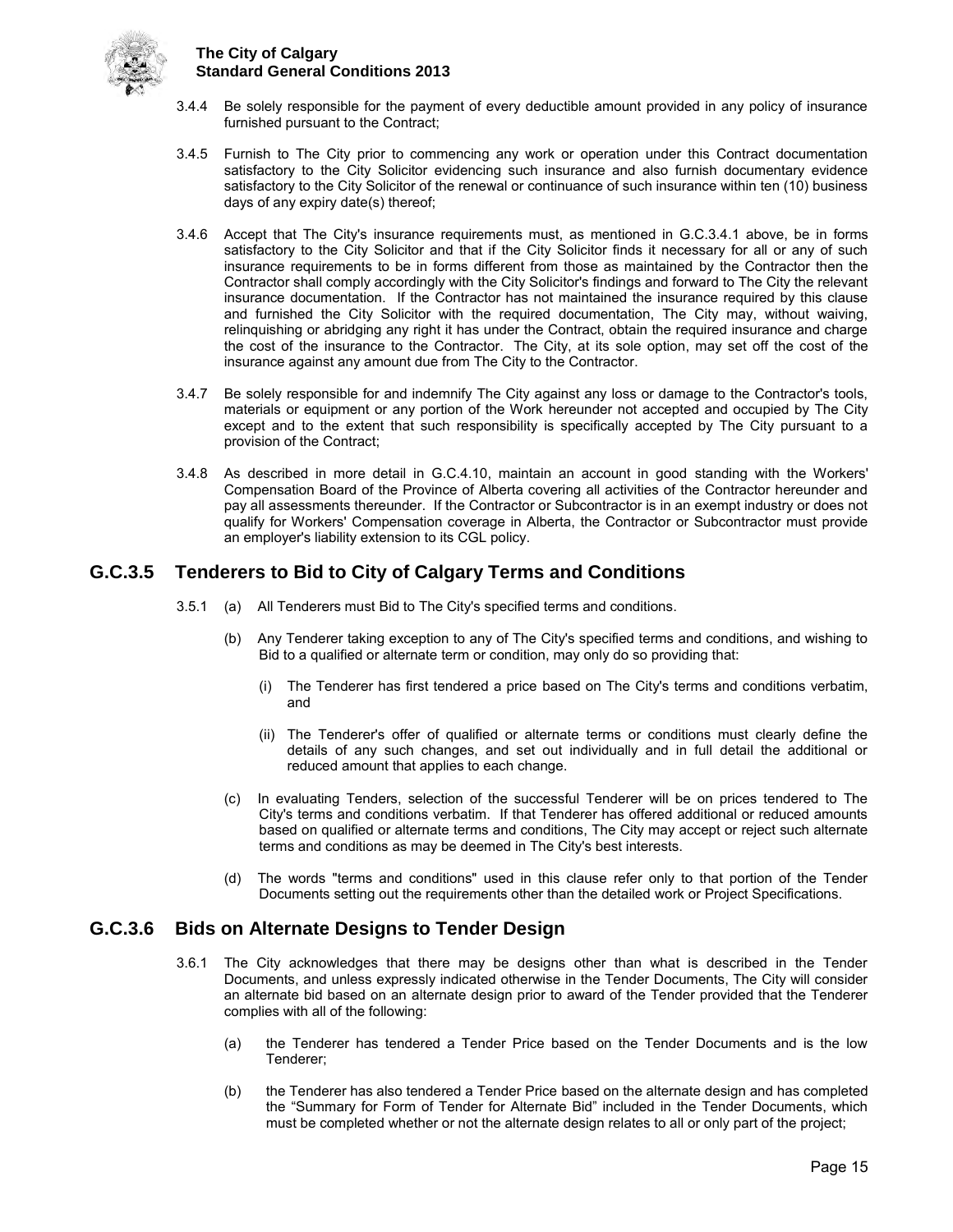3.4.4 Be solely responsible for the payment of every deductible amount provided in any policy of insurance furnished pursuant to the Contract;

3.4.5 Furnish to The City prior to commencing any work or operation under this Contract documentation satisfactory to the City Solicitor evidencing such insurance and also furnish documentary evidence satisfactory to the City Solicitor of the renewal or continuance of such insurance within ten (10) business days of any expiry date(s) thereof;

3.4.6 Accept that The City's insurance requirements must, as mentioned in G.C.3.4.1 above, be in forms satisfactory to the City Solicitor and that if the City Solicitor finds it necessary for all or any of such insurance requirements to be in forms different from those as maintained by the Contractor then the Contractor shall comply accordingly with the City Solicitor's findings and forward to The City the relevant insurance documentation. If the Contractor has not maintained the insurance required by this clause and furnished the City Solicitor with the required documentation, The City may, without waiving, relinquishing or abridging any right it has under the Contract, obtain the required insurance and charge the cost of the insurance to the Contractor. The City, at its sole option, may set off the cost of the insurance against any amount due from The City to the Contractor.

3.4.7 Be solely responsible for and indemnify The City against any loss or damage to the Contractor's tools, materials or equipment or any portion of the Work hereunder not accepted and occupied by The City except and to the extent that such responsibility is specifically accepted by The City pursuant to a provision of the Contract;

3.4.8 As described in more detail in G.C.4.10, maintain an account in good standing with the Workers' Compensation Board of the Province of Alberta covering all activities of the Contractor hereunder and pay all assessments thereunder. If the Contractor or Subcontractor is in an exempt industry or does not qualify for Workers' Compensation coverage in Alberta, the Contractor or Subcontractor must provide an employer's liability extension to its CGL policy.

## G.C.3.5 Tenderers to Bid to City of Calgary Terms and Conditions

3.5.1 (a) All Tenderers must Bid to The City's specified terms and conditions.

(b) Any Tenderer taking exception to any of The City's specified terms and conditions, and wishing to Bid to a qualified or alternate term or condition, may only do so providing that:

(i) The Tenderer has first tendered a price based on The City's terms and conditions verbatim, and

(ii) The Tenderer's offer of qualified or alternate terms or conditions must clearly define the details of any such changes, and set out individually and in full detail the additional or reduced amount that applies to each change.

(c) In evaluating Tenders, selection of the successful Tenderer will be on prices tendered to The City's terms and conditions verbatim. If that Tenderer has offered additional or reduced amounts based on qualified or alternate terms and conditions, The City may accept or reject such alternate terms and conditions as may be deemed in The City's best interests.

(d) The words "terms and conditions" used in this clause refer only to that portion of the Tender Documents setting out the requirements other than the detailed work or Project Specifications.

## G.C.3.6 Bids on Alternate Designs to Tender Design

3.6.1 The City acknowledges that there may be designs other than what is described in the Tender Documents, and unless expressly indicated otherwise in the Tender Documents, The City will consider an alternate bid based on an alternate design prior to award of the Tender provided that the Tenderer complies with all of the following:

(a) the Tenderer has tendered a Tender Price based on the Tender Documents and is the low Tenderer;

(b) the Tenderer has also tendered a Tender Price based on the alternate design and has completed the "Summary for Form of Tender for Alternate Bid" included in the Tender Documents, which must be completed whether or not the alternate design relates to all or only part of the project;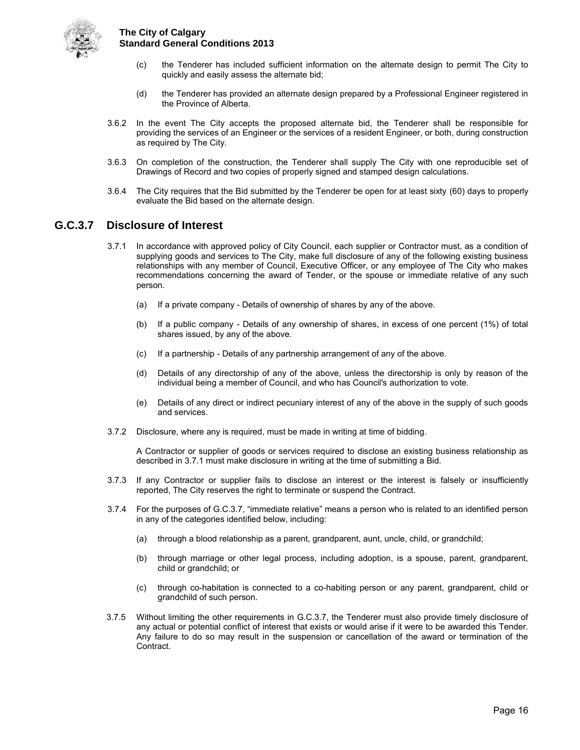(c) the Tenderer has included sufficient information on the alternate design to permit The City to quickly and easily assess the alternate bid;

(d) the Tenderer has provided an alternate design prepared by a Professional Engineer registered in the Province of Alberta.

3.6.2 In the event The City accepts the proposed alternate bid, the Tenderer shall be responsible for providing the services of an Engineer or the services of a resident Engineer, or both, during construction as required by The City.

3.6.3 On completion of the construction, the Tenderer shall supply The City with one reproducible set of Drawings of Record and two copies of properly signed and stamped design calculations.

3.6.4 The City requires that the Bid submitted by the Tenderer be open for at least sixty (60) days to properly evaluate the Bid based on the alternate design.

## G.C.3.7 Disclosure of Interest

3.7.1 In accordance with approved policy of City Council, each supplier or Contractor must, as a condition of supplying goods and services to The City, make full disclosure of any of the following existing business relationships with any member of Council, Executive Officer, or any employee of The City who makes recommendations concerning the award of Tender, or the spouse or immediate relative of any such person.

(a) If a private company - Details of ownership of shares by any of the above.

(b) If a public company - Details of any ownership of shares, in excess of one percent (1%) of total shares issued, by any of the above.

(c) If a partnership - Details of any partnership arrangement of any of the above.

(d) Details of any directorship of any of the above, unless the directorship is only by reason of the individual being a member of Council, and who has Council's authorization to vote.

(e) Details of any direct or indirect pecuniary interest of any of the above in the supply of such goods and services.

3.7.2 Disclosure, where any is required, must be made in writing at time of bidding.

A Contractor or supplier of goods or services required to disclose an existing business relationship as described in 3.7.1 must make disclosure in writing at the time of submitting a Bid.

3.7.3 If any Contractor or supplier fails to disclose an interest or the interest is falsely or insufficiently reported, The City reserves the right to terminate or suspend the Contract.

3.7.4 For the purposes of G.C.3.7, "immediate relative" means a person who is related to an identified person in any of the categories identified below, including:

(a) through a blood relationship as a parent, grandparent, aunt, uncle, child, or grandchild;

(b) through marriage or other legal process, including adoption, is a spouse, parent, grandparent, child or grandchild; or

(c) through co-habitation is connected to a co-habiting person or any parent, grandparent, child or grandchild of such person.

3.7.5 Without limiting the other requirements in G.C.3.7, the Tenderer must also provide timely disclosure of any actual or potential conflict of interest that exists or would arise if it were to be awarded this Tender. Any failure to do so may result in the suspension or cancellation of the award or termination of the Contract.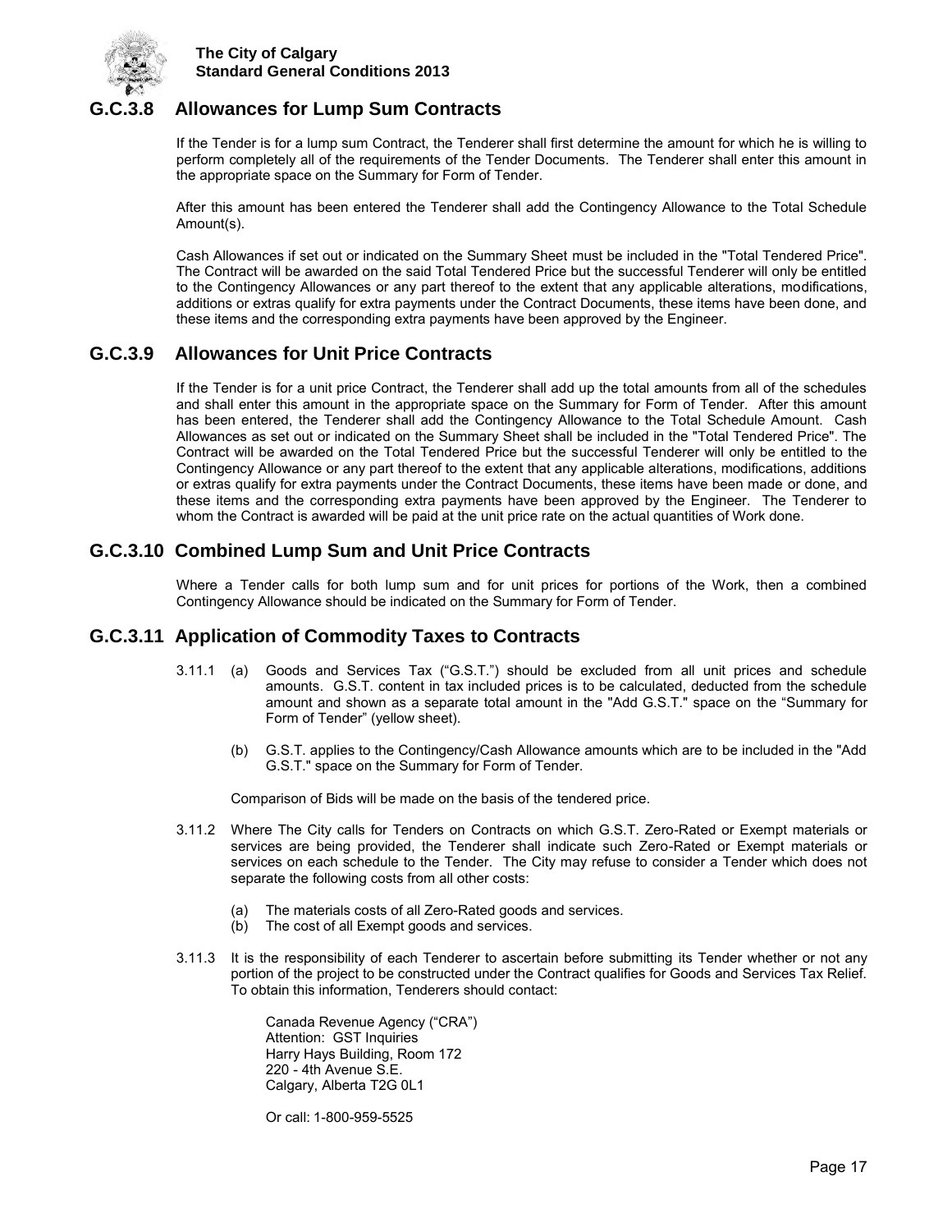## G.C.3.8 Allowances for Lump Sum Contracts

If the Tender is for a lump sum Contract, the Tenderer shall first determine the amount for which he is willing to perform completely all of the requirements of the Tender Documents. The Tenderer shall enter this amount in the appropriate space on the Summary for Form of Tender.

After this amount has been entered the Tenderer shall add the Contingency Allowance to the Total Schedule Amount(s).

Cash Allowances if set out or indicated on the Summary Sheet must be included in the "Total Tendered Price". The Contract will be awarded on the said Total Tendered Price but the successful Tenderer will only be entitled to the Contingency Allowances or any part thereof to the extent that any applicable alterations, modifications, additions or extras qualify for extra payments under the Contract Documents, these items have been done, and these items and the corresponding extra payments have been approved by the Engineer.

## G.C.3.9 Allowances for Unit Price Contracts

If the Tender is for a unit price Contract, the Tenderer shall add up the total amounts from all of the schedules and shall enter this amount in the appropriate space on the Summary for Form of Tender. After this amount has been entered, the Tenderer shall add the Contingency Allowance to the Total Schedule Amount. Cash Allowances as set out or indicated on the Summary Sheet shall be included in the "Total Tendered Price". The Contract will be awarded on the Total Tendered Price but the successful Tenderer will only be entitled to the Contingency Allowance or any part thereof to the extent that any applicable alterations, modifications, additions or extras qualify for extra payments under the Contract Documents, these items have been made or done, and these items and the corresponding extra payments have been approved by the Engineer. The Tenderer to whom the Contract is awarded will be paid at the unit price rate on the actual quantities of Work done.

## G.C.3.10 Combined Lump Sum and Unit Price Contracts

Where a Tender calls for both lump sum and for unit prices for portions of the Work, then a combined Contingency Allowance should be indicated on the Summary for Form of Tender.

## G.C.3.11 Application of Commodity Taxes to Contracts

3.11.1 (a) Goods and Services Tax ("G.S.T.") should be excluded from all unit prices and schedule amounts. G.S.T. content in tax included prices is to be calculated, deducted from the schedule amount and shown as a separate total amount in the "Add G.S.T." space on the "Summary for Form of Tender" (yellow sheet).

(b) G.S.T. applies to the Contingency/Cash Allowance amounts which are to be included in the "Add G.S.T." space on the Summary for Form of Tender.

Comparison of Bids will be made on the basis of the tendered price.

3.11.2 Where The City calls for Tenders on Contracts on which G.S.T. Zero-Rated or Exempt materials or services are being provided, the Tenderer shall indicate such Zero-Rated or Exempt materials or services on each schedule to the Tender. The City may refuse to consider a Tender which does not separate the following costs from all other costs:

(a) The materials costs of all Zero-Rated goods and services.
(b) The cost of all Exempt goods and services.

3.11.3 It is the responsibility of each Tenderer to ascertain before submitting its Tender whether or not any portion of the project to be constructed under the Contract qualifies for Goods and Services Tax Relief. To obtain this information, Tenderers should contact:

Canada Revenue Agency ("CRA")
Attention: GST Inquiries
Harry Hays Building, Room 172
220 - 4th Avenue S.E.
Calgary, Alberta T2G 0L1

Or call: 1-800-959-5525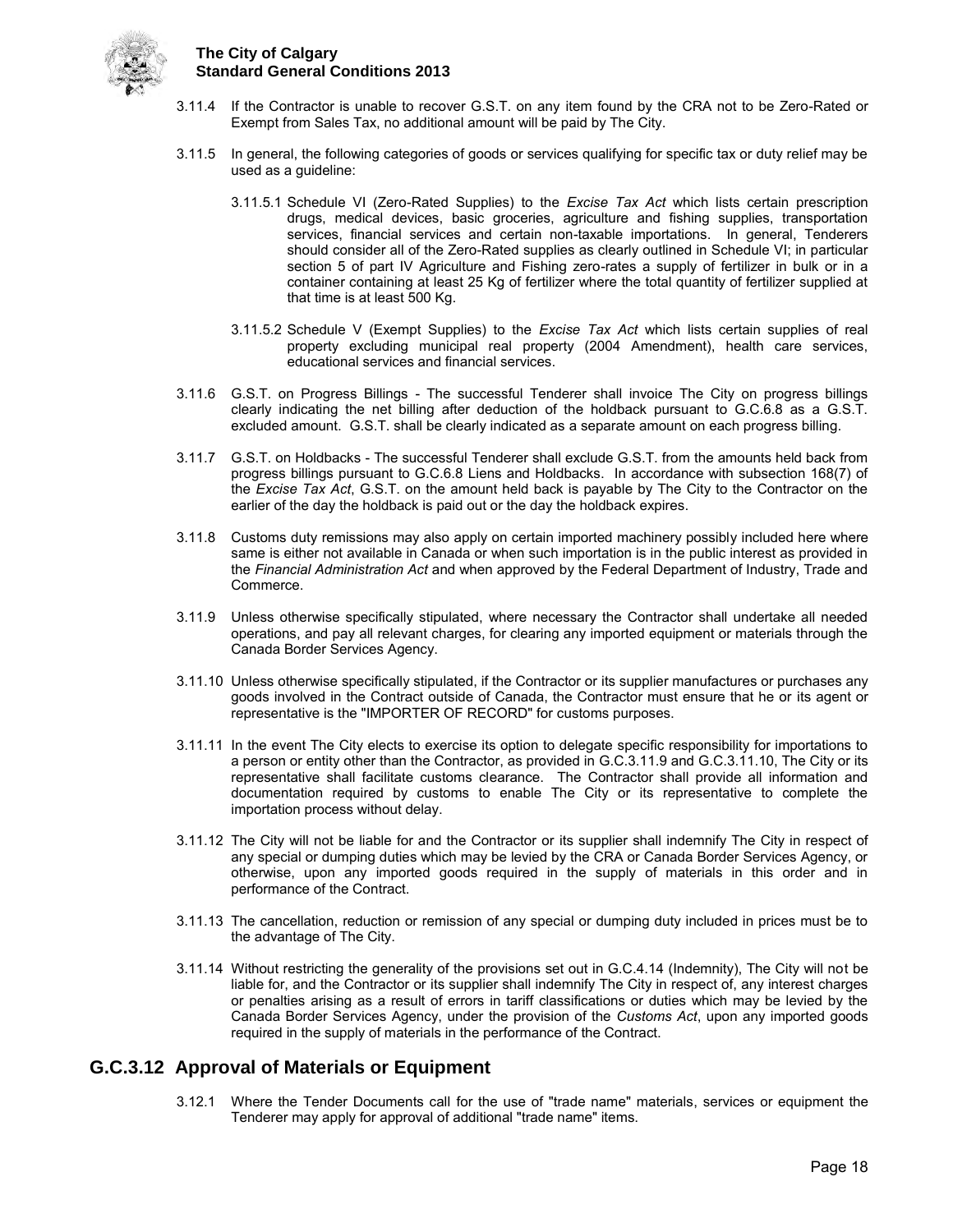3.11.4 If the Contractor is unable to recover G.S.T. on any item found by the CRA not to be Zero-Rated or Exempt from Sales Tax, no additional amount will be paid by The City.

3.11.5 In general, the following categories of goods or services qualifying for specific tax or duty relief may be used as a guideline:

3.11.5.1 Schedule VI (Zero-Rated Supplies) to the *Excise Tax Act* which lists certain prescription drugs, medical devices, basic groceries, agriculture and fishing supplies, transportation services, financial services and certain non-taxable importations. In general, Tenderers should consider all of the Zero-Rated supplies as clearly outlined in Schedule VI; in particular section 5 of part IV Agriculture and Fishing zero-rates a supply of fertilizer in bulk or in a container containing at least 25 Kg of fertilizer where the total quantity of fertilizer supplied at that time is at least 500 Kg.

3.11.5.2 Schedule V (Exempt Supplies) to the *Excise Tax Act* which lists certain supplies of real property excluding municipal real property (2004 Amendment), health care services, educational services and financial services.

3.11.6 G.S.T. on Progress Billings - The successful Tenderer shall invoice The City on progress billings clearly indicating the net billing after deduction of the holdback pursuant to G.C.6.8 as a G.S.T. excluded amount. G.S.T. shall be clearly indicated as a separate amount on each progress billing.

3.11.7 G.S.T. on Holdbacks - The successful Tenderer shall exclude G.S.T. from the amounts held back from progress billings pursuant to G.C.6.8 Liens and Holdbacks. In accordance with subsection 168(7) of the *Excise Tax Act*, G.S.T. on the amount held back is payable by The City to the Contractor on the earlier of the day the holdback is paid out or the day the holdback expires.

3.11.8 Customs duty remissions may also apply on certain imported machinery possibly included here where same is either not available in Canada or when such importation is in the public interest as provided in the *Financial Administration Act* and when approved by the Federal Department of Industry, Trade and Commerce.

3.11.9 Unless otherwise specifically stipulated, where necessary the Contractor shall undertake all needed operations, and pay all relevant charges, for clearing any imported equipment or materials through the Canada Border Services Agency.

3.11.10 Unless otherwise specifically stipulated, if the Contractor or its supplier manufactures or purchases any goods involved in the Contract outside of Canada, the Contractor must ensure that he or its agent or representative is the "IMPORTER OF RECORD" for customs purposes.

3.11.11 In the event The City elects to exercise its option to delegate specific responsibility for importations to a person or entity other than the Contractor, as provided in G.C.3.11.9 and G.C.3.11.10, The City or its representative shall facilitate customs clearance. The Contractor shall provide all information and documentation required by customs to enable The City or its representative to complete the importation process without delay.

3.11.12 The City will not be liable for and the Contractor or its supplier shall indemnify The City in respect of any special or dumping duties which may be levied by the CRA or Canada Border Services Agency, or otherwise, upon any imported goods required in the supply of materials in this order and in performance of the Contract.

3.11.13 The cancellation, reduction or remission of any special or dumping duty included in prices must be to the advantage of The City.

3.11.14 Without restricting the generality of the provisions set out in G.C.4.14 (Indemnity), The City will not be liable for, and the Contractor or its supplier shall indemnify The City in respect of, any interest charges or penalties arising as a result of errors in tariff classifications or duties which may be levied by the Canada Border Services Agency, under the provision of the *Customs Act*, upon any imported goods required in the supply of materials in the performance of the Contract.

## G.C.3.12 Approval of Materials or Equipment

3.12.1 Where the Tender Documents call for the use of "trade name" materials, services or equipment the Tenderer may apply for approval of additional "trade name" items.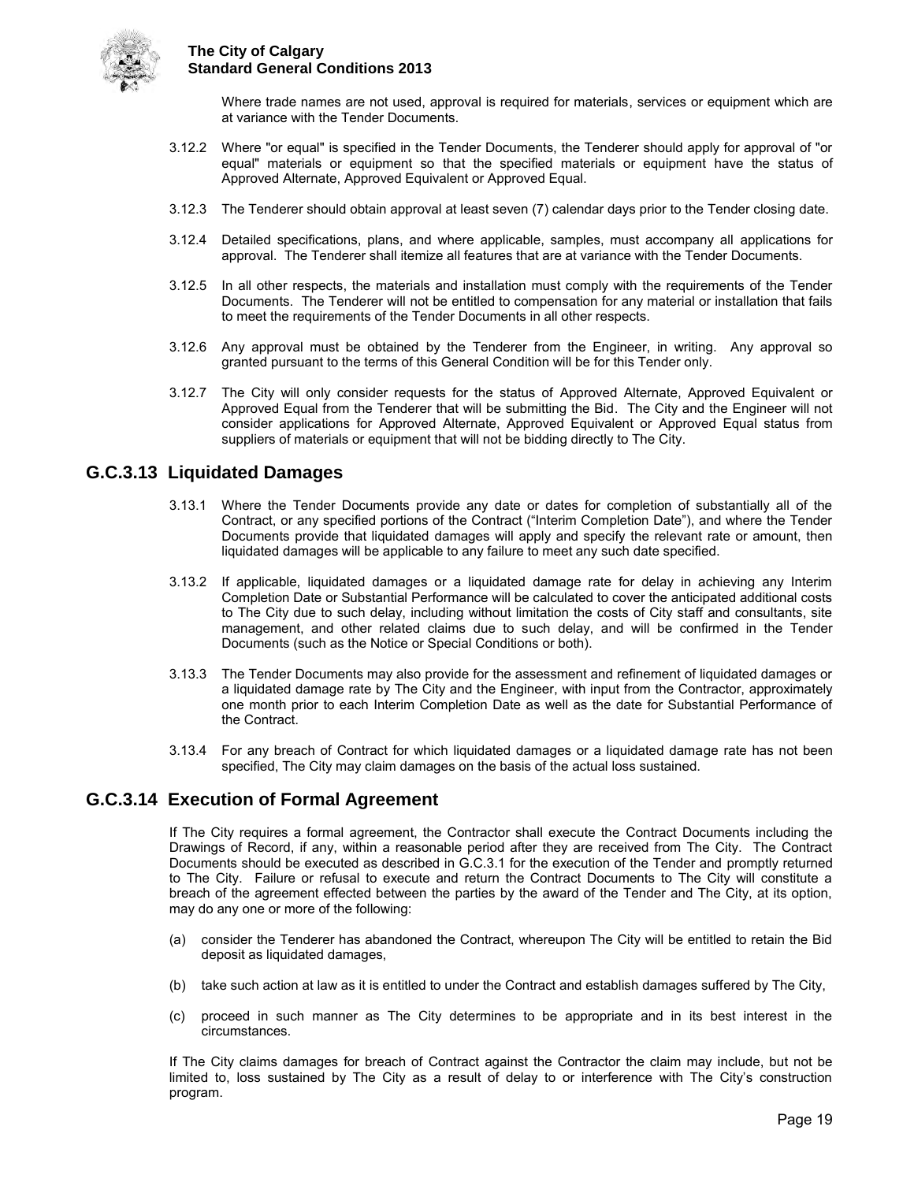Where trade names are not used, approval is required for materials, services or equipment which are at variance with the Tender Documents.

3.12.2 Where "or equal" is specified in the Tender Documents, the Tenderer should apply for approval of "or equal" materials or equipment so that the specified materials or equipment have the status of Approved Alternate, Approved Equivalent or Approved Equal.

3.12.3 The Tenderer should obtain approval at least seven (7) calendar days prior to the Tender closing date.

3.12.4 Detailed specifications, plans, and where applicable, samples, must accompany all applications for approval. The Tenderer shall itemize all features that are at variance with the Tender Documents.

3.12.5 In all other respects, the materials and installation must comply with the requirements of the Tender Documents. The Tenderer will not be entitled to compensation for any material or installation that fails to meet the requirements of the Tender Documents in all other respects.

3.12.6 Any approval must be obtained by the Tenderer from the Engineer, in writing. Any approval so granted pursuant to the terms of this General Condition will be for this Tender only.

3.12.7 The City will only consider requests for the status of Approved Alternate, Approved Equivalent or Approved Equal from the Tenderer that will be submitting the Bid. The City and the Engineer will not consider applications for Approved Alternate, Approved Equivalent or Approved Equal status from suppliers of materials or equipment that will not be bidding directly to The City.

## G.C.3.13 Liquidated Damages

3.13.1 Where the Tender Documents provide any date or dates for completion of substantially all of the Contract, or any specified portions of the Contract ("Interim Completion Date"), and where the Tender Documents provide that liquidated damages will apply and specify the relevant rate or amount, then liquidated damages will be applicable to any failure to meet any such date specified.

3.13.2 If applicable, liquidated damages or a liquidated damage rate for delay in achieving any Interim Completion Date or Substantial Performance will be calculated to cover the anticipated additional costs to The City due to such delay, including without limitation the costs of City staff and consultants, site management, and other related claims due to such delay, and will be confirmed in the Tender Documents (such as the Notice or Special Conditions or both).

3.13.3 The Tender Documents may also provide for the assessment and refinement of liquidated damages or a liquidated damage rate by The City and the Engineer, with input from the Contractor, approximately one month prior to each Interim Completion Date as well as the date for Substantial Performance of the Contract.

3.13.4 For any breach of Contract for which liquidated damages or a liquidated damage rate has not been specified, The City may claim damages on the basis of the actual loss sustained.

## G.C.3.14 Execution of Formal Agreement

If The City requires a formal agreement, the Contractor shall execute the Contract Documents including the Drawings of Record, if any, within a reasonable period after they are received from The City. The Contract Documents should be executed as described in G.C.3.1 for the execution of the Tender and promptly returned to The City. Failure or refusal to execute and return the Contract Documents to The City will constitute a breach of the agreement effected between the parties by the award of the Tender and The City, at its option, may do any one or more of the following:

(a) consider the Tenderer has abandoned the Contract, whereupon The City will be entitled to retain the Bid deposit as liquidated damages,

(b) take such action at law as it is entitled to under the Contract and establish damages suffered by The City,

(c) proceed in such manner as The City determines to be appropriate and in its best interest in the circumstances.

If The City claims damages for breach of Contract against the Contractor the claim may include, but not be limited to, loss sustained by The City as a result of delay to or interference with The City's construction program.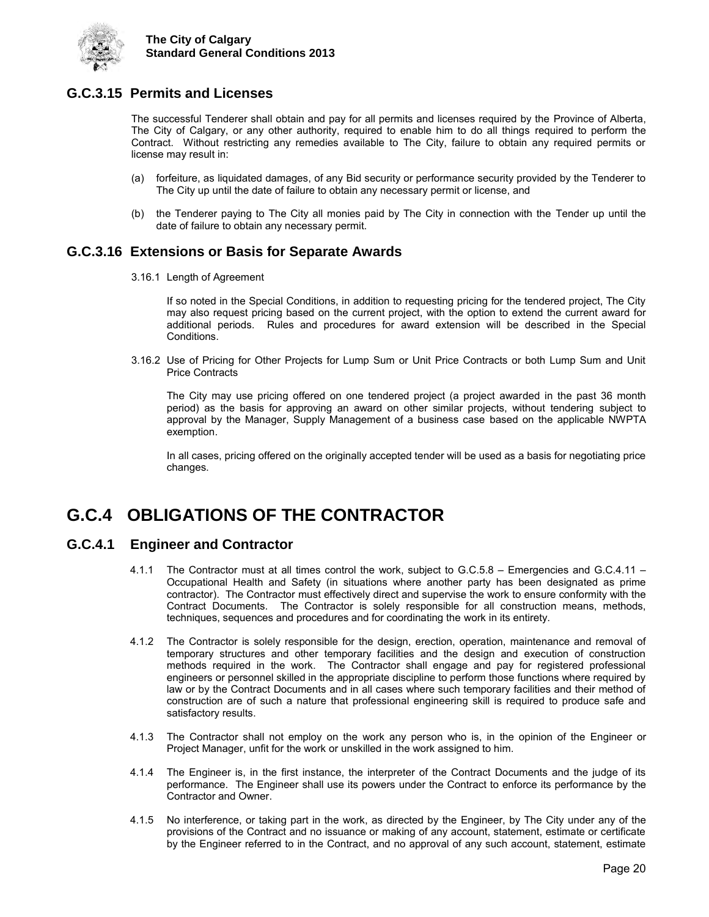## G.C.3.15 Permits and Licenses

The successful Tenderer shall obtain and pay for all permits and licenses required by the Province of Alberta, The City of Calgary, or any other authority, required to enable him to do all things required to perform the Contract. Without restricting any remedies available to The City, failure to obtain any required permits or license may result in:

(a) forfeiture, as liquidated damages, of any Bid security or performance security provided by the Tenderer to The City up until the date of failure to obtain any necessary permit or license, and

(b) the Tenderer paying to The City all monies paid by The City in connection with the Tender up until the date of failure to obtain any necessary permit.

## G.C.3.16 Extensions or Basis for Separate Awards

3.16.1 Length of Agreement

If so noted in the Special Conditions, in addition to requesting pricing for the tendered project, The City may also request pricing based on the current project, with the option to extend the current award for additional periods. Rules and procedures for award extension will be described in the Special Conditions.

3.16.2 Use of Pricing for Other Projects for Lump Sum or Unit Price Contracts or both Lump Sum and Unit Price Contracts

The City may use pricing offered on one tendered project (a project awarded in the past 36 month period) as the basis for approving an award on other similar projects, without tendering subject to approval by the Manager, Supply Management of a business case based on the applicable NWPTA exemption.

In all cases, pricing offered on the originally accepted tender will be used as a basis for negotiating price changes.

# G.C.4 OBLIGATIONS OF THE CONTRACTOR

## G.C.4.1 Engineer and Contractor

4.1.1 The Contractor must at all times control the work, subject to G.C.5.8 – Emergencies and G.C.4.11 – Occupational Health and Safety (in situations where another party has been designated as prime contractor). The Contractor must effectively direct and supervise the work to ensure conformity with the Contract Documents. The Contractor is solely responsible for all construction means, methods, techniques, sequences and procedures and for coordinating the work in its entirety.

4.1.2 The Contractor is solely responsible for the design, erection, operation, maintenance and removal of temporary structures and other temporary facilities and the design and execution of construction methods required in the work. The Contractor shall engage and pay for registered professional engineers or personnel skilled in the appropriate discipline to perform those functions where required by law or by the Contract Documents and in all cases where such temporary facilities and their method of construction are of such a nature that professional engineering skill is required to produce safe and satisfactory results.

4.1.3 The Contractor shall not employ on the work any person who is, in the opinion of the Engineer or Project Manager, unfit for the work or unskilled in the work assigned to him.

4.1.4 The Engineer is, in the first instance, the interpreter of the Contract Documents and the judge of its performance. The Engineer shall use its powers under the Contract to enforce its performance by the Contractor and Owner.

4.1.5 No interference, or taking part in the work, as directed by the Engineer, by The City under any of the provisions of the Contract and no issuance or making of any account, statement, estimate or certificate by the Engineer referred to in the Contract, and no approval of any such account, statement, estimate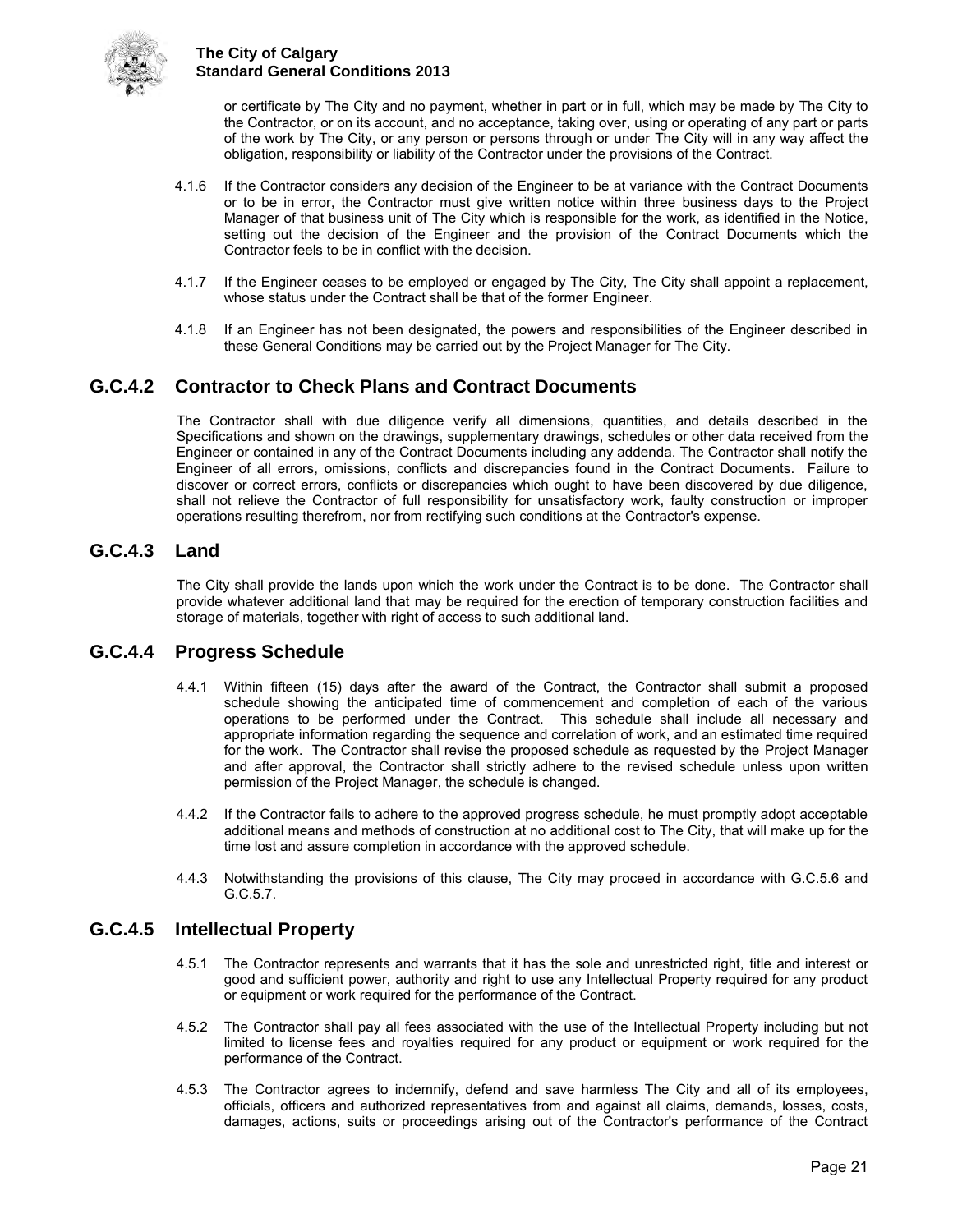or certificate by The City and no payment, whether in part or in full, which may be made by The City to the Contractor, or on its account, and no acceptance, taking over, using or operating of any part or parts of the work by The City, or any person or persons through or under The City will in any way affect the obligation, responsibility or liability of the Contractor under the provisions of the Contract.

4.1.6 If the Contractor considers any decision of the Engineer to be at variance with the Contract Documents or to be in error, the Contractor must give written notice within three business days to the Project Manager of that business unit of The City which is responsible for the work, as identified in the Notice, setting out the decision of the Engineer and the provision of the Contract Documents which the Contractor feels to be in conflict with the decision.

4.1.7 If the Engineer ceases to be employed or engaged by The City, The City shall appoint a replacement, whose status under the Contract shall be that of the former Engineer.

4.1.8 If an Engineer has not been designated, the powers and responsibilities of the Engineer described in these General Conditions may be carried out by the Project Manager for The City.

## G.C.4.2 Contractor to Check Plans and Contract Documents

The Contractor shall with due diligence verify all dimensions, quantities, and details described in the Specifications and shown on the drawings, supplementary drawings, schedules or other data received from the Engineer or contained in any of the Contract Documents including any addenda. The Contractor shall notify the Engineer of all errors, omissions, conflicts and discrepancies found in the Contract Documents. Failure to discover or correct errors, conflicts or discrepancies which ought to have been discovered by due diligence, shall not relieve the Contractor of full responsibility for unsatisfactory work, faulty construction or improper operations resulting therefrom, nor from rectifying such conditions at the Contractor's expense.

## G.C.4.3 Land

The City shall provide the lands upon which the work under the Contract is to be done. The Contractor shall provide whatever additional land that may be required for the erection of temporary construction facilities and storage of materials, together with right of access to such additional land.

## G.C.4.4 Progress Schedule

4.4.1 Within fifteen (15) days after the award of the Contract, the Contractor shall submit a proposed schedule showing the anticipated time of commencement and completion of each of the various operations to be performed under the Contract. This schedule shall include all necessary and appropriate information regarding the sequence and correlation of work, and an estimated time required for the work. The Contractor shall revise the proposed schedule as requested by the Project Manager and after approval, the Contractor shall strictly adhere to the revised schedule unless upon written permission of the Project Manager, the schedule is changed.

4.4.2 If the Contractor fails to adhere to the approved progress schedule, he must promptly adopt acceptable additional means and methods of construction at no additional cost to The City, that will make up for the time lost and assure completion in accordance with the approved schedule.

4.4.3 Notwithstanding the provisions of this clause, The City may proceed in accordance with G.C.5.6 and G.C.5.7.

## G.C.4.5 Intellectual Property

4.5.1 The Contractor represents and warrants that it has the sole and unrestricted right, title and interest or good and sufficient power, authority and right to use any Intellectual Property required for any product or equipment or work required for the performance of the Contract.

4.5.2 The Contractor shall pay all fees associated with the use of the Intellectual Property including but not limited to license fees and royalties required for any product or equipment or work required for the performance of the Contract.

4.5.3 The Contractor agrees to indemnify, defend and save harmless The City and all of its employees, officials, officers and authorized representatives from and against all claims, demands, losses, costs, damages, actions, suits or proceedings arising out of the Contractor's performance of the Contract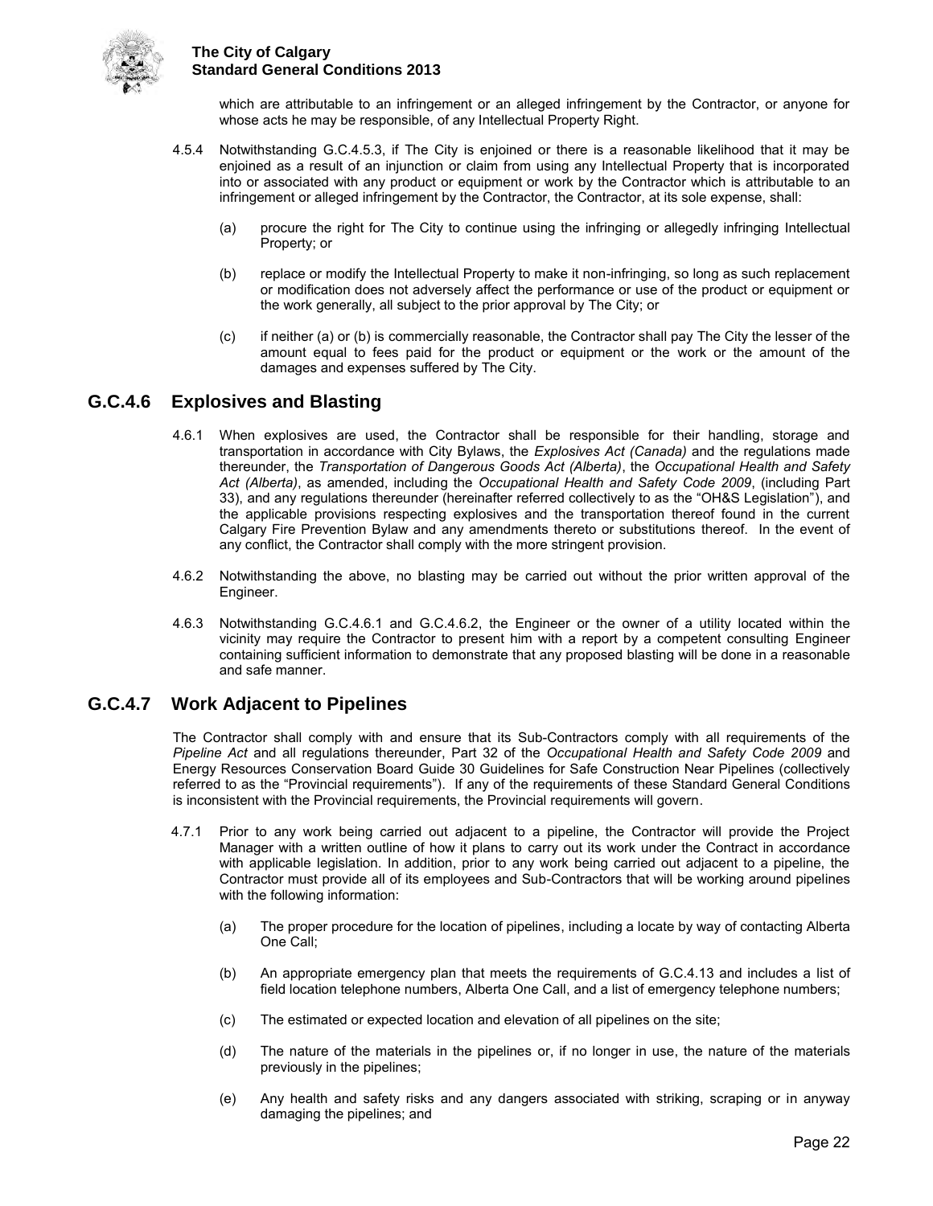which are attributable to an infringement or an alleged infringement by the Contractor, or anyone for whose acts he may be responsible, of any Intellectual Property Right.

4.5.4 Notwithstanding G.C.4.5.3, if The City is enjoined or there is a reasonable likelihood that it may be enjoined as a result of an injunction or claim from using any Intellectual Property that is incorporated into or associated with any product or equipment or work by the Contractor which is attributable to an infringement or alleged infringement by the Contractor, the Contractor, at its sole expense, shall:

(a) procure the right for The City to continue using the infringing or allegedly infringing Intellectual Property; or

(b) replace or modify the Intellectual Property to make it non-infringing, so long as such replacement or modification does not adversely affect the performance or use of the product or equipment or the work generally, all subject to the prior approval by The City; or

(c) if neither (a) or (b) is commercially reasonable, the Contractor shall pay The City the lesser of the amount equal to fees paid for the product or equipment or the work or the amount of the damages and expenses suffered by The City.

## G.C.4.6 Explosives and Blasting

4.6.1 When explosives are used, the Contractor shall be responsible for their handling, storage and transportation in accordance with City Bylaws, the *Explosives Act (Canada)* and the regulations made thereunder, the *Transportation of Dangerous Goods Act (Alberta)*, the *Occupational Health and Safety Act (Alberta)*, as amended, including the *Occupational Health and Safety Code 2009*, (including Part 33), and any regulations thereunder (hereinafter referred collectively to as the "OH&S Legislation"), and the applicable provisions respecting explosives and the transportation thereof found in the current Calgary Fire Prevention Bylaw and any amendments thereto or substitutions thereof. In the event of any conflict, the Contractor shall comply with the more stringent provision.

4.6.2 Notwithstanding the above, no blasting may be carried out without the prior written approval of the Engineer.

4.6.3 Notwithstanding G.C.4.6.1 and G.C.4.6.2, the Engineer or the owner of a utility located within the vicinity may require the Contractor to present him with a report by a competent consulting Engineer containing sufficient information to demonstrate that any proposed blasting will be done in a reasonable and safe manner.

## G.C.4.7 Work Adjacent to Pipelines

The Contractor shall comply with and ensure that its Sub-Contractors comply with all requirements of the *Pipeline Act* and all regulations thereunder, Part 32 of the *Occupational Health and Safety Code 2009* and Energy Resources Conservation Board Guide 30 Guidelines for Safe Construction Near Pipelines (collectively referred to as the "Provincial requirements"). If any of the requirements of these Standard General Conditions is inconsistent with the Provincial requirements, the Provincial requirements will govern.

4.7.1 Prior to any work being carried out adjacent to a pipeline, the Contractor will provide the Project Manager with a written outline of how it plans to carry out its work under the Contract in accordance with applicable legislation. In addition, prior to any work being carried out adjacent to a pipeline, the Contractor must provide all of its employees and Sub-Contractors that will be working around pipelines with the following information:

(a) The proper procedure for the location of pipelines, including a locate by way of contacting Alberta One Call;

(b) An appropriate emergency plan that meets the requirements of G.C.4.13 and includes a list of field location telephone numbers, Alberta One Call, and a list of emergency telephone numbers;

(c) The estimated or expected location and elevation of all pipelines on the site;

(d) The nature of the materials in the pipelines or, if no longer in use, the nature of the materials previously in the pipelines;

(e) Any health and safety risks and any dangers associated with striking, scraping or in anyway damaging the pipelines; and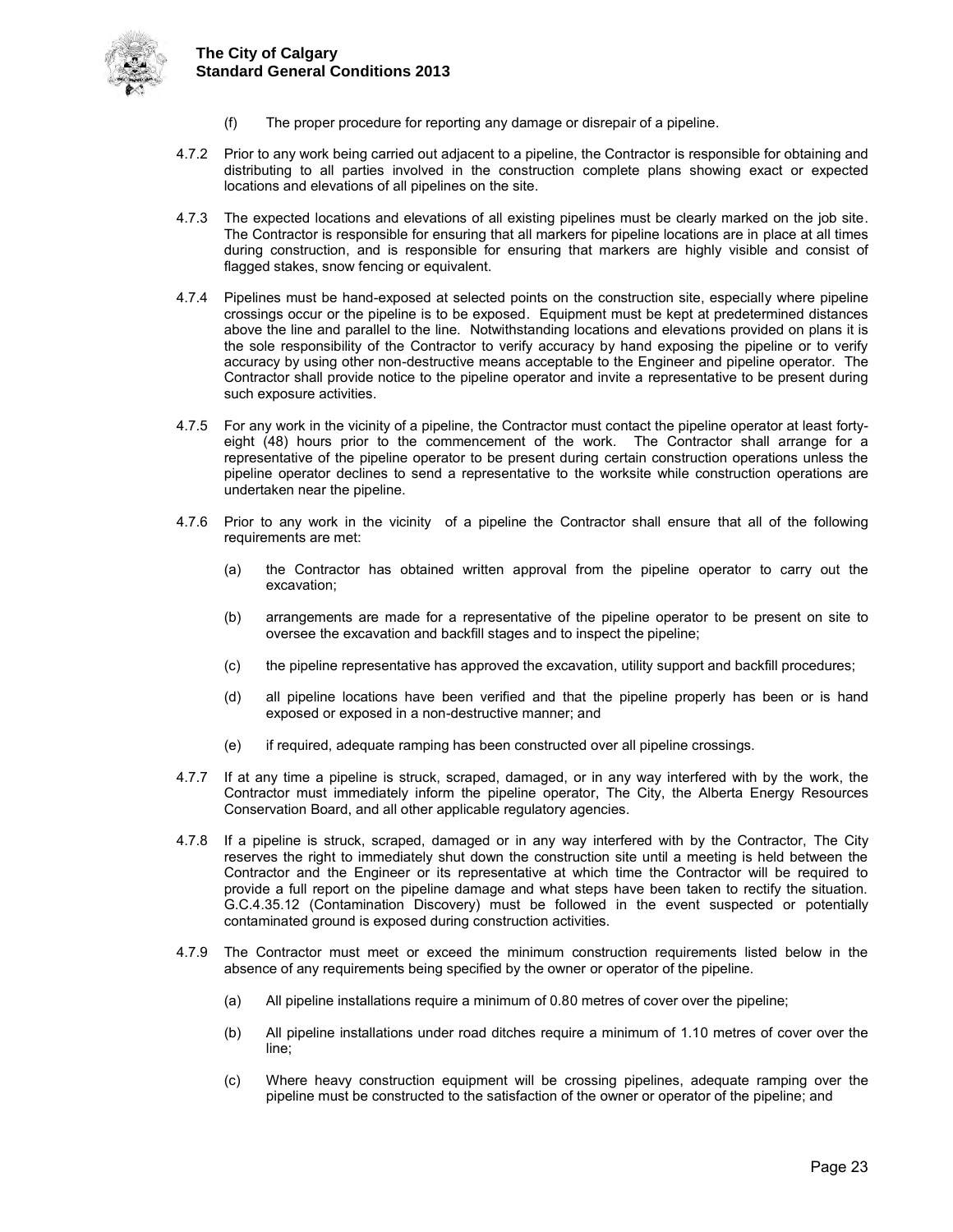(f) The proper procedure for reporting any damage or disrepair of a pipeline.

4.7.2 Prior to any work being carried out adjacent to a pipeline, the Contractor is responsible for obtaining and distributing to all parties involved in the construction complete plans showing exact or expected locations and elevations of all pipelines on the site.

4.7.3 The expected locations and elevations of all existing pipelines must be clearly marked on the job site. The Contractor is responsible for ensuring that all markers for pipeline locations are in place at all times during construction, and is responsible for ensuring that markers are highly visible and consist of flagged stakes, snow fencing or equivalent.

4.7.4 Pipelines must be hand-exposed at selected points on the construction site, especially where pipeline crossings occur or the pipeline is to be exposed. Equipment must be kept at predetermined distances above the line and parallel to the line. Notwithstanding locations and elevations provided on plans it is the sole responsibility of the Contractor to verify accuracy by hand exposing the pipeline or to verify accuracy by using other non-destructive means acceptable to the Engineer and pipeline operator. The Contractor shall provide notice to the pipeline operator and invite a representative to be present during such exposure activities.

4.7.5 For any work in the vicinity of a pipeline, the Contractor must contact the pipeline operator at least forty-eight (48) hours prior to the commencement of the work. The Contractor shall arrange for a representative of the pipeline operator to be present during certain construction operations unless the pipeline operator declines to send a representative to the worksite while construction operations are undertaken near the pipeline.

4.7.6 Prior to any work in the vicinity of a pipeline the Contractor shall ensure that all of the following requirements are met:

(a) the Contractor has obtained written approval from the pipeline operator to carry out the excavation;

(b) arrangements are made for a representative of the pipeline operator to be present on site to oversee the excavation and backfill stages and to inspect the pipeline;

(c) the pipeline representative has approved the excavation, utility support and backfill procedures;

(d) all pipeline locations have been verified and that the pipeline properly has been or is hand exposed or exposed in a non-destructive manner; and

(e) if required, adequate ramping has been constructed over all pipeline crossings.

4.7.7 If at any time a pipeline is struck, scraped, damaged, or in any way interfered with by the work, the Contractor must immediately inform the pipeline operator, The City, the Alberta Energy Resources Conservation Board, and all other applicable regulatory agencies.

4.7.8 If a pipeline is struck, scraped, damaged or in any way interfered with by the Contractor, The City reserves the right to immediately shut down the construction site until a meeting is held between the Contractor and the Engineer or its representative at which time the Contractor will be required to provide a full report on the pipeline damage and what steps have been taken to rectify the situation. G.C.4.35.12 (Contamination Discovery) must be followed in the event suspected or potentially contaminated ground is exposed during construction activities.

4.7.9 The Contractor must meet or exceed the minimum construction requirements listed below in the absence of any requirements being specified by the owner or operator of the pipeline.

(a) All pipeline installations require a minimum of 0.80 metres of cover over the pipeline;

(b) All pipeline installations under road ditches require a minimum of 1.10 metres of cover over the line;

(c) Where heavy construction equipment will be crossing pipelines, adequate ramping over the pipeline must be constructed to the satisfaction of the owner or operator of the pipeline; and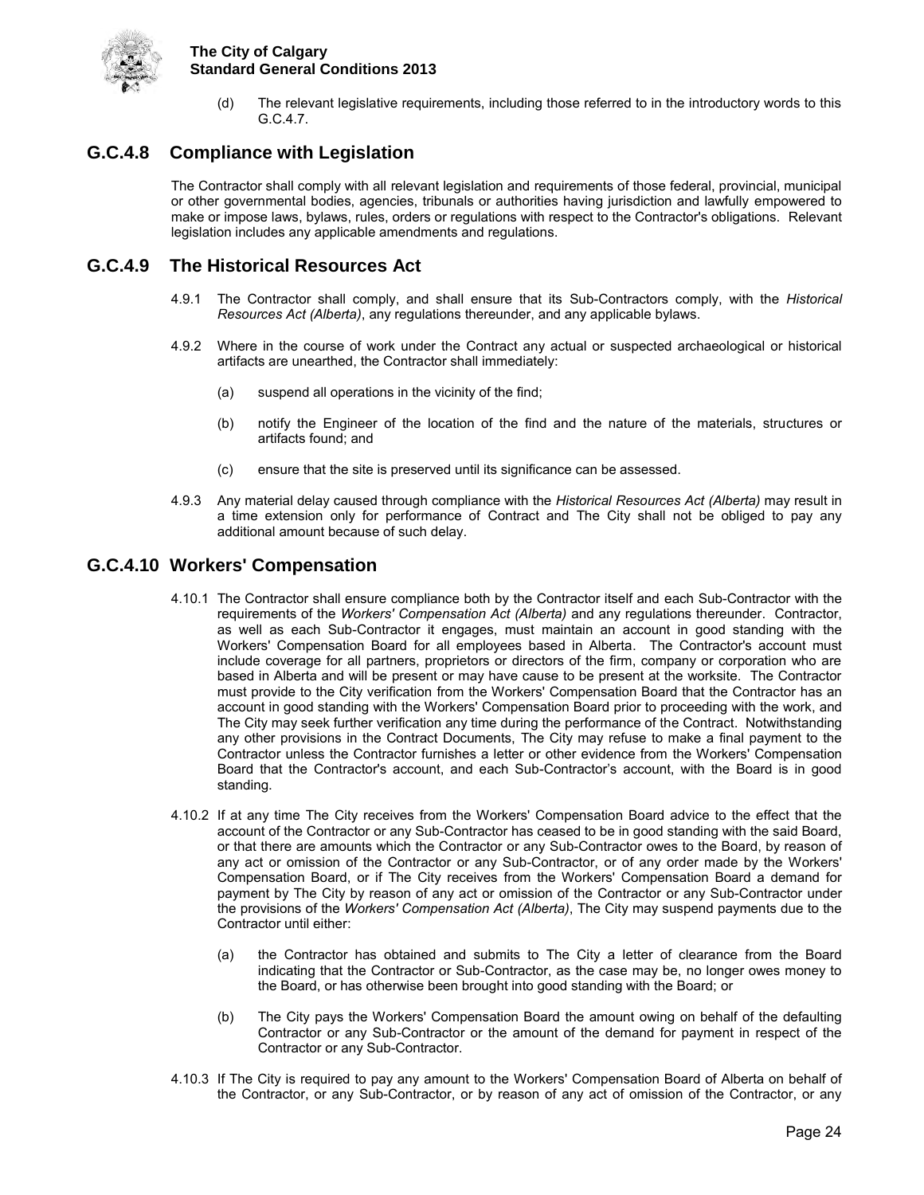(d) The relevant legislative requirements, including those referred to in the introductory words to this G.C.4.7.

## G.C.4.8 Compliance with Legislation

The Contractor shall comply with all relevant legislation and requirements of those federal, provincial, municipal or other governmental bodies, agencies, tribunals or authorities having jurisdiction and lawfully empowered to make or impose laws, bylaws, rules, orders or regulations with respect to the Contractor's obligations. Relevant legislation includes any applicable amendments and regulations.

## G.C.4.9 The Historical Resources Act

4.9.1 The Contractor shall comply, and shall ensure that its Sub-Contractors comply, with the *Historical Resources Act (Alberta)*, any regulations thereunder, and any applicable bylaws.

4.9.2 Where in the course of work under the Contract any actual or suspected archaeological or historical artifacts are unearthed, the Contractor shall immediately:

(a) suspend all operations in the vicinity of the find;

(b) notify the Engineer of the location of the find and the nature of the materials, structures or artifacts found; and

(c) ensure that the site is preserved until its significance can be assessed.

4.9.3 Any material delay caused through compliance with the *Historical Resources Act (Alberta)* may result in a time extension only for performance of Contract and The City shall not be obliged to pay any additional amount because of such delay.

## G.C.4.10 Workers' Compensation

4.10.1 The Contractor shall ensure compliance both by the Contractor itself and each Sub-Contractor with the requirements of the *Workers' Compensation Act (Alberta)* and any regulations thereunder. Contractor, as well as each Sub-Contractor it engages, must maintain an account in good standing with the Workers' Compensation Board for all employees based in Alberta. The Contractor's account must include coverage for all partners, proprietors or directors of the firm, company or corporation who are based in Alberta and will be present or may have cause to be present at the worksite. The Contractor must provide to the City verification from the Workers' Compensation Board that the Contractor has an account in good standing with the Workers' Compensation Board prior to proceeding with the work, and The City may seek further verification any time during the performance of the Contract. Notwithstanding any other provisions in the Contract Documents, The City may refuse to make a final payment to the Contractor unless the Contractor furnishes a letter or other evidence from the Workers' Compensation Board that the Contractor's account, and each Sub-Contractor's account, with the Board is in good standing.

4.10.2 If at any time The City receives from the Workers' Compensation Board advice to the effect that the account of the Contractor or any Sub-Contractor has ceased to be in good standing with the said Board, or that there are amounts which the Contractor or any Sub-Contractor owes to the Board, by reason of any act or omission of the Contractor or any Sub-Contractor, or of any order made by the Workers' Compensation Board, or if The City receives from the Workers' Compensation Board a demand for payment by The City by reason of any act or omission of the Contractor or any Sub-Contractor under the provisions of the *Workers' Compensation Act (Alberta)*, The City may suspend payments due to the Contractor until either:

(a) the Contractor has obtained and submits to The City a letter of clearance from the Board indicating that the Contractor or Sub-Contractor, as the case may be, no longer owes money to the Board, or has otherwise been brought into good standing with the Board; or

(b) The City pays the Workers' Compensation Board the amount owing on behalf of the defaulting Contractor or any Sub-Contractor or the amount of the demand for payment in respect of the Contractor or any Sub-Contractor.

4.10.3 If The City is required to pay any amount to the Workers' Compensation Board of Alberta on behalf of the Contractor, or any Sub-Contractor, or by reason of any act of omission of the Contractor, or any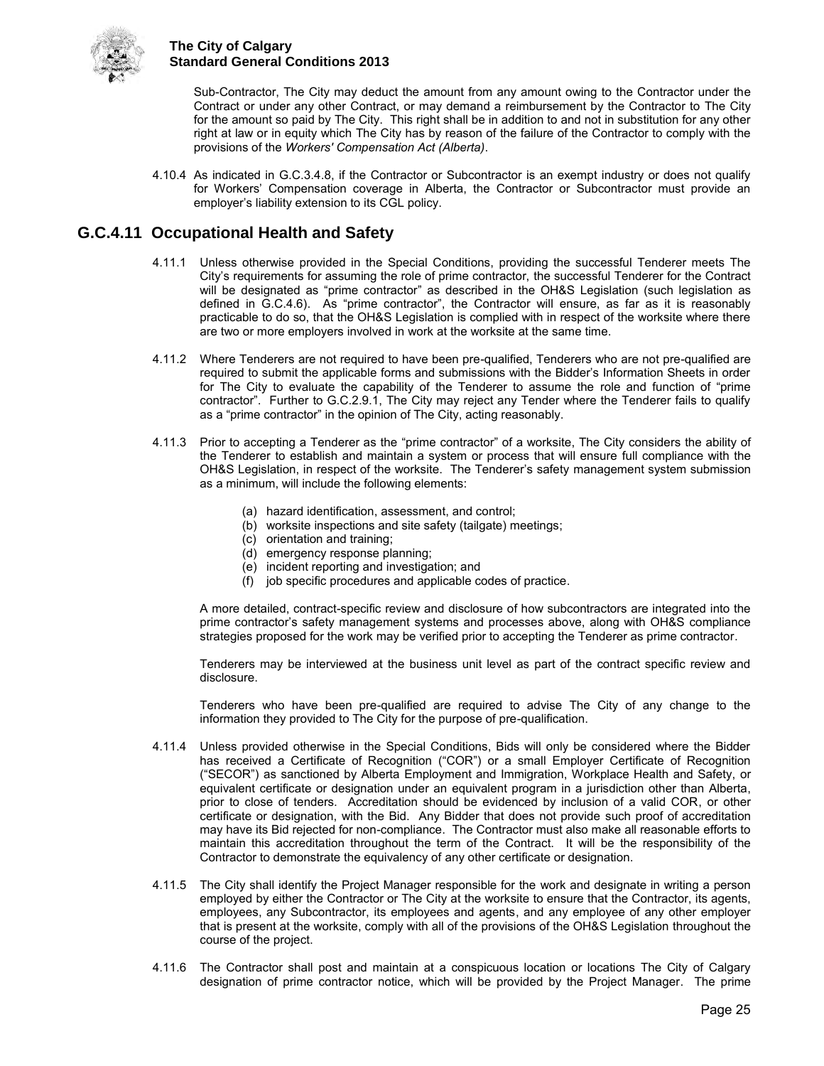Sub-Contractor, The City may deduct the amount from any amount owing to the Contractor under the Contract or under any other Contract, or may demand a reimbursement by the Contractor to The City for the amount so paid by The City. This right shall be in addition to and not in substitution for any other right at law or in equity which The City has by reason of the failure of the Contractor to comply with the provisions of the *Workers' Compensation Act (Alberta)*.

4.10.4 As indicated in G.C.3.4.8, if the Contractor or Subcontractor is an exempt industry or does not qualify for Workers' Compensation coverage in Alberta, the Contractor or Subcontractor must provide an employer's liability extension to its CGL policy.

## G.C.4.11 Occupational Health and Safety

4.11.1 Unless otherwise provided in the Special Conditions, providing the successful Tenderer meets The City's requirements for assuming the role of prime contractor, the successful Tenderer for the Contract will be designated as "prime contractor" as described in the OH&S Legislation (such legislation as defined in G.C.4.6). As "prime contractor", the Contractor will ensure, as far as it is reasonably practicable to do so, that the OH&S Legislation is complied with in respect of the worksite where there are two or more employers involved in work at the worksite at the same time.

4.11.2 Where Tenderers are not required to have been pre-qualified, Tenderers who are not pre-qualified are required to submit the applicable forms and submissions with the Bidder's Information Sheets in order for The City to evaluate the capability of the Tenderer to assume the role and function of "prime contractor". Further to G.C.2.9.1, The City may reject any Tender where the Tenderer fails to qualify as a "prime contractor" in the opinion of The City, acting reasonably.

4.11.3 Prior to accepting a Tenderer as the "prime contractor" of a worksite, The City considers the ability of the Tenderer to establish and maintain a system or process that will ensure full compliance with the OH&S Legislation, in respect of the worksite. The Tenderer's safety management system submission as a minimum, will include the following elements:

(a) hazard identification, assessment, and control;
(b) worksite inspections and site safety (tailgate) meetings;
(c) orientation and training;
(d) emergency response planning;
(e) incident reporting and investigation; and
(f) job specific procedures and applicable codes of practice.

A more detailed, contract-specific review and disclosure of how subcontractors are integrated into the prime contractor's safety management systems and processes above, along with OH&S compliance strategies proposed for the work may be verified prior to accepting the Tenderer as prime contractor.

Tenderers may be interviewed at the business unit level as part of the contract specific review and disclosure.

Tenderers who have been pre-qualified are required to advise The City of any change to the information they provided to The City for the purpose of pre-qualification.

4.11.4 Unless provided otherwise in the Special Conditions, Bids will only be considered where the Bidder has received a Certificate of Recognition ("COR") or a small Employer Certificate of Recognition ("SECOR") as sanctioned by Alberta Employment and Immigration, Workplace Health and Safety, or equivalent certificate or designation under an equivalent program in a jurisdiction other than Alberta, prior to close of tenders. Accreditation should be evidenced by inclusion of a valid COR, or other certificate or designation, with the Bid. Any Bidder that does not provide such proof of accreditation may have its Bid rejected for non-compliance. The Contractor must also make all reasonable efforts to maintain this accreditation throughout the term of the Contract. It will be the responsibility of the Contractor to demonstrate the equivalency of any other certificate or designation.

4.11.5 The City shall identify the Project Manager responsible for the work and designate in writing a person employed by either the Contractor or The City at the worksite to ensure that the Contractor, its agents, employees, any Subcontractor, its employees and agents, and any employee of any other employer that is present at the worksite, comply with all of the provisions of the OH&S Legislation throughout the course of the project.

4.11.6 The Contractor shall post and maintain at a conspicuous location or locations The City of Calgary designation of prime contractor notice, which will be provided by the Project Manager. The prime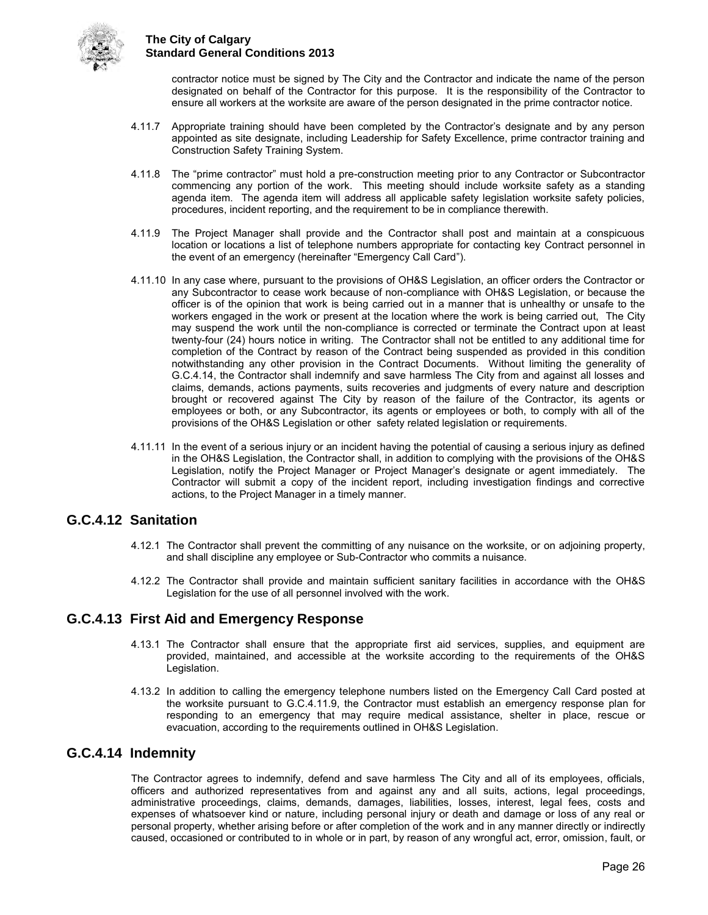contractor notice must be signed by The City and the Contractor and indicate the name of the person designated on behalf of the Contractor for this purpose. It is the responsibility of the Contractor to ensure all workers at the worksite are aware of the person designated in the prime contractor notice.

4.11.7 Appropriate training should have been completed by the Contractor's designate and by any person appointed as site designate, including Leadership for Safety Excellence, prime contractor training and Construction Safety Training System.

4.11.8 The "prime contractor" must hold a pre-construction meeting prior to any Contractor or Subcontractor commencing any portion of the work. This meeting should include worksite safety as a standing agenda item. The agenda item will address all applicable safety legislation worksite safety policies, procedures, incident reporting, and the requirement to be in compliance therewith.

4.11.9 The Project Manager shall provide and the Contractor shall post and maintain at a conspicuous location or locations a list of telephone numbers appropriate for contacting key Contract personnel in the event of an emergency (hereinafter "Emergency Call Card").

4.11.10 In any case where, pursuant to the provisions of OH&S Legislation, an officer orders the Contractor or any Subcontractor to cease work because of non-compliance with OH&S Legislation, or because the officer is of the opinion that work is being carried out in a manner that is unhealthy or unsafe to the workers engaged in the work or present at the location where the work is being carried out, The City may suspend the work until the non-compliance is corrected or terminate the Contract upon at least twenty-four (24) hours notice in writing. The Contractor shall not be entitled to any additional time for completion of the Contract by reason of the Contract being suspended as provided in this condition notwithstanding any other provision in the Contract Documents. Without limiting the generality of G.C.4.14, the Contractor shall indemnify and save harmless The City from and against all losses and claims, demands, actions payments, suits recoveries and judgments of every nature and description brought or recovered against The City by reason of the failure of the Contractor, its agents or employees or both, or any Subcontractor, its agents or employees or both, to comply with all of the provisions of the OH&S Legislation or other safety related legislation or requirements.

4.11.11 In the event of a serious injury or an incident having the potential of causing a serious injury as defined in the OH&S Legislation, the Contractor shall, in addition to complying with the provisions of the OH&S Legislation, notify the Project Manager or Project Manager's designate or agent immediately. The Contractor will submit a copy of the incident report, including investigation findings and corrective actions, to the Project Manager in a timely manner.

## G.C.4.12 Sanitation

4.12.1 The Contractor shall prevent the committing of any nuisance on the worksite, or on adjoining property, and shall discipline any employee or Sub-Contractor who commits a nuisance.

4.12.2 The Contractor shall provide and maintain sufficient sanitary facilities in accordance with the OH&S Legislation for the use of all personnel involved with the work.

## G.C.4.13 First Aid and Emergency Response

4.13.1 The Contractor shall ensure that the appropriate first aid services, supplies, and equipment are provided, maintained, and accessible at the worksite according to the requirements of the OH&S Legislation.

4.13.2 In addition to calling the emergency telephone numbers listed on the Emergency Call Card posted at the worksite pursuant to G.C.4.11.9, the Contractor must establish an emergency response plan for responding to an emergency that may require medical assistance, shelter in place, rescue or evacuation, according to the requirements outlined in OH&S Legislation.

## G.C.4.14 Indemnity

The Contractor agrees to indemnify, defend and save harmless The City and all of its employees, officials, officers and authorized representatives from and against any and all suits, actions, legal proceedings, administrative proceedings, claims, demands, damages, liabilities, losses, interest, legal fees, costs and expenses of whatsoever kind or nature, including personal injury or death and damage or loss of any real or personal property, whether arising before or after completion of the work and in any manner directly or indirectly caused, occasioned or contributed to in whole or in part, by reason of any wrongful act, error, omission, fault, or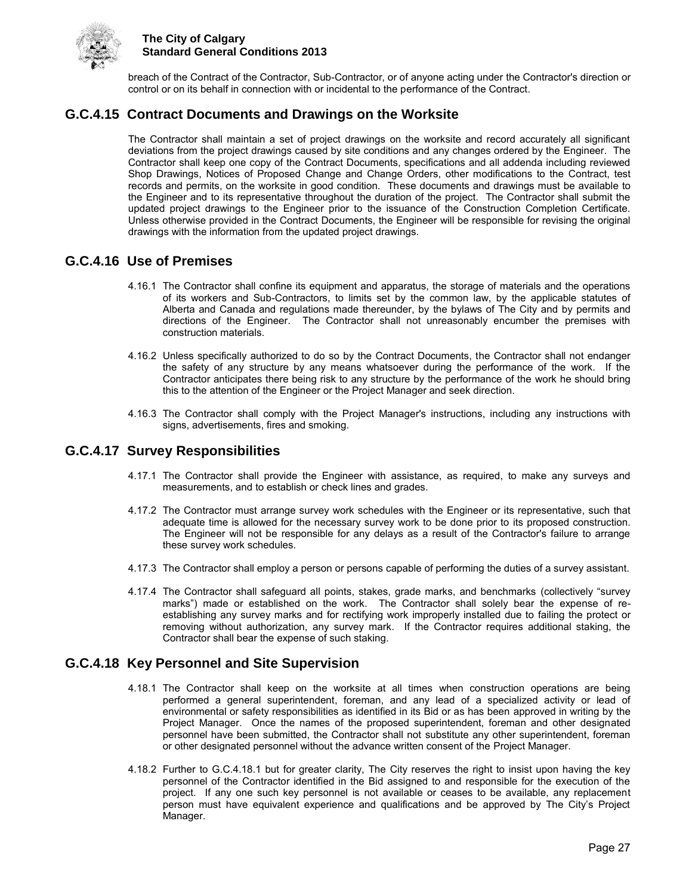breach of the Contract of the Contractor, Sub-Contractor, or of anyone acting under the Contractor's direction or control or on its behalf in connection with or incidental to the performance of the Contract.

## G.C.4.15 Contract Documents and Drawings on the Worksite

The Contractor shall maintain a set of project drawings on the worksite and record accurately all significant deviations from the project drawings caused by site conditions and any changes ordered by the Engineer. The Contractor shall keep one copy of the Contract Documents, specifications and all addenda including reviewed Shop Drawings, Notices of Proposed Change and Change Orders, other modifications to the Contract, test records and permits, on the worksite in good condition. These documents and drawings must be available to the Engineer and to its representative throughout the duration of the project. The Contractor shall submit the updated project drawings to the Engineer prior to the issuance of the Construction Completion Certificate. Unless otherwise provided in the Contract Documents, the Engineer will be responsible for revising the original drawings with the information from the updated project drawings.

## G.C.4.16 Use of Premises

4.16.1 The Contractor shall confine its equipment and apparatus, the storage of materials and the operations of its workers and Sub-Contractors, to limits set by the common law, by the applicable statutes of Alberta and Canada and regulations made thereunder, by the bylaws of The City and by permits and directions of the Engineer. The Contractor shall not unreasonably encumber the premises with construction materials.

4.16.2 Unless specifically authorized to do so by the Contract Documents, the Contractor shall not endanger the safety of any structure by any means whatsoever during the performance of the work. If the Contractor anticipates there being risk to any structure by the performance of the work he should bring this to the attention of the Engineer or the Project Manager and seek direction.

4.16.3 The Contractor shall comply with the Project Manager's instructions, including any instructions with signs, advertisements, fires and smoking.

## G.C.4.17 Survey Responsibilities

4.17.1 The Contractor shall provide the Engineer with assistance, as required, to make any surveys and measurements, and to establish or check lines and grades.

4.17.2 The Contractor must arrange survey work schedules with the Engineer or its representative, such that adequate time is allowed for the necessary survey work to be done prior to its proposed construction. The Engineer will not be responsible for any delays as a result of the Contractor's failure to arrange these survey work schedules.

4.17.3 The Contractor shall employ a person or persons capable of performing the duties of a survey assistant.

4.17.4 The Contractor shall safeguard all points, stakes, grade marks, and benchmarks (collectively "survey marks") made or established on the work. The Contractor shall solely bear the expense of re-establishing any survey marks and for rectifying work improperly installed due to failing the protect or removing without authorization, any survey mark. If the Contractor requires additional staking, the Contractor shall bear the expense of such staking.

## G.C.4.18 Key Personnel and Site Supervision

4.18.1 The Contractor shall keep on the worksite at all times when construction operations are being performed a general superintendent, foreman, and any lead of a specialized activity or lead of environmental or safety responsibilities as identified in its Bid or as has been approved in writing by the Project Manager. Once the names of the proposed superintendent, foreman and other designated personnel have been submitted, the Contractor shall not substitute any other superintendent, foreman or other designated personnel without the advance written consent of the Project Manager.

4.18.2 Further to G.C.4.18.1 but for greater clarity, The City reserves the right to insist upon having the key personnel of the Contractor identified in the Bid assigned to and responsible for the execution of the project. If any one such key personnel is not available or ceases to be available, any replacement person must have equivalent experience and qualifications and be approved by The City's Project Manager.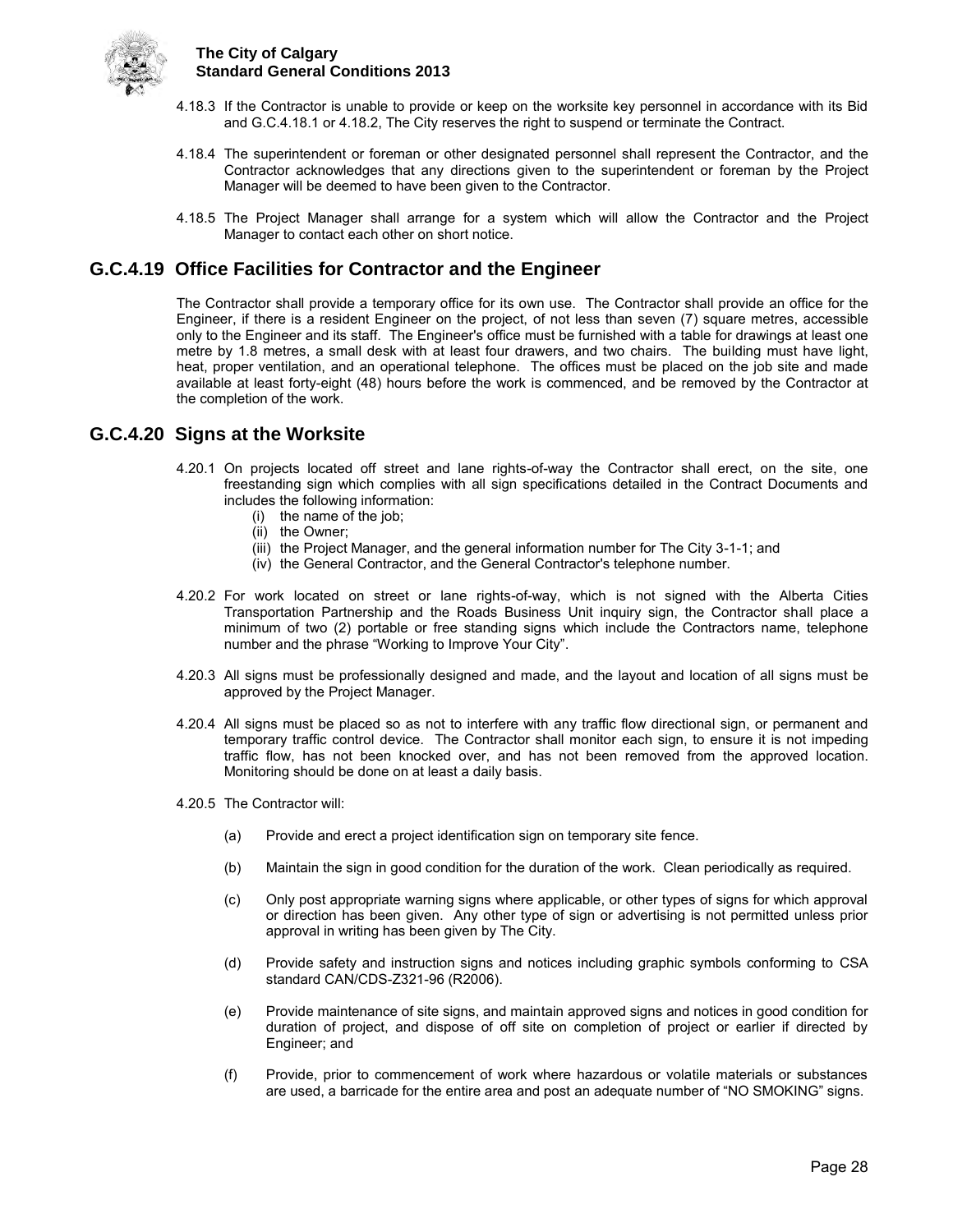4.18.3 If the Contractor is unable to provide or keep on the worksite key personnel in accordance with its Bid and G.C.4.18.1 or 4.18.2, The City reserves the right to suspend or terminate the Contract.

4.18.4 The superintendent or foreman or other designated personnel shall represent the Contractor, and the Contractor acknowledges that any directions given to the superintendent or foreman by the Project Manager will be deemed to have been given to the Contractor.

4.18.5 The Project Manager shall arrange for a system which will allow the Contractor and the Project Manager to contact each other on short notice.

## G.C.4.19 Office Facilities for Contractor and the Engineer

The Contractor shall provide a temporary office for its own use. The Contractor shall provide an office for the Engineer, if there is a resident Engineer on the project, of not less than seven (7) square metres, accessible only to the Engineer and its staff. The Engineer's office must be furnished with a table for drawings at least one metre by 1.8 metres, a small desk with at least four drawers, and two chairs. The building must have light, heat, proper ventilation, and an operational telephone. The offices must be placed on the job site and made available at least forty-eight (48) hours before the work is commenced, and be removed by the Contractor at the completion of the work.

## G.C.4.20 Signs at the Worksite

4.20.1 On projects located off street and lane rights-of-way the Contractor shall erect, on the site, one freestanding sign which complies with all sign specifications detailed in the Contract Documents and includes the following information:

(i) the name of the job;
(ii) the Owner;
(iii) the Project Manager, and the general information number for The City 3-1-1; and
(iv) the General Contractor, and the General Contractor's telephone number.

4.20.2 For work located on street or lane rights-of-way, which is not signed with the Alberta Cities Transportation Partnership and the Roads Business Unit inquiry sign, the Contractor shall place a minimum of two (2) portable or free standing signs which include the Contractors name, telephone number and the phrase “Working to Improve Your City”.

4.20.3 All signs must be professionally designed and made, and the layout and location of all signs must be approved by the Project Manager.

4.20.4 All signs must be placed so as not to interfere with any traffic flow directional sign, or permanent and temporary traffic control device. The Contractor shall monitor each sign, to ensure it is not impeding traffic flow, has not been knocked over, and has not been removed from the approved location. Monitoring should be done on at least a daily basis.

4.20.5 The Contractor will:

(a) Provide and erect a project identification sign on temporary site fence.

(b) Maintain the sign in good condition for the duration of the work. Clean periodically as required.

(c) Only post appropriate warning signs where applicable, or other types of signs for which approval or direction has been given. Any other type of sign or advertising is not permitted unless prior approval in writing has been given by The City.

(d) Provide safety and instruction signs and notices including graphic symbols conforming to CSA standard CAN/CDS-Z321-96 (R2006).

(e) Provide maintenance of site signs, and maintain approved signs and notices in good condition for duration of project, and dispose of off site on completion of project or earlier if directed by Engineer; and

(f) Provide, prior to commencement of work where hazardous or volatile materials or substances are used, a barricade for the entire area and post an adequate number of “NO SMOKING” signs.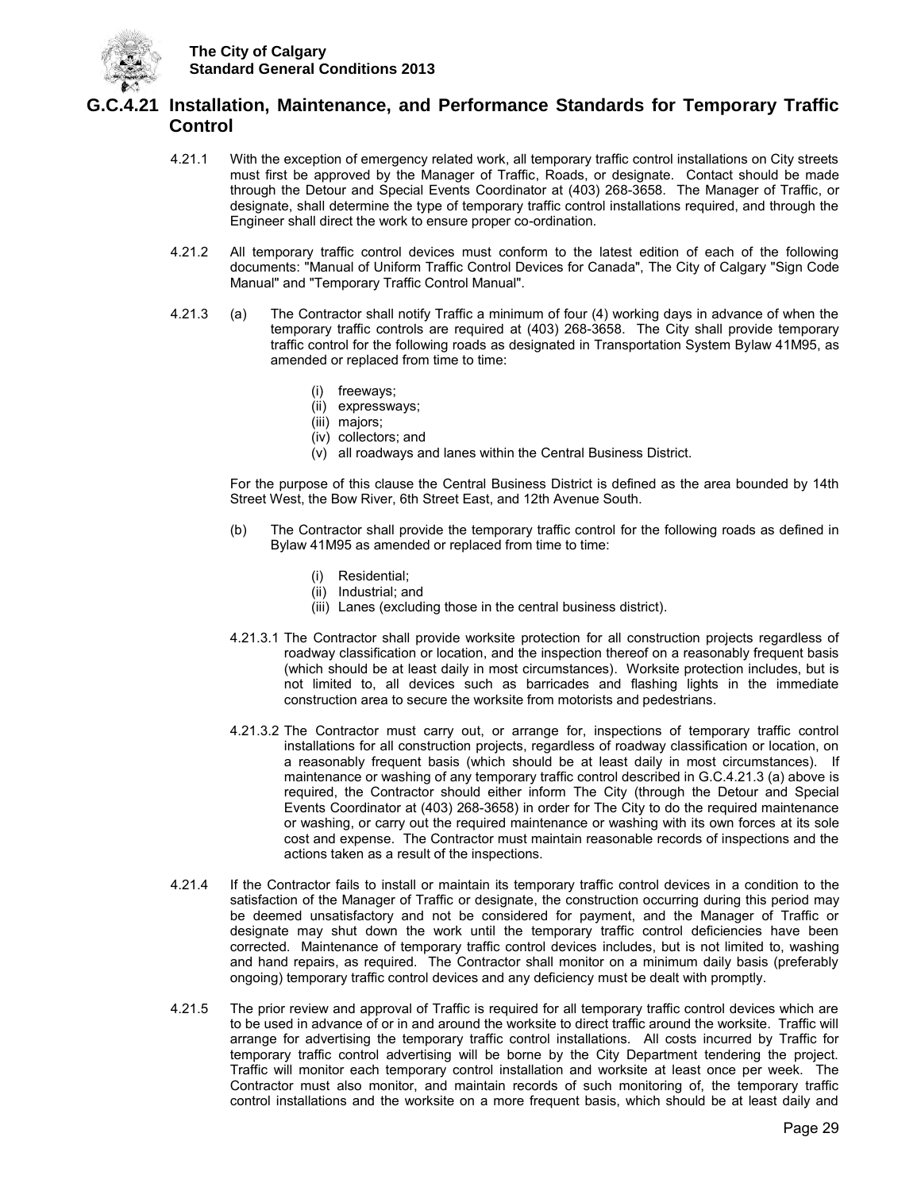## G.C.4.21 Installation, Maintenance, and Performance Standards for Temporary Traffic Control

4.21.1 With the exception of emergency related work, all temporary traffic control installations on City streets must first be approved by the Manager of Traffic, Roads, or designate. Contact should be made through the Detour and Special Events Coordinator at (403) 268-3658. The Manager of Traffic, or designate, shall determine the type of temporary traffic control installations required, and through the Engineer shall direct the work to ensure proper co-ordination.

4.21.2 All temporary traffic control devices must conform to the latest edition of each of the following documents: "Manual of Uniform Traffic Control Devices for Canada", The City of Calgary "Sign Code Manual" and "Temporary Traffic Control Manual".

4.21.3 (a) The Contractor shall notify Traffic a minimum of four (4) working days in advance of when the temporary traffic controls are required at (403) 268-3658. The City shall provide temporary traffic control for the following roads as designated in Transportation System Bylaw 41M95, as amended or replaced from time to time:

- (i) freeways;
- (ii) expressways;
- (iii) majors;
- (iv) collectors; and
- (v) all roadways and lanes within the Central Business District.

For the purpose of this clause the Central Business District is defined as the area bounded by 14th Street West, the Bow River, 6th Street East, and 12th Avenue South.

(b) The Contractor shall provide the temporary traffic control for the following roads as defined in Bylaw 41M95 as amended or replaced from time to time:

- (i) Residential;
- (ii) Industrial; and
- (iii) Lanes (excluding those in the central business district).

4.21.3.1 The Contractor shall provide worksite protection for all construction projects regardless of roadway classification or location, and the inspection thereof on a reasonably frequent basis (which should be at least daily in most circumstances). Worksite protection includes, but is not limited to, all devices such as barricades and flashing lights in the immediate construction area to secure the worksite from motorists and pedestrians.

4.21.3.2 The Contractor must carry out, or arrange for, inspections of temporary traffic control installations for all construction projects, regardless of roadway classification or location, on a reasonably frequent basis (which should be at least daily in most circumstances). If maintenance or washing of any temporary traffic control described in G.C.4.21.3 (a) above is required, the Contractor should either inform The City (through the Detour and Special Events Coordinator at (403) 268-3658) in order for The City to do the required maintenance or washing, or carry out the required maintenance or washing with its own forces at its sole cost and expense. The Contractor must maintain reasonable records of inspections and the actions taken as a result of the inspections.

4.21.4 If the Contractor fails to install or maintain its temporary traffic control devices in a condition to the satisfaction of the Manager of Traffic or designate, the construction occurring during this period may be deemed unsatisfactory and not be considered for payment, and the Manager of Traffic or designate may shut down the work until the temporary traffic control deficiencies have been corrected. Maintenance of temporary traffic control devices includes, but is not limited to, washing and hand repairs, as required. The Contractor shall monitor on a minimum daily basis (preferably ongoing) temporary traffic control devices and any deficiency must be dealt with promptly.

4.21.5 The prior review and approval of Traffic is required for all temporary traffic control devices which are to be used in advance of or in and around the worksite to direct traffic around the worksite. Traffic will arrange for advertising the temporary traffic control installations. All costs incurred by Traffic for temporary traffic control advertising will be borne by the City Department tendering the project. Traffic will monitor each temporary control installation and worksite at least once per week. The Contractor must also monitor, and maintain records of such monitoring of, the temporary traffic control installations and the worksite on a more frequent basis, which should be at least daily and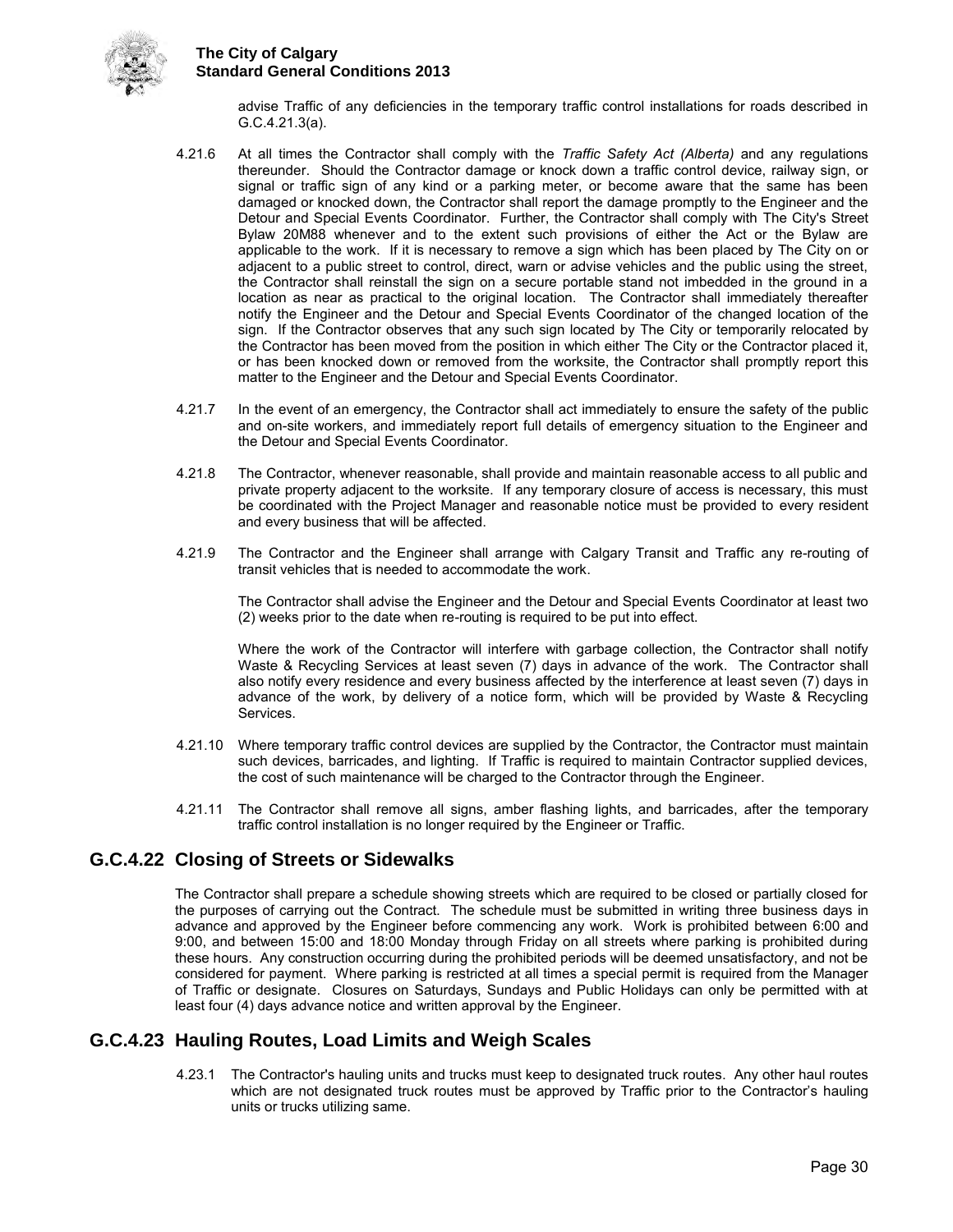advise Traffic of any deficiencies in the temporary traffic control installations for roads described in G.C.4.21.3(a).

4.21.6 At all times the Contractor shall comply with the *Traffic Safety Act (Alberta)* and any regulations thereunder. Should the Contractor damage or knock down a traffic control device, railway sign, or signal or traffic sign of any kind or a parking meter, or become aware that the same has been damaged or knocked down, the Contractor shall report the damage promptly to the Engineer and the Detour and Special Events Coordinator. Further, the Contractor shall comply with The City's Street Bylaw 20M88 whenever and to the extent such provisions of either the Act or the Bylaw are applicable to the work. If it is necessary to remove a sign which has been placed by The City on or adjacent to a public street to control, direct, warn or advise vehicles and the public using the street, the Contractor shall reinstall the sign on a secure portable stand not imbedded in the ground in a location as near as practical to the original location. The Contractor shall immediately thereafter notify the Engineer and the Detour and Special Events Coordinator of the changed location of the sign. If the Contractor observes that any such sign located by The City or temporarily relocated by the Contractor has been moved from the position in which either The City or the Contractor placed it, or has been knocked down or removed from the worksite, the Contractor shall promptly report this matter to the Engineer and the Detour and Special Events Coordinator.

4.21.7 In the event of an emergency, the Contractor shall act immediately to ensure the safety of the public and on-site workers, and immediately report full details of emergency situation to the Engineer and the Detour and Special Events Coordinator.

4.21.8 The Contractor, whenever reasonable, shall provide and maintain reasonable access to all public and private property adjacent to the worksite. If any temporary closure of access is necessary, this must be coordinated with the Project Manager and reasonable notice must be provided to every resident and every business that will be affected.

4.21.9 The Contractor and the Engineer shall arrange with Calgary Transit and Traffic any re-routing of transit vehicles that is needed to accommodate the work.

The Contractor shall advise the Engineer and the Detour and Special Events Coordinator at least two (2) weeks prior to the date when re-routing is required to be put into effect.

Where the work of the Contractor will interfere with garbage collection, the Contractor shall notify Waste & Recycling Services at least seven (7) days in advance of the work. The Contractor shall also notify every residence and every business affected by the interference at least seven (7) days in advance of the work, by delivery of a notice form, which will be provided by Waste & Recycling Services.

4.21.10 Where temporary traffic control devices are supplied by the Contractor, the Contractor must maintain such devices, barricades, and lighting. If Traffic is required to maintain Contractor supplied devices, the cost of such maintenance will be charged to the Contractor through the Engineer.

4.21.11 The Contractor shall remove all signs, amber flashing lights, and barricades, after the temporary traffic control installation is no longer required by the Engineer or Traffic.

## G.C.4.22 Closing of Streets or Sidewalks

The Contractor shall prepare a schedule showing streets which are required to be closed or partially closed for the purposes of carrying out the Contract. The schedule must be submitted in writing three business days in advance and approved by the Engineer before commencing any work. Work is prohibited between 6:00 and 9:00, and between 15:00 and 18:00 Monday through Friday on all streets where parking is prohibited during these hours. Any construction occurring during the prohibited periods will be deemed unsatisfactory, and not be considered for payment. Where parking is restricted at all times a special permit is required from the Manager of Traffic or designate. Closures on Saturdays, Sundays and Public Holidays can only be permitted with at least four (4) days advance notice and written approval by the Engineer.

## G.C.4.23 Hauling Routes, Load Limits and Weigh Scales

4.23.1 The Contractor's hauling units and trucks must keep to designated truck routes. Any other haul routes which are not designated truck routes must be approved by Traffic prior to the Contractor's hauling units or trucks utilizing same.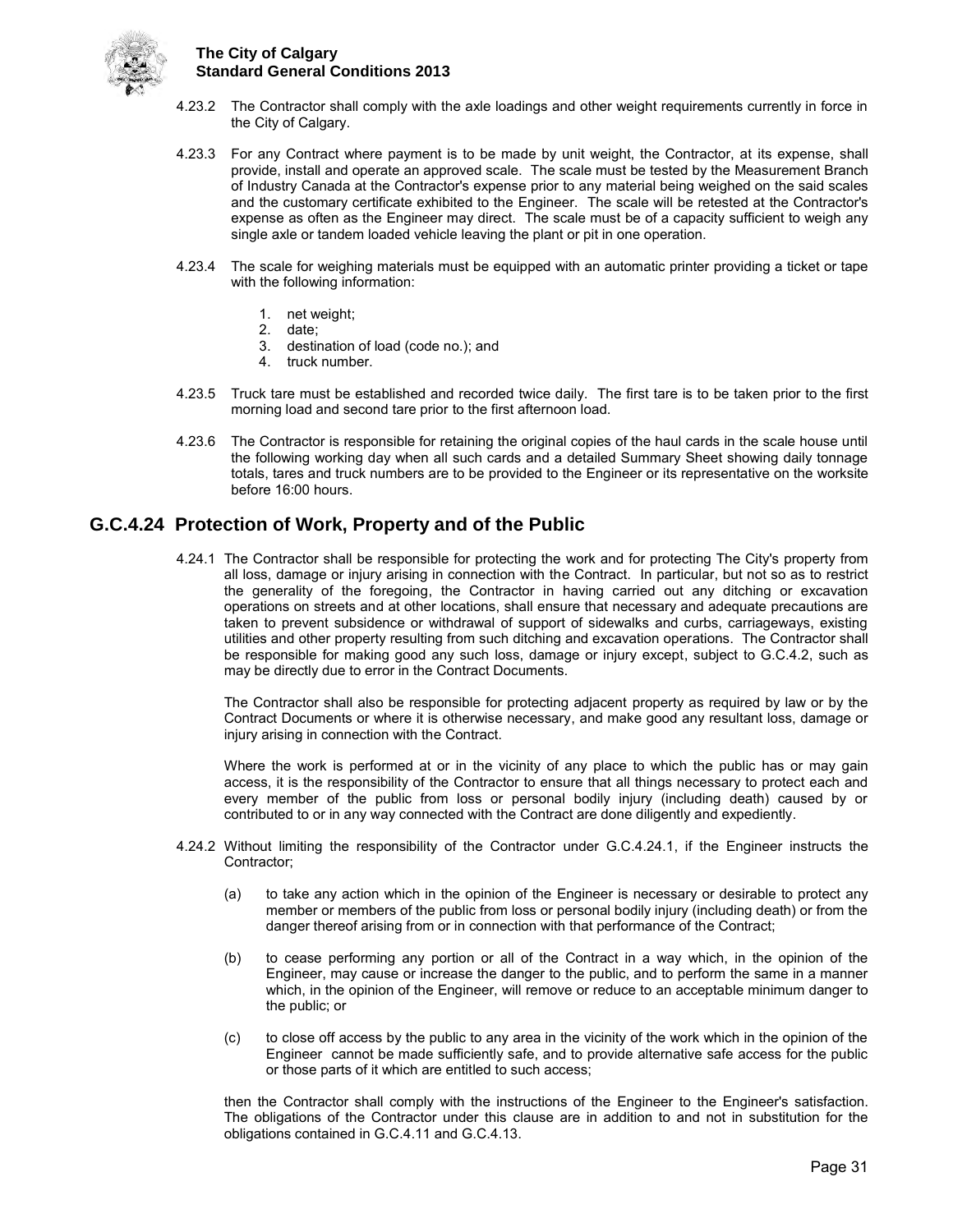4.23.2 The Contractor shall comply with the axle loadings and other weight requirements currently in force in the City of Calgary.

4.23.3 For any Contract where payment is to be made by unit weight, the Contractor, at its expense, shall provide, install and operate an approved scale. The scale must be tested by the Measurement Branch of Industry Canada at the Contractor's expense prior to any material being weighed on the said scales and the customary certificate exhibited to the Engineer. The scale will be retested at the Contractor's expense as often as the Engineer may direct. The scale must be of a capacity sufficient to weigh any single axle or tandem loaded vehicle leaving the plant or pit in one operation.

4.23.4 The scale for weighing materials must be equipped with an automatic printer providing a ticket or tape with the following information:

1. net weight;
2. date;
3. destination of load (code no.); and
4. truck number.

4.23.5 Truck tare must be established and recorded twice daily. The first tare is to be taken prior to the first morning load and second tare prior to the first afternoon load.

4.23.6 The Contractor is responsible for retaining the original copies of the haul cards in the scale house until the following working day when all such cards and a detailed Summary Sheet showing daily tonnage totals, tares and truck numbers are to be provided to the Engineer or its representative on the worksite before 16:00 hours.

## G.C.4.24 Protection of Work, Property and of the Public

4.24.1 The Contractor shall be responsible for protecting the work and for protecting The City's property from all loss, damage or injury arising in connection with the Contract. In particular, but not so as to restrict the generality of the foregoing, the Contractor in having carried out any ditching or excavation operations on streets and at other locations, shall ensure that necessary and adequate precautions are taken to prevent subsidence or withdrawal of support of sidewalks and curbs, carriageways, existing utilities and other property resulting from such ditching and excavation operations. The Contractor shall be responsible for making good any such loss, damage or injury except, subject to G.C.4.2, such as may be directly due to error in the Contract Documents.

The Contractor shall also be responsible for protecting adjacent property as required by law or by the Contract Documents or where it is otherwise necessary, and make good any resultant loss, damage or injury arising in connection with the Contract.

Where the work is performed at or in the vicinity of any place to which the public has or may gain access, it is the responsibility of the Contractor to ensure that all things necessary to protect each and every member of the public from loss or personal bodily injury (including death) caused by or contributed to or in any way connected with the Contract are done diligently and expediently.

4.24.2 Without limiting the responsibility of the Contractor under G.C.4.24.1, if the Engineer instructs the Contractor;

(a) to take any action which in the opinion of the Engineer is necessary or desirable to protect any member or members of the public from loss or personal bodily injury (including death) or from the danger thereof arising from or in connection with that performance of the Contract;

(b) to cease performing any portion or all of the Contract in a way which, in the opinion of the Engineer, may cause or increase the danger to the public, and to perform the same in a manner which, in the opinion of the Engineer, will remove or reduce to an acceptable minimum danger to the public; or

(c) to close off access by the public to any area in the vicinity of the work which in the opinion of the Engineer cannot be made sufficiently safe, and to provide alternative safe access for the public or those parts of it which are entitled to such access;

then the Contractor shall comply with the instructions of the Engineer to the Engineer's satisfaction. The obligations of the Contractor under this clause are in addition to and not in substitution for the obligations contained in G.C.4.11 and G.C.4.13.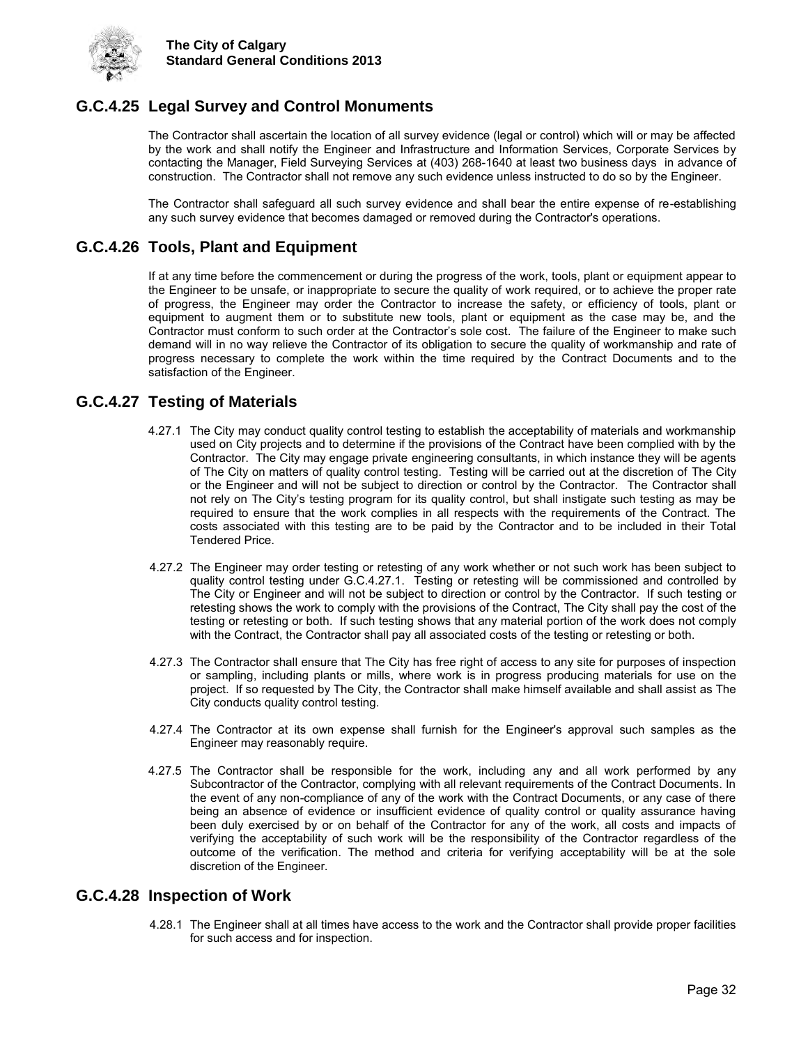## G.C.4.25 Legal Survey and Control Monuments

The Contractor shall ascertain the location of all survey evidence (legal or control) which will or may be affected by the work and shall notify the Engineer and Infrastructure and Information Services, Corporate Services by contacting the Manager, Field Surveying Services at (403) 268-1640 at least two business days in advance of construction. The Contractor shall not remove any such evidence unless instructed to do so by the Engineer.

The Contractor shall safeguard all such survey evidence and shall bear the entire expense of re-establishing any such survey evidence that becomes damaged or removed during the Contractor's operations.

## G.C.4.26 Tools, Plant and Equipment

If at any time before the commencement or during the progress of the work, tools, plant or equipment appear to the Engineer to be unsafe, or inappropriate to secure the quality of work required, or to achieve the proper rate of progress, the Engineer may order the Contractor to increase the safety, or efficiency of tools, plant or equipment to augment them or to substitute new tools, plant or equipment as the case may be, and the Contractor must conform to such order at the Contractor's sole cost. The failure of the Engineer to make such demand will in no way relieve the Contractor of its obligation to secure the quality of workmanship and rate of progress necessary to complete the work within the time required by the Contract Documents and to the satisfaction of the Engineer.

## G.C.4.27 Testing of Materials

4.27.1 The City may conduct quality control testing to establish the acceptability of materials and workmanship used on City projects and to determine if the provisions of the Contract have been complied with by the Contractor. The City may engage private engineering consultants, in which instance they will be agents of The City on matters of quality control testing. Testing will be carried out at the discretion of The City or the Engineer and will not be subject to direction or control by the Contractor. The Contractor shall not rely on The City's testing program for its quality control, but shall instigate such testing as may be required to ensure that the work complies in all respects with the requirements of the Contract. The costs associated with this testing are to be paid by the Contractor and to be included in their Total Tendered Price.

4.27.2 The Engineer may order testing or retesting of any work whether or not such work has been subject to quality control testing under G.C.4.27.1. Testing or retesting will be commissioned and controlled by The City or Engineer and will not be subject to direction or control by the Contractor. If such testing or retesting shows the work to comply with the provisions of the Contract, The City shall pay the cost of the testing or retesting or both. If such testing shows that any material portion of the work does not comply with the Contract, the Contractor shall pay all associated costs of the testing or retesting or both.

4.27.3 The Contractor shall ensure that The City has free right of access to any site for purposes of inspection or sampling, including plants or mills, where work is in progress producing materials for use on the project. If so requested by The City, the Contractor shall make himself available and shall assist as The City conducts quality control testing.

4.27.4 The Contractor at its own expense shall furnish for the Engineer's approval such samples as the Engineer may reasonably require.

4.27.5 The Contractor shall be responsible for the work, including any and all work performed by any Subcontractor of the Contractor, complying with all relevant requirements of the Contract Documents. In the event of any non-compliance of any of the work with the Contract Documents, or any case of there being an absence of evidence or insufficient evidence of quality control or quality assurance having been duly exercised by or on behalf of the Contractor for any of the work, all costs and impacts of verifying the acceptability of such work will be the responsibility of the Contractor regardless of the outcome of the verification. The method and criteria for verifying acceptability will be at the sole discretion of the Engineer.

## G.C.4.28 Inspection of Work

4.28.1 The Engineer shall at all times have access to the work and the Contractor shall provide proper facilities for such access and for inspection.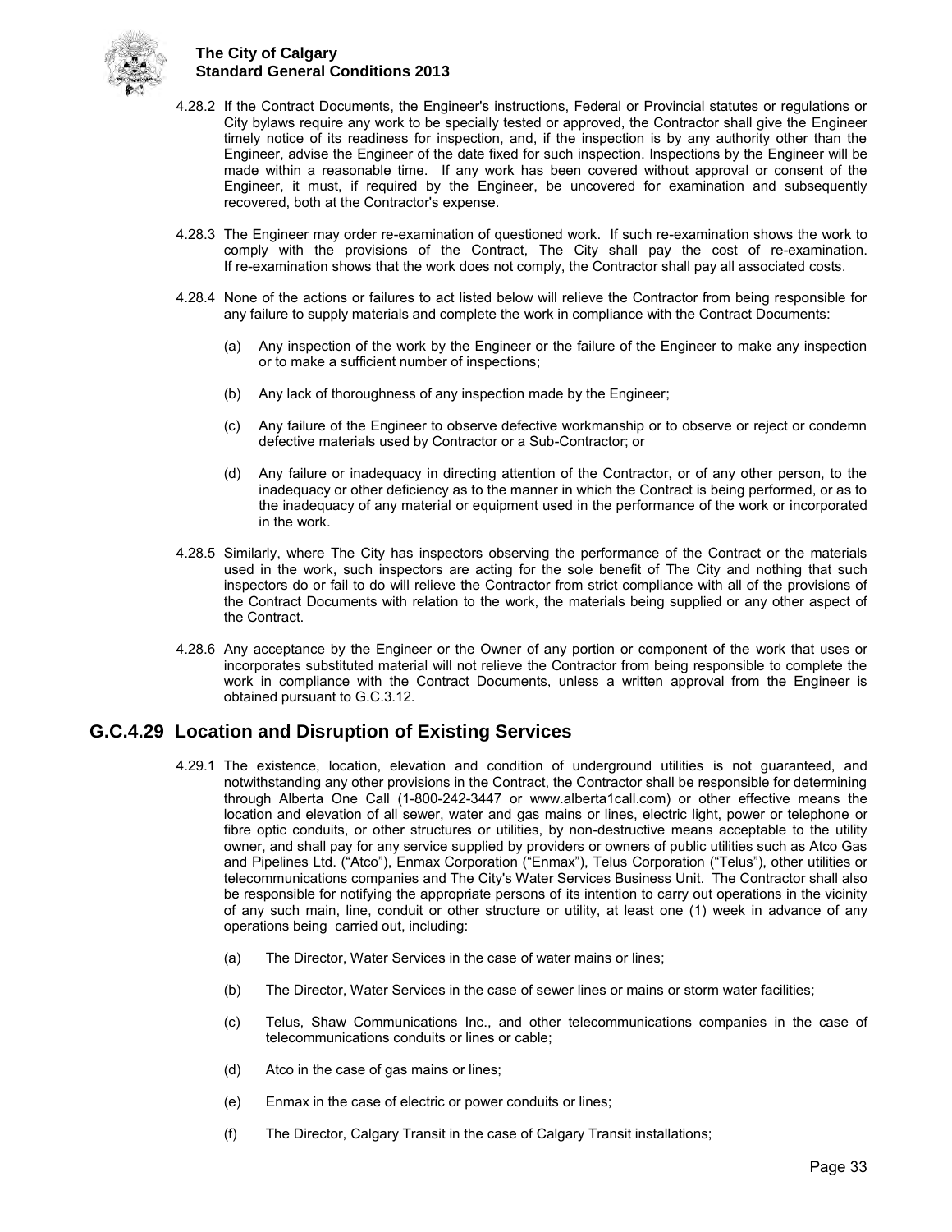4.28.2 If the Contract Documents, the Engineer's instructions, Federal or Provincial statutes or regulations or City bylaws require any work to be specially tested or approved, the Contractor shall give the Engineer timely notice of its readiness for inspection, and, if the inspection is by any authority other than the Engineer, advise the Engineer of the date fixed for such inspection. Inspections by the Engineer will be made within a reasonable time. If any work has been covered without approval or consent of the Engineer, it must, if required by the Engineer, be uncovered for examination and subsequently recovered, both at the Contractor's expense.

4.28.3 The Engineer may order re-examination of questioned work. If such re-examination shows the work to comply with the provisions of the Contract, The City shall pay the cost of re-examination. If re-examination shows that the work does not comply, the Contractor shall pay all associated costs.

4.28.4 None of the actions or failures to act listed below will relieve the Contractor from being responsible for any failure to supply materials and complete the work in compliance with the Contract Documents:

(a) Any inspection of the work by the Engineer or the failure of the Engineer to make any inspection or to make a sufficient number of inspections;

(b) Any lack of thoroughness of any inspection made by the Engineer;

(c) Any failure of the Engineer to observe defective workmanship or to observe or reject or condemn defective materials used by Contractor or a Sub-Contractor; or

(d) Any failure or inadequacy in directing attention of the Contractor, or of any other person, to the inadequacy or other deficiency as to the manner in which the Contract is being performed, or as to the inadequacy of any material or equipment used in the performance of the work or incorporated in the work.

4.28.5 Similarly, where The City has inspectors observing the performance of the Contract or the materials used in the work, such inspectors are acting for the sole benefit of The City and nothing that such inspectors do or fail to do will relieve the Contractor from strict compliance with all of the provisions of the Contract Documents with relation to the work, the materials being supplied or any other aspect of the Contract.

4.28.6 Any acceptance by the Engineer or the Owner of any portion or component of the work that uses or incorporates substituted material will not relieve the Contractor from being responsible to complete the work in compliance with the Contract Documents, unless a written approval from the Engineer is obtained pursuant to G.C.3.12.

## G.C.4.29 Location and Disruption of Existing Services

4.29.1 The existence, location, elevation and condition of underground utilities is not guaranteed, and notwithstanding any other provisions in the Contract, the Contractor shall be responsible for determining through Alberta One Call (1-800-242-3447 or www.alberta1call.com) or other effective means the location and elevation of all sewer, water and gas mains or lines, electric light, power or telephone or fibre optic conduits, or other structures or utilities, by non-destructive means acceptable to the utility owner, and shall pay for any service supplied by providers or owners of public utilities such as Atco Gas and Pipelines Ltd. ("Atco"), Enmax Corporation ("Enmax"), Telus Corporation ("Telus"), other utilities or telecommunications companies and The City's Water Services Business Unit. The Contractor shall also be responsible for notifying the appropriate persons of its intention to carry out operations in the vicinity of any such main, line, conduit or other structure or utility, at least one (1) week in advance of any operations being carried out, including:

(a) The Director, Water Services in the case of water mains or lines;

(b) The Director, Water Services in the case of sewer lines or mains or storm water facilities;

(c) Telus, Shaw Communications Inc., and other telecommunications companies in the case of telecommunications conduits or lines or cable;

(d) Atco in the case of gas mains or lines;

(e) Enmax in the case of electric or power conduits or lines;

(f) The Director, Calgary Transit in the case of Calgary Transit installations;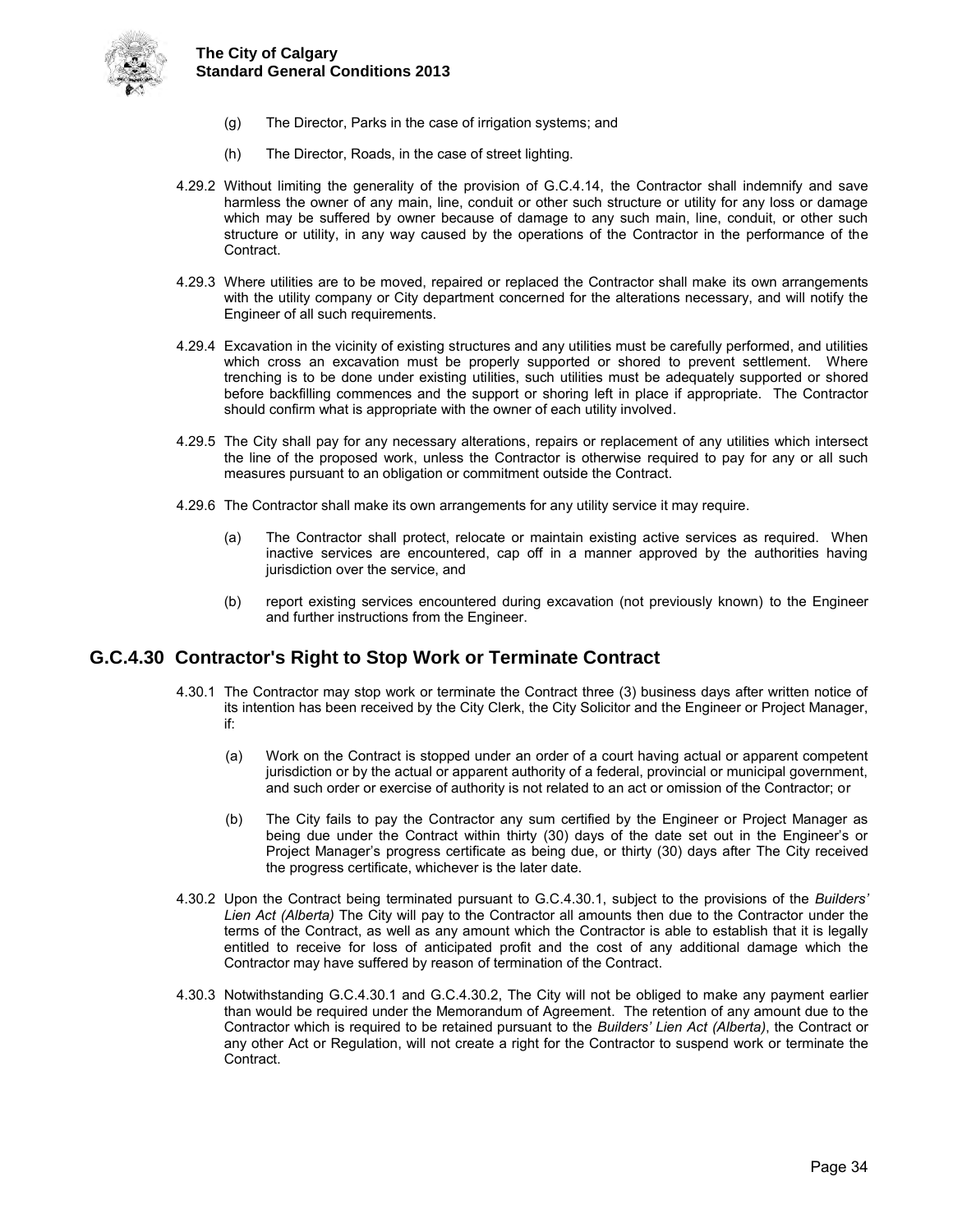(g) The Director, Parks in the case of irrigation systems; and

(h) The Director, Roads, in the case of street lighting.

4.29.2 Without limiting the generality of the provision of G.C.4.14, the Contractor shall indemnify and save harmless the owner of any main, line, conduit or other such structure or utility for any loss or damage which may be suffered by owner because of damage to any such main, line, conduit, or other such structure or utility, in any way caused by the operations of the Contractor in the performance of the Contract.

4.29.3 Where utilities are to be moved, repaired or replaced the Contractor shall make its own arrangements with the utility company or City department concerned for the alterations necessary, and will notify the Engineer of all such requirements.

4.29.4 Excavation in the vicinity of existing structures and any utilities must be carefully performed, and utilities which cross an excavation must be properly supported or shored to prevent settlement. Where trenching is to be done under existing utilities, such utilities must be adequately supported or shored before backfilling commences and the support or shoring left in place if appropriate. The Contractor should confirm what is appropriate with the owner of each utility involved.

4.29.5 The City shall pay for any necessary alterations, repairs or replacement of any utilities which intersect the line of the proposed work, unless the Contractor is otherwise required to pay for any or all such measures pursuant to an obligation or commitment outside the Contract.

4.29.6 The Contractor shall make its own arrangements for any utility service it may require.

(a) The Contractor shall protect, relocate or maintain existing active services as required. When inactive services are encountered, cap off in a manner approved by the authorities having jurisdiction over the service, and

(b) report existing services encountered during excavation (not previously known) to the Engineer and further instructions from the Engineer.

## G.C.4.30 Contractor's Right to Stop Work or Terminate Contract

4.30.1 The Contractor may stop work or terminate the Contract three (3) business days after written notice of its intention has been received by the City Clerk, the City Solicitor and the Engineer or Project Manager, if:

(a) Work on the Contract is stopped under an order of a court having actual or apparent competent jurisdiction or by the actual or apparent authority of a federal, provincial or municipal government, and such order or exercise of authority is not related to an act or omission of the Contractor; or

(b) The City fails to pay the Contractor any sum certified by the Engineer or Project Manager as being due under the Contract within thirty (30) days of the date set out in the Engineer's or Project Manager's progress certificate as being due, or thirty (30) days after The City received the progress certificate, whichever is the later date.

4.30.2 Upon the Contract being terminated pursuant to G.C.4.30.1, subject to the provisions of the *Builders' Lien Act (Alberta)* The City will pay to the Contractor all amounts then due to the Contractor under the terms of the Contract, as well as any amount which the Contractor is able to establish that it is legally entitled to receive for loss of anticipated profit and the cost of any additional damage which the Contractor may have suffered by reason of termination of the Contract.

4.30.3 Notwithstanding G.C.4.30.1 and G.C.4.30.2, The City will not be obliged to make any payment earlier than would be required under the Memorandum of Agreement. The retention of any amount due to the Contractor which is required to be retained pursuant to the *Builders' Lien Act (Alberta)*, the Contract or any other Act or Regulation, will not create a right for the Contractor to suspend work or terminate the Contract.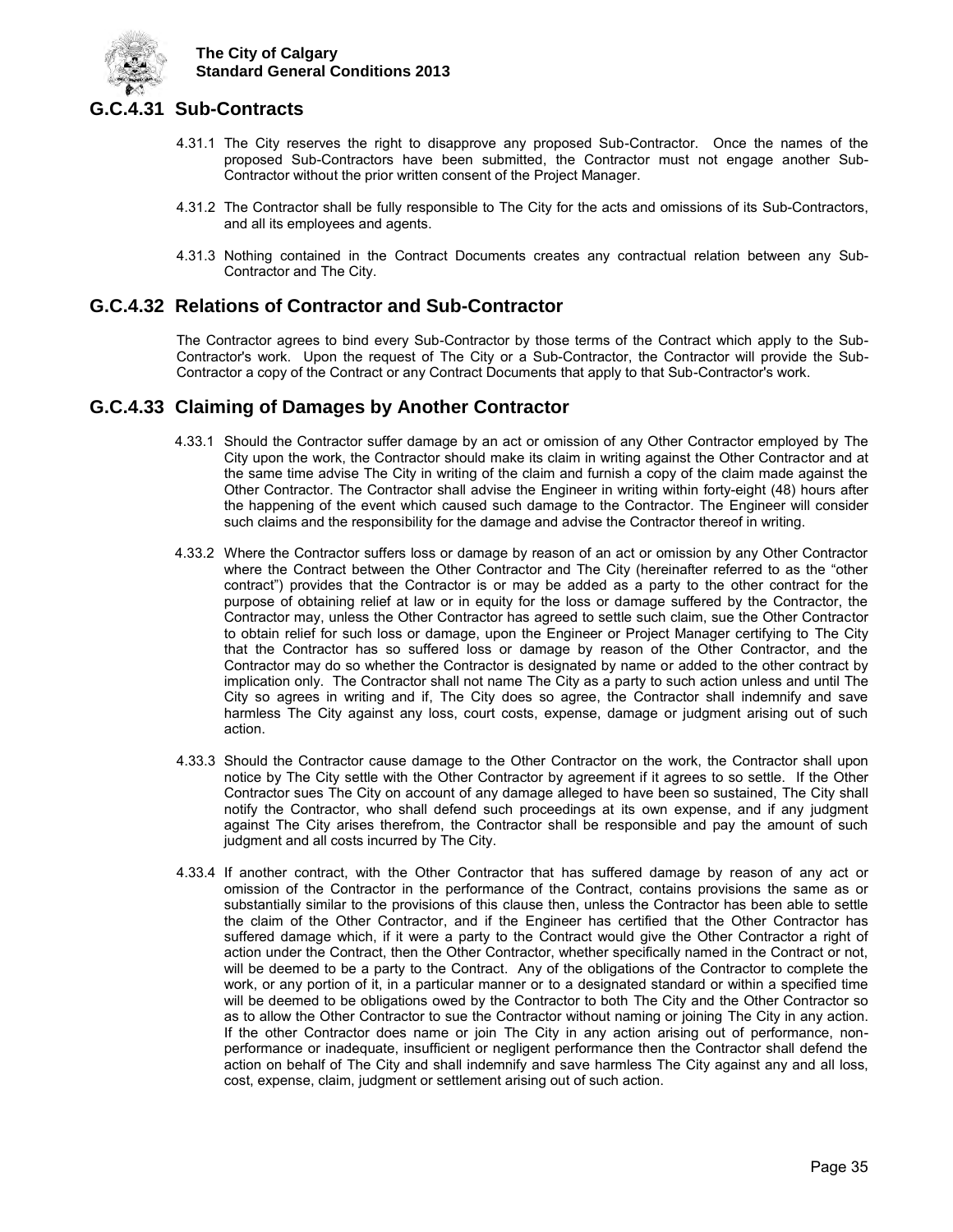## G.C.4.31 Sub-Contracts

4.31.1 The City reserves the right to disapprove any proposed Sub-Contractor. Once the names of the proposed Sub-Contractors have been submitted, the Contractor must not engage another Sub-Contractor without the prior written consent of the Project Manager.

4.31.2 The Contractor shall be fully responsible to The City for the acts and omissions of its Sub-Contractors, and all its employees and agents.

4.31.3 Nothing contained in the Contract Documents creates any contractual relation between any Sub-Contractor and The City.

## G.C.4.32 Relations of Contractor and Sub-Contractor

The Contractor agrees to bind every Sub-Contractor by those terms of the Contract which apply to the Sub-Contractor's work. Upon the request of The City or a Sub-Contractor, the Contractor will provide the Sub-Contractor a copy of the Contract or any Contract Documents that apply to that Sub-Contractor's work.

## G.C.4.33 Claiming of Damages by Another Contractor

4.33.1 Should the Contractor suffer damage by an act or omission of any Other Contractor employed by The City upon the work, the Contractor should make its claim in writing against the Other Contractor and at the same time advise The City in writing of the claim and furnish a copy of the claim made against the Other Contractor. The Contractor shall advise the Engineer in writing within forty-eight (48) hours after the happening of the event which caused such damage to the Contractor. The Engineer will consider such claims and the responsibility for the damage and advise the Contractor thereof in writing.

4.33.2 Where the Contractor suffers loss or damage by reason of an act or omission by any Other Contractor where the Contract between the Other Contractor and The City (hereinafter referred to as the "other contract") provides that the Contractor is or may be added as a party to the other contract for the purpose of obtaining relief at law or in equity for the loss or damage suffered by the Contractor, the Contractor may, unless the Other Contractor has agreed to settle such claim, sue the Other Contractor to obtain relief for such loss or damage, upon the Engineer or Project Manager certifying to The City that the Contractor has so suffered loss or damage by reason of the Other Contractor, and the Contractor may do so whether the Contractor is designated by name or added to the other contract by implication only. The Contractor shall not name The City as a party to such action unless and until The City so agrees in writing and if, The City does so agree, the Contractor shall indemnify and save harmless The City against any loss, court costs, expense, damage or judgment arising out of such action.

4.33.3 Should the Contractor cause damage to the Other Contractor on the work, the Contractor shall upon notice by The City settle with the Other Contractor by agreement if it agrees to so settle. If the Other Contractor sues The City on account of any damage alleged to have been so sustained, The City shall notify the Contractor, who shall defend such proceedings at its own expense, and if any judgment against The City arises therefrom, the Contractor shall be responsible and pay the amount of such judgment and all costs incurred by The City.

4.33.4 If another contract, with the Other Contractor that has suffered damage by reason of any act or omission of the Contractor in the performance of the Contract, contains provisions the same as or substantially similar to the provisions of this clause then, unless the Contractor has been able to settle the claim of the Other Contractor, and if the Engineer has certified that the Other Contractor has suffered damage which, if it were a party to the Contract would give the Other Contractor a right of action under the Contract, then the Other Contractor, whether specifically named in the Contract or not, will be deemed to be a party to the Contract. Any of the obligations of the Contractor to complete the work, or any portion of it, in a particular manner or to a designated standard or within a specified time will be deemed to be obligations owed by the Contractor to both The City and the Other Contractor so as to allow the Other Contractor to sue the Contractor without naming or joining The City in any action. If the other Contractor does name or join The City in any action arising out of performance, non-performance or inadequate, insufficient or negligent performance then the Contractor shall defend the action on behalf of The City and shall indemnify and save harmless The City against any and all loss, cost, expense, claim, judgment or settlement arising out of such action.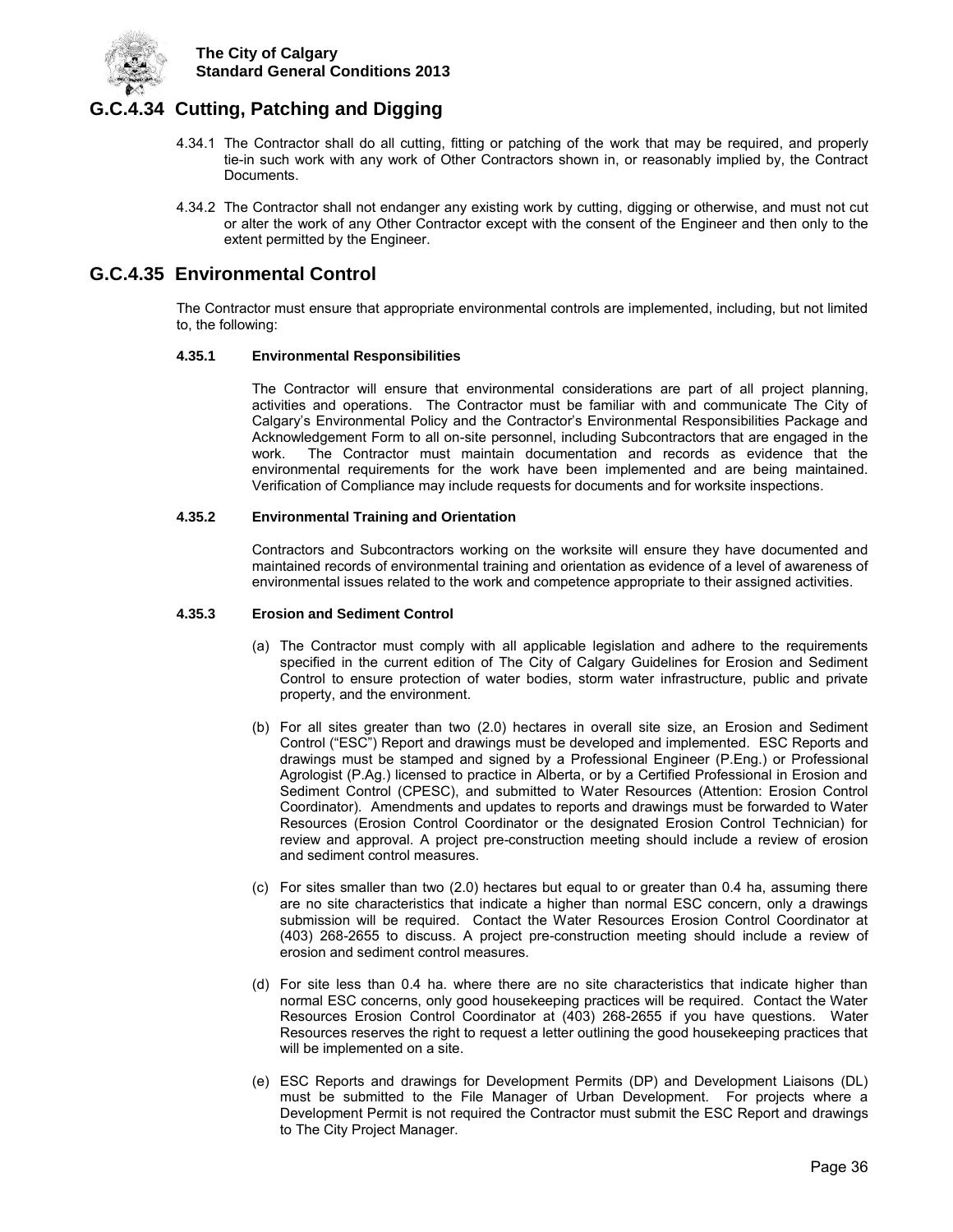## G.C.4.34 Cutting, Patching and Digging

4.34.1 The Contractor shall do all cutting, fitting or patching of the work that may be required, and properly tie-in such work with any work of Other Contractors shown in, or reasonably implied by, the Contract Documents.

4.34.2 The Contractor shall not endanger any existing work by cutting, digging or otherwise, and must not cut or alter the work of any Other Contractor except with the consent of the Engineer and then only to the extent permitted by the Engineer.

## G.C.4.35 Environmental Control

The Contractor must ensure that appropriate environmental controls are implemented, including, but not limited to, the following:

#### 4.35.1 Environmental Responsibilities

The Contractor will ensure that environmental considerations are part of all project planning, activities and operations. The Contractor must be familiar with and communicate The City of Calgary's Environmental Policy and the Contractor's Environmental Responsibilities Package and Acknowledgement Form to all on-site personnel, including Subcontractors that are engaged in the work. The Contractor must maintain documentation and records as evidence that the environmental requirements for the work have been implemented and are being maintained. Verification of Compliance may include requests for documents and for worksite inspections.

#### 4.35.2 Environmental Training and Orientation

Contractors and Subcontractors working on the worksite will ensure they have documented and maintained records of environmental training and orientation as evidence of a level of awareness of environmental issues related to the work and competence appropriate to their assigned activities.

#### 4.35.3 Erosion and Sediment Control

(a) The Contractor must comply with all applicable legislation and adhere to the requirements specified in the current edition of The City of Calgary Guidelines for Erosion and Sediment Control to ensure protection of water bodies, storm water infrastructure, public and private property, and the environment.

(b) For all sites greater than two (2.0) hectares in overall site size, an Erosion and Sediment Control ("ESC") Report and drawings must be developed and implemented. ESC Reports and drawings must be stamped and signed by a Professional Engineer (P.Eng.) or Professional Agrologist (P.Ag.) licensed to practice in Alberta, or by a Certified Professional in Erosion and Sediment Control (CPESC), and submitted to Water Resources (Attention: Erosion Control Coordinator). Amendments and updates to reports and drawings must be forwarded to Water Resources (Erosion Control Coordinator or the designated Erosion Control Technician) for review and approval. A project pre-construction meeting should include a review of erosion and sediment control measures.

(c) For sites smaller than two (2.0) hectares but equal to or greater than 0.4 ha, assuming there are no site characteristics that indicate a higher than normal ESC concern, only a drawings submission will be required. Contact the Water Resources Erosion Control Coordinator at (403) 268-2655 to discuss. A project pre-construction meeting should include a review of erosion and sediment control measures.

(d) For site less than 0.4 ha. where there are no site characteristics that indicate higher than normal ESC concerns, only good housekeeping practices will be required. Contact the Water Resources Erosion Control Coordinator at (403) 268-2655 if you have questions. Water Resources reserves the right to request a letter outlining the good housekeeping practices that will be implemented on a site.

(e) ESC Reports and drawings for Development Permits (DP) and Development Liaisons (DL) must be submitted to the File Manager of Urban Development. For projects where a Development Permit is not required the Contractor must submit the ESC Report and drawings to The City Project Manager.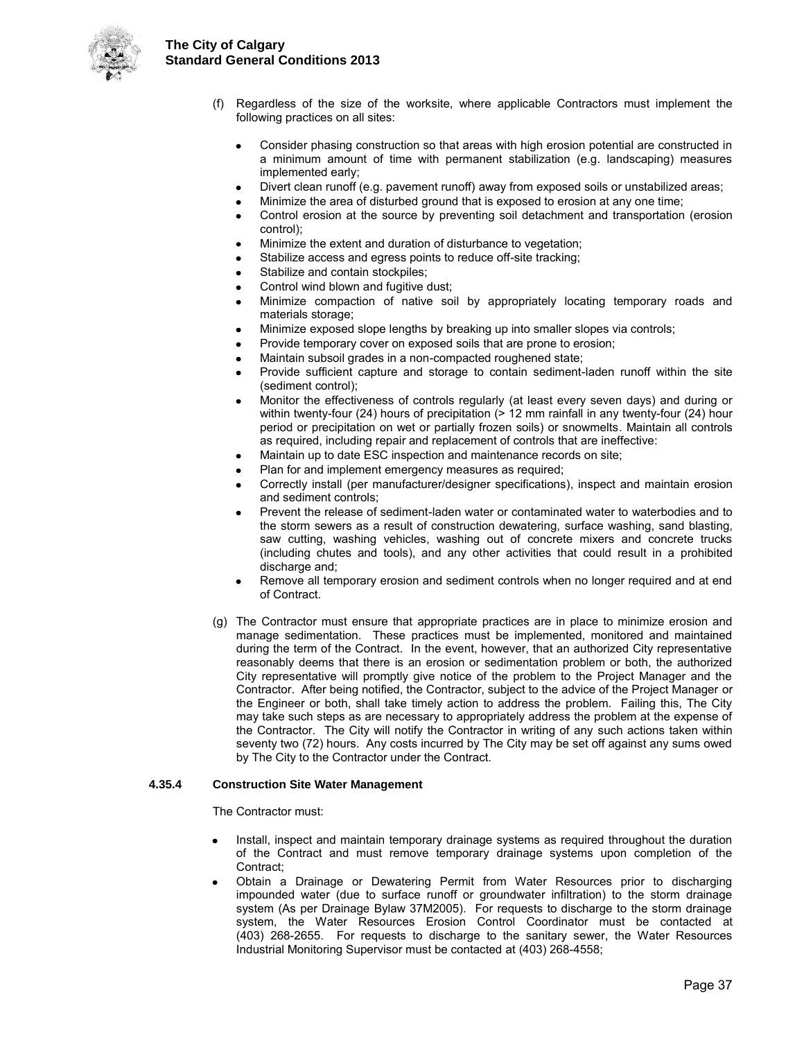(f) Regardless of the size of the worksite, where applicable Contractors must implement the following practices on all sites:

- Consider phasing construction so that areas with high erosion potential are constructed in a minimum amount of time with permanent stabilization (e.g. landscaping) measures implemented early;
- Divert clean runoff (e.g. pavement runoff) away from exposed soils or unstabilized areas;
- Minimize the area of disturbed ground that is exposed to erosion at any one time;
- Control erosion at the source by preventing soil detachment and transportation (erosion control);
- Minimize the extent and duration of disturbance to vegetation;
- Stabilize access and egress points to reduce off-site tracking;
- Stabilize and contain stockpiles;
- Control wind blown and fugitive dust;
- Minimize compaction of native soil by appropriately locating temporary roads and materials storage;
- Minimize exposed slope lengths by breaking up into smaller slopes via controls;
- Provide temporary cover on exposed soils that are prone to erosion;
- Maintain subsoil grades in a non-compacted roughened state;
- Provide sufficient capture and storage to contain sediment-laden runoff within the site (sediment control);
- Monitor the effectiveness of controls regularly (at least every seven days) and during or within twenty-four (24) hours of precipitation (> 12 mm rainfall in any twenty-four (24) hour period or precipitation on wet or partially frozen soils) or snowmelts. Maintain all controls as required, including repair and replacement of controls that are ineffective:
- Maintain up to date ESC inspection and maintenance records on site;
- Plan for and implement emergency measures as required;
- Correctly install (per manufacturer/designer specifications), inspect and maintain erosion and sediment controls;
- Prevent the release of sediment-laden water or contaminated water to waterbodies and to the storm sewers as a result of construction dewatering, surface washing, sand blasting, saw cutting, washing vehicles, washing out of concrete mixers and concrete trucks (including chutes and tools), and any other activities that could result in a prohibited discharge and;
- Remove all temporary erosion and sediment controls when no longer required and at end of Contract.

(g) The Contractor must ensure that appropriate practices are in place to minimize erosion and manage sedimentation. These practices must be implemented, monitored and maintained during the term of the Contract. In the event, however, that an authorized City representative reasonably deems that there is an erosion or sedimentation problem or both, the authorized City representative will promptly give notice of the problem to the Project Manager and the Contractor. After being notified, the Contractor, subject to the advice of the Project Manager or the Engineer or both, shall take timely action to address the problem. Failing this, The City may take such steps as are necessary to appropriately address the problem at the expense of the Contractor. The City will notify the Contractor in writing of any such actions taken within seventy two (72) hours. Any costs incurred by The City may be set off against any sums owed by The City to the Contractor under the Contract.

### 4.35.4 Construction Site Water Management

The Contractor must:

- Install, inspect and maintain temporary drainage systems as required throughout the duration of the Contract and must remove temporary drainage systems upon completion of the Contract;
- Obtain a Drainage or Dewatering Permit from Water Resources prior to discharging impounded water (due to surface runoff or groundwater infiltration) to the storm drainage system (As per Drainage Bylaw 37M2005). For requests to discharge to the storm drainage system, the Water Resources Erosion Control Coordinator must be contacted at (403) 268-2655. For requests to discharge to the sanitary sewer, the Water Resources Industrial Monitoring Supervisor must be contacted at (403) 268-4558;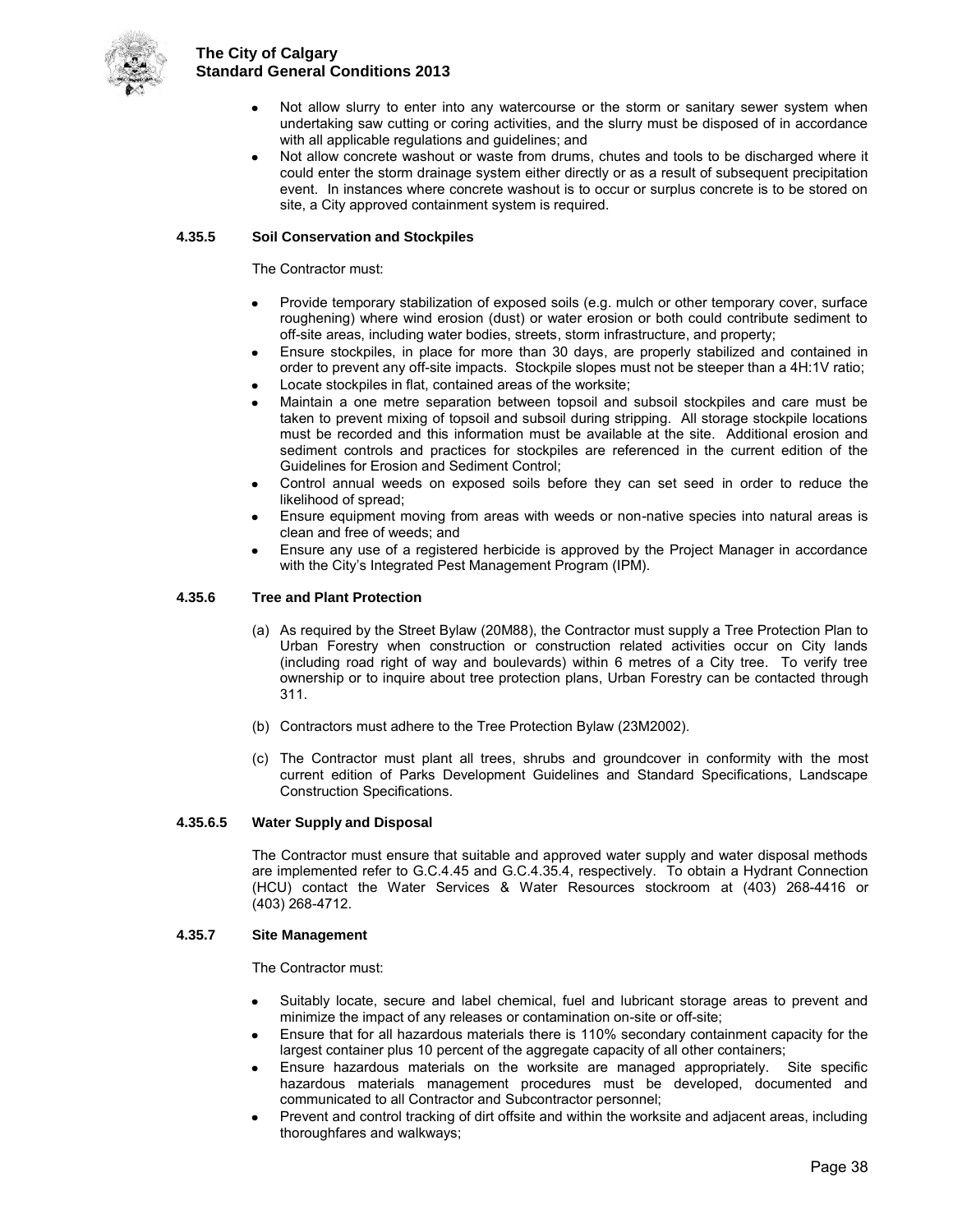- Not allow slurry to enter into any watercourse or the storm or sanitary sewer system when undertaking saw cutting or coring activities, and the slurry must be disposed of in accordance with all applicable regulations and guidelines; and
- Not allow concrete washout or waste from drums, chutes and tools to be discharged where it could enter the storm drainage system either directly or as a result of subsequent precipitation event. In instances where concrete washout is to occur or surplus concrete is to be stored on site, a City approved containment system is required.

#### 4.35.5 Soil Conservation and Stockpiles

The Contractor must:

- Provide temporary stabilization of exposed soils (e.g. mulch or other temporary cover, surface roughening) where wind erosion (dust) or water erosion or both could contribute sediment to off-site areas, including water bodies, streets, storm infrastructure, and property;
- Ensure stockpiles, in place for more than 30 days, are properly stabilized and contained in order to prevent any off-site impacts. Stockpile slopes must not be steeper than a 4H:1V ratio;
- Locate stockpiles in flat, contained areas of the worksite;
- Maintain a one metre separation between topsoil and subsoil stockpiles and care must be taken to prevent mixing of topsoil and subsoil during stripping. All storage stockpile locations must be recorded and this information must be available at the site. Additional erosion and sediment controls and practices for stockpiles are referenced in the current edition of the Guidelines for Erosion and Sediment Control;
- Control annual weeds on exposed soils before they can set seed in order to reduce the likelihood of spread;
- Ensure equipment moving from areas with weeds or non-native species into natural areas is clean and free of weeds; and
- Ensure any use of a registered herbicide is approved by the Project Manager in accordance with the City's Integrated Pest Management Program (IPM).

#### 4.35.6 Tree and Plant Protection

(a) As required by the Street Bylaw (20M88), the Contractor must supply a Tree Protection Plan to Urban Forestry when construction or construction related activities occur on City lands (including road right of way and boulevards) within 6 metres of a City tree. To verify tree ownership or to inquire about tree protection plans, Urban Forestry can be contacted through 311.

(b) Contractors must adhere to the Tree Protection Bylaw (23M2002).

(c) The Contractor must plant all trees, shrubs and groundcover in conformity with the most current edition of Parks Development Guidelines and Standard Specifications, Landscape Construction Specifications.

#### 4.35.6.5 Water Supply and Disposal

The Contractor must ensure that suitable and approved water supply and water disposal methods are implemented refer to G.C.4.45 and G.C.4.35.4, respectively. To obtain a Hydrant Connection (HCU) contact the Water Services & Water Resources stockroom at (403) 268-4416 or (403) 268-4712.

#### 4.35.7 Site Management

The Contractor must:

- Suitably locate, secure and label chemical, fuel and lubricant storage areas to prevent and minimize the impact of any releases or contamination on-site or off-site;
- Ensure that for all hazardous materials there is 110% secondary containment capacity for the largest container plus 10 percent of the aggregate capacity of all other containers;
- Ensure hazardous materials on the worksite are managed appropriately. Site specific hazardous materials management procedures must be developed, documented and communicated to all Contractor and Subcontractor personnel;
- Prevent and control tracking of dirt offsite and within the worksite and adjacent areas, including thoroughfares and walkways;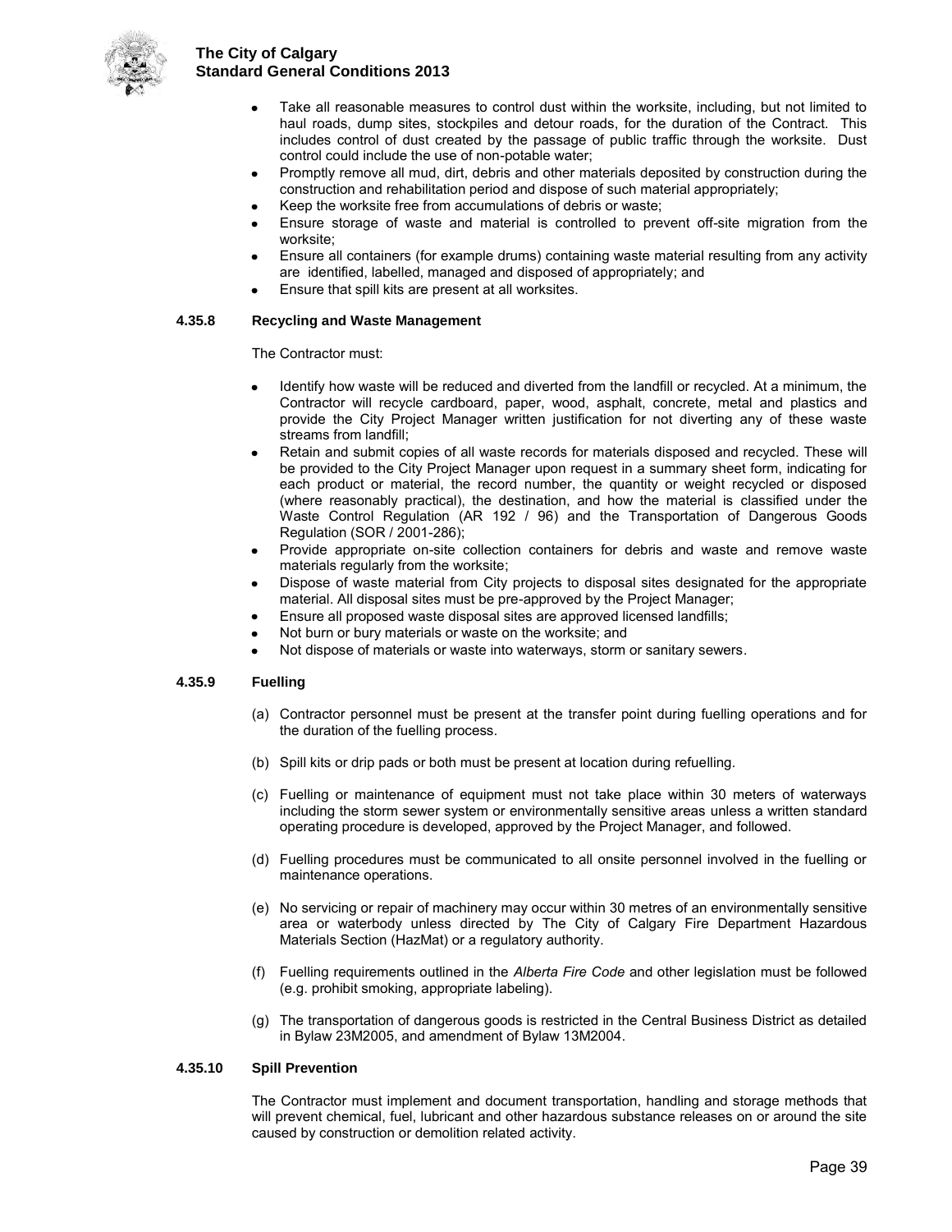- Take all reasonable measures to control dust within the worksite, including, but not limited to haul roads, dump sites, stockpiles and detour roads, for the duration of the Contract. This includes control of dust created by the passage of public traffic through the worksite. Dust control could include the use of non-potable water;
- Promptly remove all mud, dirt, debris and other materials deposited by construction during the construction and rehabilitation period and dispose of such material appropriately;
- Keep the worksite free from accumulations of debris or waste;
- Ensure storage of waste and material is controlled to prevent off-site migration from the worksite;
- Ensure all containers (for example drums) containing waste material resulting from any activity are identified, labelled, managed and disposed of appropriately; and
- Ensure that spill kits are present at all worksites.

#### 4.35.8 Recycling and Waste Management

The Contractor must:

- Identify how waste will be reduced and diverted from the landfill or recycled. At a minimum, the Contractor will recycle cardboard, paper, wood, asphalt, concrete, metal and plastics and provide the City Project Manager written justification for not diverting any of these waste streams from landfill;
- Retain and submit copies of all waste records for materials disposed and recycled. These will be provided to the City Project Manager upon request in a summary sheet form, indicating for each product or material, the record number, the quantity or weight recycled or disposed (where reasonably practical), the destination, and how the material is classified under the Waste Control Regulation (AR 192 / 96) and the Transportation of Dangerous Goods Regulation (SOR / 2001-286);
- Provide appropriate on-site collection containers for debris and waste and remove waste materials regularly from the worksite;
- Dispose of waste material from City projects to disposal sites designated for the appropriate material. All disposal sites must be pre-approved by the Project Manager;
- Ensure all proposed waste disposal sites are approved licensed landfills;
- Not burn or bury materials or waste on the worksite; and
- Not dispose of materials or waste into waterways, storm or sanitary sewers.

#### 4.35.9 Fuelling

(a) Contractor personnel must be present at the transfer point during fuelling operations and for the duration of the fuelling process.

(b) Spill kits or drip pads or both must be present at location during refuelling.

(c) Fuelling or maintenance of equipment must not take place within 30 meters of waterways including the storm sewer system or environmentally sensitive areas unless a written standard operating procedure is developed, approved by the Project Manager, and followed.

(d) Fuelling procedures must be communicated to all onsite personnel involved in the fuelling or maintenance operations.

(e) No servicing or repair of machinery may occur within 30 metres of an environmentally sensitive area or waterbody unless directed by The City of Calgary Fire Department Hazardous Materials Section (HazMat) or a regulatory authority.

(f) Fuelling requirements outlined in the *Alberta Fire Code* and other legislation must be followed (e.g. prohibit smoking, appropriate labeling).

(g) The transportation of dangerous goods is restricted in the Central Business District as detailed in Bylaw 23M2005, and amendment of Bylaw 13M2004.

#### 4.35.10 Spill Prevention

The Contractor must implement and document transportation, handling and storage methods that will prevent chemical, fuel, lubricant and other hazardous substance releases on or around the site caused by construction or demolition related activity.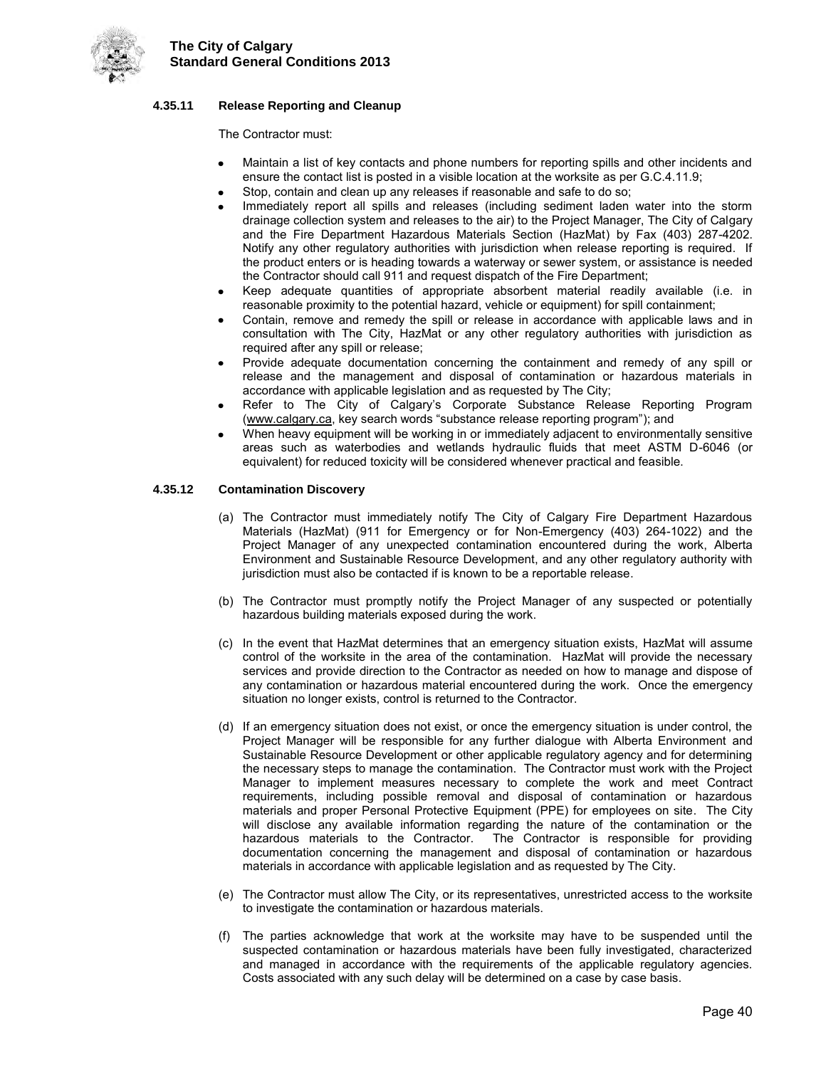#### 4.35.11 Release Reporting and Cleanup

The Contractor must:

- Maintain a list of key contacts and phone numbers for reporting spills and other incidents and ensure the contact list is posted in a visible location at the worksite as per G.C.4.11.9;
- Stop, contain and clean up any releases if reasonable and safe to do so;
- Immediately report all spills and releases (including sediment laden water into the storm drainage collection system and releases to the air) to the Project Manager, The City of Calgary and the Fire Department Hazardous Materials Section (HazMat) by Fax (403) 287-4202. Notify any other regulatory authorities with jurisdiction when release reporting is required. If the product enters or is heading towards a waterway or sewer system, or assistance is needed the Contractor should call 911 and request dispatch of the Fire Department;
- Keep adequate quantities of appropriate absorbent material readily available (i.e. in reasonable proximity to the potential hazard, vehicle or equipment) for spill containment;
- Contain, remove and remedy the spill or release in accordance with applicable laws and in consultation with The City, HazMat or any other regulatory authorities with jurisdiction as required after any spill or release;
- Provide adequate documentation concerning the containment and remedy of any spill or release and the management and disposal of contamination or hazardous materials in accordance with applicable legislation and as requested by The City;
- Refer to The City of Calgary's Corporate Substance Release Reporting Program (www.calgary.ca, key search words "substance release reporting program"); and
- When heavy equipment will be working in or immediately adjacent to environmentally sensitive areas such as waterbodies and wetlands hydraulic fluids that meet ASTM D-6046 (or equivalent) for reduced toxicity will be considered whenever practical and feasible.

#### 4.35.12 Contamination Discovery

(a) The Contractor must immediately notify The City of Calgary Fire Department Hazardous Materials (HazMat) (911 for Emergency or for Non-Emergency (403) 264-1022) and the Project Manager of any unexpected contamination encountered during the work, Alberta Environment and Sustainable Resource Development, and any other regulatory authority with jurisdiction must also be contacted if is known to be a reportable release.

(b) The Contractor must promptly notify the Project Manager of any suspected or potentially hazardous building materials exposed during the work.

(c) In the event that HazMat determines that an emergency situation exists, HazMat will assume control of the worksite in the area of the contamination. HazMat will provide the necessary services and provide direction to the Contractor as needed on how to manage and dispose of any contamination or hazardous material encountered during the work. Once the emergency situation no longer exists, control is returned to the Contractor.

(d) If an emergency situation does not exist, or once the emergency situation is under control, the Project Manager will be responsible for any further dialogue with Alberta Environment and Sustainable Resource Development or other applicable regulatory agency and for determining the necessary steps to manage the contamination. The Contractor must work with the Project Manager to implement measures necessary to complete the work and meet Contract requirements, including possible removal and disposal of contamination or hazardous materials and proper Personal Protective Equipment (PPE) for employees on site. The City will disclose any available information regarding the nature of the contamination or the hazardous materials to the Contractor. The Contractor is responsible for providing documentation concerning the management and disposal of contamination or hazardous materials in accordance with applicable legislation and as requested by The City.

(e) The Contractor must allow The City, or its representatives, unrestricted access to the worksite to investigate the contamination or hazardous materials.

(f) The parties acknowledge that work at the worksite may have to be suspended until the suspected contamination or hazardous materials have been fully investigated, characterized and managed in accordance with the requirements of the applicable regulatory agencies. Costs associated with any such delay will be determined on a case by case basis.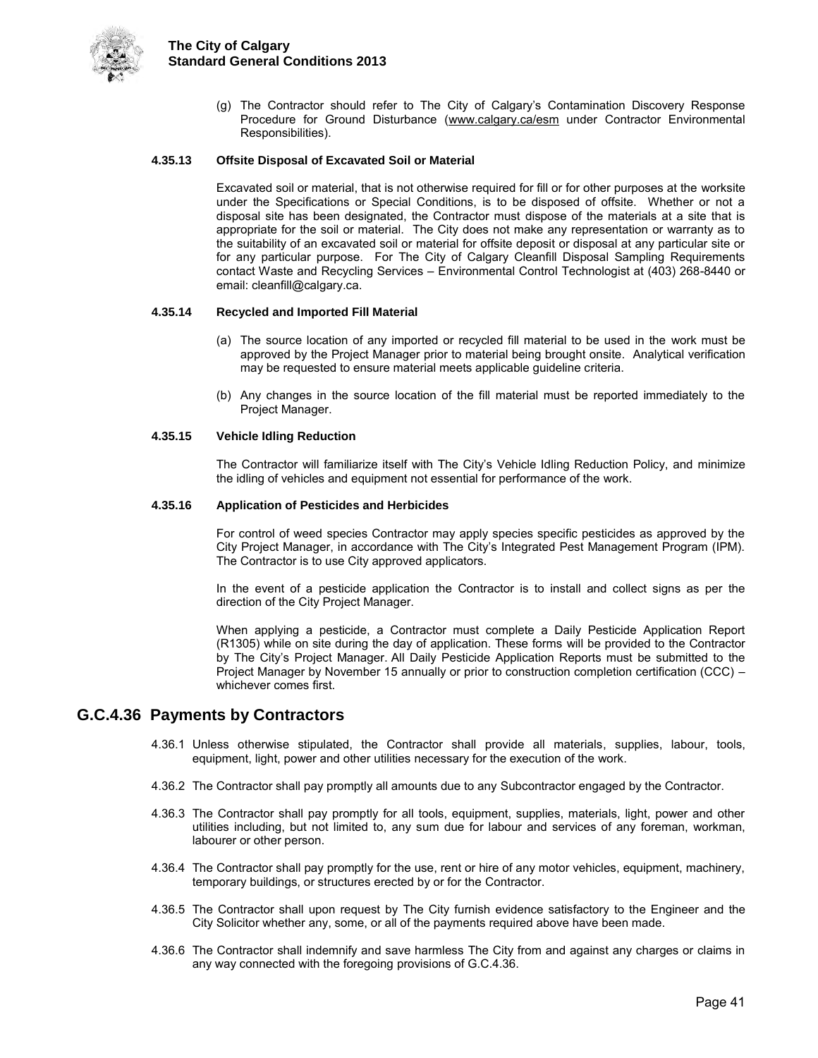(g) The Contractor should refer to The City of Calgary's Contamination Discovery Response Procedure for Ground Disturbance (www.calgary.ca/esm under Contractor Environmental Responsibilities).

#### 4.35.13 Offsite Disposal of Excavated Soil or Material

Excavated soil or material, that is not otherwise required for fill or for other purposes at the worksite under the Specifications or Special Conditions, is to be disposed of offsite. Whether or not a disposal site has been designated, the Contractor must dispose of the materials at a site that is appropriate for the soil or material. The City does not make any representation or warranty as to the suitability of an excavated soil or material for offsite deposit or disposal at any particular site or for any particular purpose. For The City of Calgary Cleanfill Disposal Sampling Requirements contact Waste and Recycling Services – Environmental Control Technologist at (403) 268-8440 or email: cleanfill@calgary.ca.

#### 4.35.14 Recycled and Imported Fill Material

(a) The source location of any imported or recycled fill material to be used in the work must be approved by the Project Manager prior to material being brought onsite. Analytical verification may be requested to ensure material meets applicable guideline criteria.

(b) Any changes in the source location of the fill material must be reported immediately to the Project Manager.

#### 4.35.15 Vehicle Idling Reduction

The Contractor will familiarize itself with The City's Vehicle Idling Reduction Policy, and minimize the idling of vehicles and equipment not essential for performance of the work.

#### 4.35.16 Application of Pesticides and Herbicides

For control of weed species Contractor may apply species specific pesticides as approved by the City Project Manager, in accordance with The City's Integrated Pest Management Program (IPM). The Contractor is to use City approved applicators.

In the event of a pesticide application the Contractor is to install and collect signs as per the direction of the City Project Manager.

When applying a pesticide, a Contractor must complete a Daily Pesticide Application Report (R1305) while on site during the day of application. These forms will be provided to the Contractor by The City's Project Manager. All Daily Pesticide Application Reports must be submitted to the Project Manager by November 15 annually or prior to construction completion certification (CCC) – whichever comes first.

## G.C.4.36 Payments by Contractors

4.36.1 Unless otherwise stipulated, the Contractor shall provide all materials, supplies, labour, tools, equipment, light, power and other utilities necessary for the execution of the work.

4.36.2 The Contractor shall pay promptly all amounts due to any Subcontractor engaged by the Contractor.

4.36.3 The Contractor shall pay promptly for all tools, equipment, supplies, materials, light, power and other utilities including, but not limited to, any sum due for labour and services of any foreman, workman, labourer or other person.

4.36.4 The Contractor shall pay promptly for the use, rent or hire of any motor vehicles, equipment, machinery, temporary buildings, or structures erected by or for the Contractor.

4.36.5 The Contractor shall upon request by The City furnish evidence satisfactory to the Engineer and the City Solicitor whether any, some, or all of the payments required above have been made.

4.36.6 The Contractor shall indemnify and save harmless The City from and against any charges or claims in any way connected with the foregoing provisions of G.C.4.36.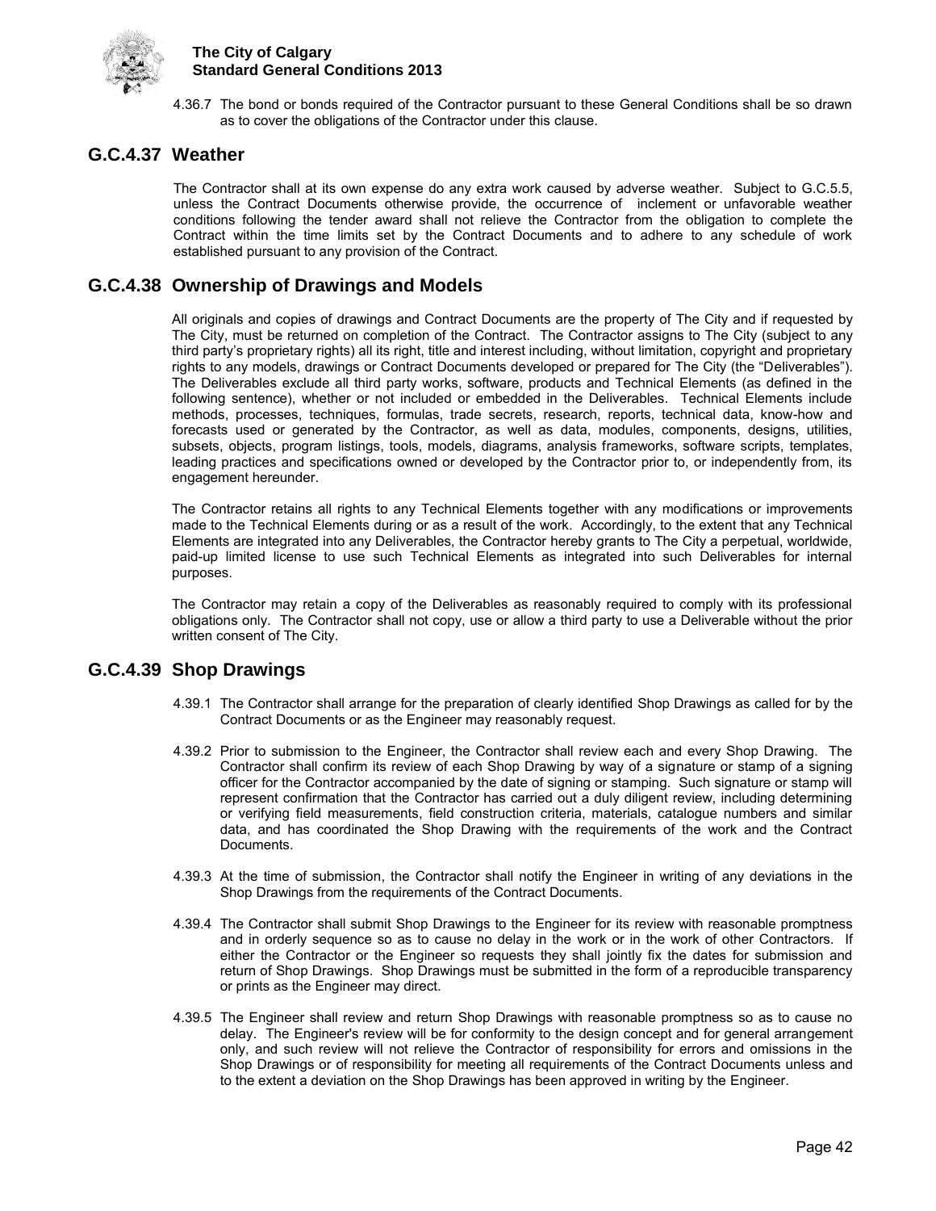4.36.7 The bond or bonds required of the Contractor pursuant to these General Conditions shall be so drawn as to cover the obligations of the Contractor under this clause.

## G.C.4.37 Weather

The Contractor shall at its own expense do any extra work caused by adverse weather. Subject to G.C.5.5, unless the Contract Documents otherwise provide, the occurrence of inclement or unfavorable weather conditions following the tender award shall not relieve the Contractor from the obligation to complete the Contract within the time limits set by the Contract Documents and to adhere to any schedule of work established pursuant to any provision of the Contract.

## G.C.4.38 Ownership of Drawings and Models

All originals and copies of drawings and Contract Documents are the property of The City and if requested by The City, must be returned on completion of the Contract. The Contractor assigns to The City (subject to any third party's proprietary rights) all its right, title and interest including, without limitation, copyright and proprietary rights to any models, drawings or Contract Documents developed or prepared for The City (the "Deliverables"). The Deliverables exclude all third party works, software, products and Technical Elements (as defined in the following sentence), whether or not included or embedded in the Deliverables. Technical Elements include methods, processes, techniques, formulas, trade secrets, research, reports, technical data, know-how and forecasts used or generated by the Contractor, as well as data, modules, components, designs, utilities, subsets, objects, program listings, tools, models, diagrams, analysis frameworks, software scripts, templates, leading practices and specifications owned or developed by the Contractor prior to, or independently from, its engagement hereunder.

The Contractor retains all rights to any Technical Elements together with any modifications or improvements made to the Technical Elements during or as a result of the work. Accordingly, to the extent that any Technical Elements are integrated into any Deliverables, the Contractor hereby grants to The City a perpetual, worldwide, paid-up limited license to use such Technical Elements as integrated into such Deliverables for internal purposes.

The Contractor may retain a copy of the Deliverables as reasonably required to comply with its professional obligations only. The Contractor shall not copy, use or allow a third party to use a Deliverable without the prior written consent of The City.

## G.C.4.39 Shop Drawings

4.39.1 The Contractor shall arrange for the preparation of clearly identified Shop Drawings as called for by the Contract Documents or as the Engineer may reasonably request.

4.39.2 Prior to submission to the Engineer, the Contractor shall review each and every Shop Drawing. The Contractor shall confirm its review of each Shop Drawing by way of a signature or stamp of a signing officer for the Contractor accompanied by the date of signing or stamping. Such signature or stamp will represent confirmation that the Contractor has carried out a duly diligent review, including determining or verifying field measurements, field construction criteria, materials, catalogue numbers and similar data, and has coordinated the Shop Drawing with the requirements of the work and the Contract Documents.

4.39.3 At the time of submission, the Contractor shall notify the Engineer in writing of any deviations in the Shop Drawings from the requirements of the Contract Documents.

4.39.4 The Contractor shall submit Shop Drawings to the Engineer for its review with reasonable promptness and in orderly sequence so as to cause no delay in the work or in the work of other Contractors. If either the Contractor or the Engineer so requests they shall jointly fix the dates for submission and return of Shop Drawings. Shop Drawings must be submitted in the form of a reproducible transparency or prints as the Engineer may direct.

4.39.5 The Engineer shall review and return Shop Drawings with reasonable promptness so as to cause no delay. The Engineer's review will be for conformity to the design concept and for general arrangement only, and such review will not relieve the Contractor of responsibility for errors and omissions in the Shop Drawings or of responsibility for meeting all requirements of the Contract Documents unless and to the extent a deviation on the Shop Drawings has been approved in writing by the Engineer.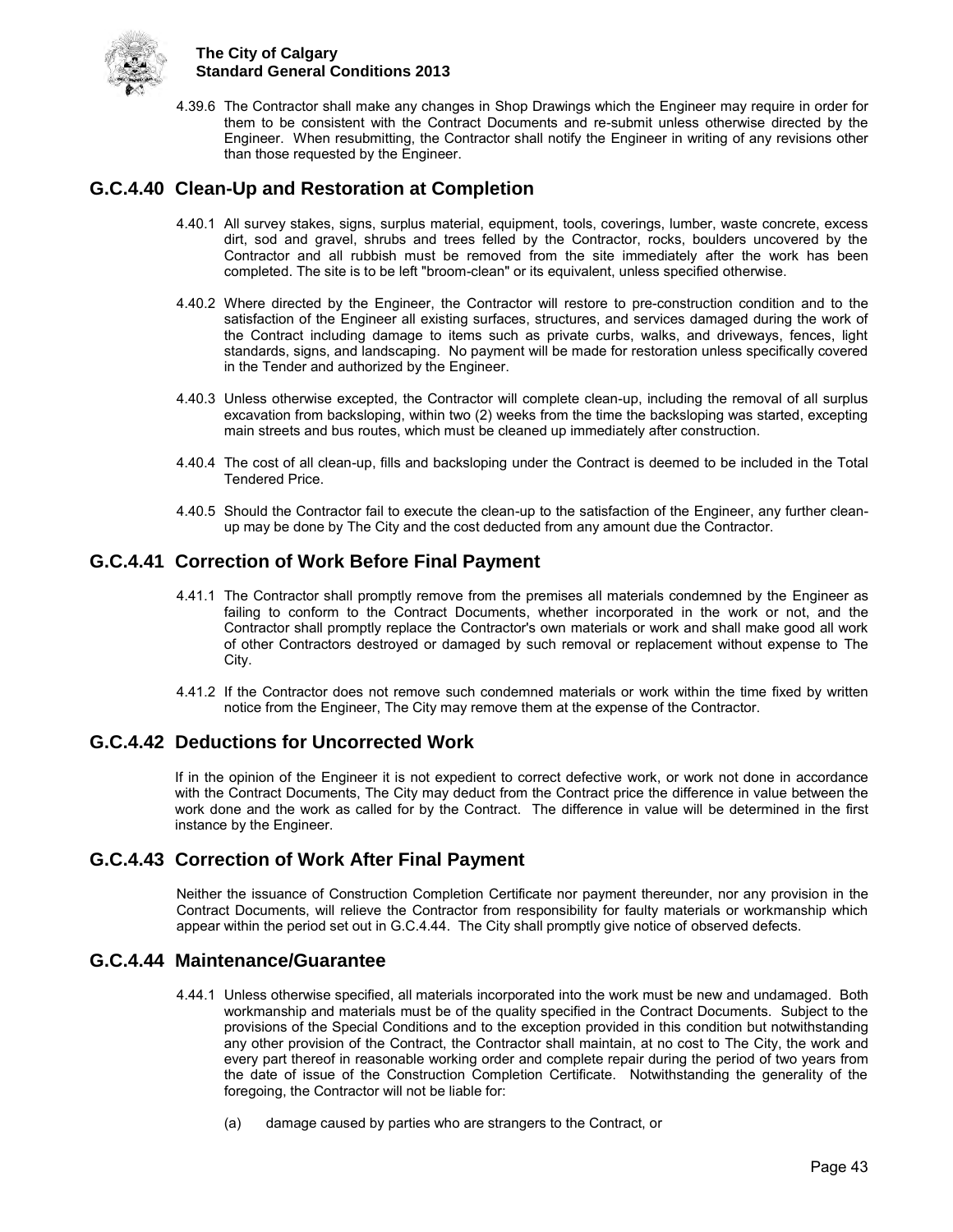4.39.6 The Contractor shall make any changes in Shop Drawings which the Engineer may require in order for them to be consistent with the Contract Documents and re-submit unless otherwise directed by the Engineer. When resubmitting, the Contractor shall notify the Engineer in writing of any revisions other than those requested by the Engineer.

## G.C.4.40 Clean-Up and Restoration at Completion

4.40.1 All survey stakes, signs, surplus material, equipment, tools, coverings, lumber, waste concrete, excess dirt, sod and gravel, shrubs and trees felled by the Contractor, rocks, boulders uncovered by the Contractor and all rubbish must be removed from the site immediately after the work has been completed. The site is to be left "broom-clean" or its equivalent, unless specified otherwise.

4.40.2 Where directed by the Engineer, the Contractor will restore to pre-construction condition and to the satisfaction of the Engineer all existing surfaces, structures, and services damaged during the work of the Contract including damage to items such as private curbs, walks, and driveways, fences, light standards, signs, and landscaping. No payment will be made for restoration unless specifically covered in the Tender and authorized by the Engineer.

4.40.3 Unless otherwise excepted, the Contractor will complete clean-up, including the removal of all surplus excavation from backsloping, within two (2) weeks from the time the backsloping was started, excepting main streets and bus routes, which must be cleaned up immediately after construction.

4.40.4 The cost of all clean-up, fills and backsloping under the Contract is deemed to be included in the Total Tendered Price.

4.40.5 Should the Contractor fail to execute the clean-up to the satisfaction of the Engineer, any further clean-up may be done by The City and the cost deducted from any amount due the Contractor.

## G.C.4.41 Correction of Work Before Final Payment

4.41.1 The Contractor shall promptly remove from the premises all materials condemned by the Engineer as failing to conform to the Contract Documents, whether incorporated in the work or not, and the Contractor shall promptly replace the Contractor's own materials or work and shall make good all work of other Contractors destroyed or damaged by such removal or replacement without expense to The City.

4.41.2 If the Contractor does not remove such condemned materials or work within the time fixed by written notice from the Engineer, The City may remove them at the expense of the Contractor.

## G.C.4.42 Deductions for Uncorrected Work

If in the opinion of the Engineer it is not expedient to correct defective work, or work not done in accordance with the Contract Documents, The City may deduct from the Contract price the difference in value between the work done and the work as called for by the Contract. The difference in value will be determined in the first instance by the Engineer.

## G.C.4.43 Correction of Work After Final Payment

Neither the issuance of Construction Completion Certificate nor payment thereunder, nor any provision in the Contract Documents, will relieve the Contractor from responsibility for faulty materials or workmanship which appear within the period set out in G.C.4.44. The City shall promptly give notice of observed defects.

## G.C.4.44 Maintenance/Guarantee

4.44.1 Unless otherwise specified, all materials incorporated into the work must be new and undamaged. Both workmanship and materials must be of the quality specified in the Contract Documents. Subject to the provisions of the Special Conditions and to the exception provided in this condition but notwithstanding any other provision of the Contract, the Contractor shall maintain, at no cost to The City, the work and every part thereof in reasonable working order and complete repair during the period of two years from the date of issue of the Construction Completion Certificate. Notwithstanding the generality of the foregoing, the Contractor will not be liable for:

(a) damage caused by parties who are strangers to the Contract, or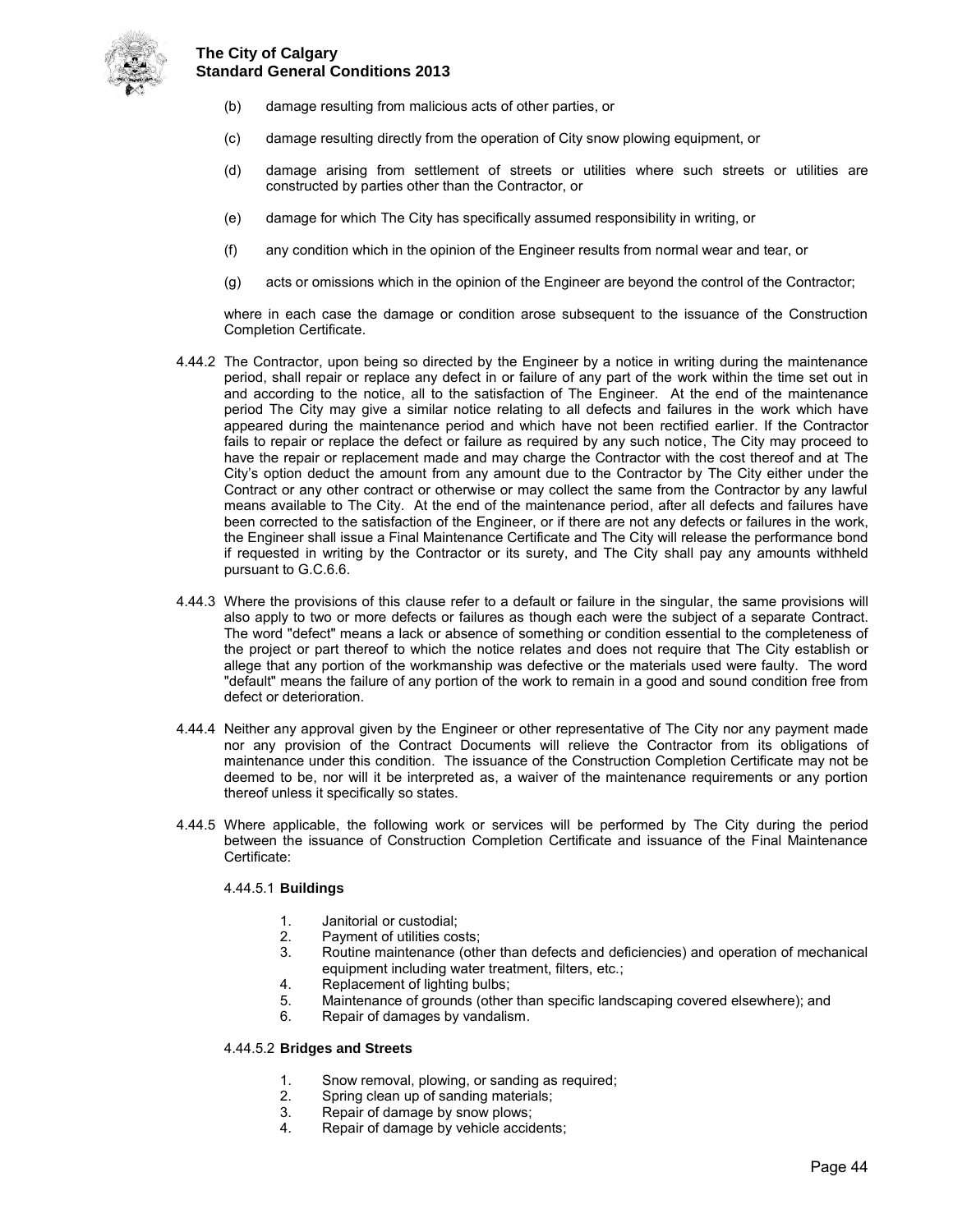(b) damage resulting from malicious acts of other parties, or

(c) damage resulting directly from the operation of City snow plowing equipment, or

(d) damage arising from settlement of streets or utilities where such streets or utilities are constructed by parties other than the Contractor, or

(e) damage for which The City has specifically assumed responsibility in writing, or

(f) any condition which in the opinion of the Engineer results from normal wear and tear, or

(g) acts or omissions which in the opinion of the Engineer are beyond the control of the Contractor;

where in each case the damage or condition arose subsequent to the issuance of the Construction Completion Certificate.

4.44.2 The Contractor, upon being so directed by the Engineer by a notice in writing during the maintenance period, shall repair or replace any defect in or failure of any part of the work within the time set out in and according to the notice, all to the satisfaction of The Engineer. At the end of the maintenance period The City may give a similar notice relating to all defects and failures in the work which have appeared during the maintenance period and which have not been rectified earlier. If the Contractor fails to repair or replace the defect or failure as required by any such notice, The City may proceed to have the repair or replacement made and may charge the Contractor with the cost thereof and at The City's option deduct the amount from any amount due to the Contractor by The City either under the Contract or any other contract or otherwise or may collect the same from the Contractor by any lawful means available to The City. At the end of the maintenance period, after all defects and failures have been corrected to the satisfaction of the Engineer, or if there are not any defects or failures in the work, the Engineer shall issue a Final Maintenance Certificate and The City will release the performance bond if requested in writing by the Contractor or its surety, and The City shall pay any amounts withheld pursuant to G.C.6.6.

4.44.3 Where the provisions of this clause refer to a default or failure in the singular, the same provisions will also apply to two or more defects or failures as though each were the subject of a separate Contract. The word "defect" means a lack or absence of something or condition essential to the completeness of the project or part thereof to which the notice relates and does not require that The City establish or allege that any portion of the workmanship was defective or the materials used were faulty. The word "default" means the failure of any portion of the work to remain in a good and sound condition free from defect or deterioration.

4.44.4 Neither any approval given by the Engineer or other representative of The City nor any payment made nor any provision of the Contract Documents will relieve the Contractor from its obligations of maintenance under this condition. The issuance of the Construction Completion Certificate may not be deemed to be, nor will it be interpreted as, a waiver of the maintenance requirements or any portion thereof unless it specifically so states.

4.44.5 Where applicable, the following work or services will be performed by The City during the period between the issuance of Construction Completion Certificate and issuance of the Final Maintenance Certificate:

4.44.5.1 **Buildings**

1. Janitorial or custodial;
2. Payment of utilities costs;
3. Routine maintenance (other than defects and deficiencies) and operation of mechanical equipment including water treatment, filters, etc.;
4. Replacement of lighting bulbs;
5. Maintenance of grounds (other than specific landscaping covered elsewhere); and
6. Repair of damages by vandalism.

4.44.5.2 **Bridges and Streets**

1. Snow removal, plowing, or sanding as required;
2. Spring clean up of sanding materials;
3. Repair of damage by snow plows;
4. Repair of damage by vehicle accidents;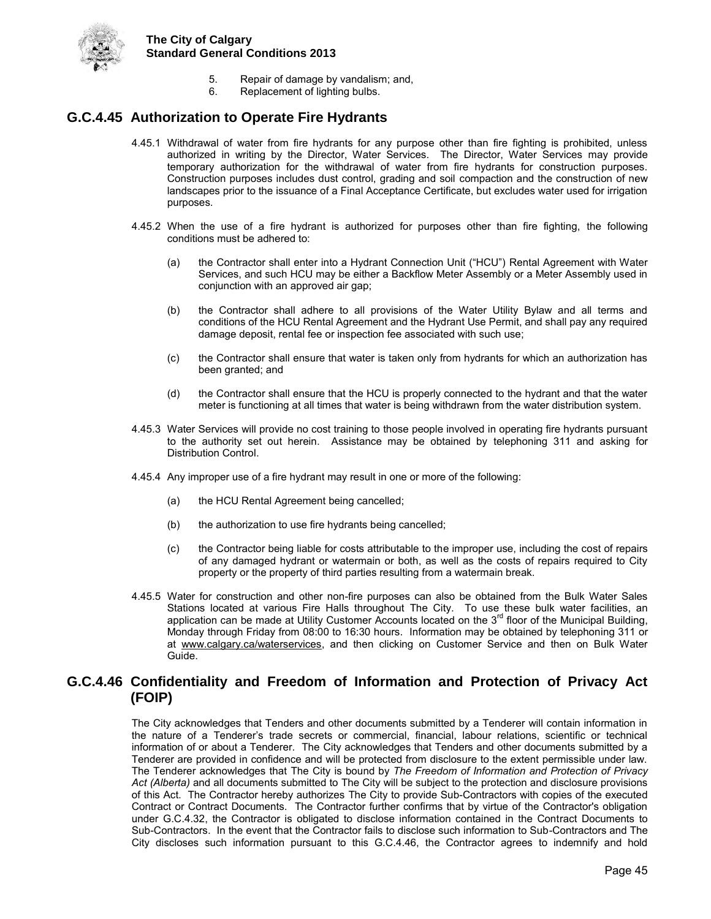5. Repair of damage by vandalism; and,
6. Replacement of lighting bulbs.

## G.C.4.45 Authorization to Operate Fire Hydrants

4.45.1 Withdrawal of water from fire hydrants for any purpose other than fire fighting is prohibited, unless authorized in writing by the Director, Water Services. The Director, Water Services may provide temporary authorization for the withdrawal of water from fire hydrants for construction purposes. Construction purposes includes dust control, grading and soil compaction and the construction of new landscapes prior to the issuance of a Final Acceptance Certificate, but excludes water used for irrigation purposes.

4.45.2 When the use of a fire hydrant is authorized for purposes other than fire fighting, the following conditions must be adhered to:

(a) the Contractor shall enter into a Hydrant Connection Unit ("HCU") Rental Agreement with Water Services, and such HCU may be either a Backflow Meter Assembly or a Meter Assembly used in conjunction with an approved air gap;

(b) the Contractor shall adhere to all provisions of the Water Utility Bylaw and all terms and conditions of the HCU Rental Agreement and the Hydrant Use Permit, and shall pay any required damage deposit, rental fee or inspection fee associated with such use;

(c) the Contractor shall ensure that water is taken only from hydrants for which an authorization has been granted; and

(d) the Contractor shall ensure that the HCU is properly connected to the hydrant and that the water meter is functioning at all times that water is being withdrawn from the water distribution system.

4.45.3 Water Services will provide no cost training to those people involved in operating fire hydrants pursuant to the authority set out herein. Assistance may be obtained by telephoning 311 and asking for Distribution Control.

4.45.4 Any improper use of a fire hydrant may result in one or more of the following:

(a) the HCU Rental Agreement being cancelled;

(b) the authorization to use fire hydrants being cancelled;

(c) the Contractor being liable for costs attributable to the improper use, including the cost of repairs of any damaged hydrant or watermain or both, as well as the costs of repairs required to City property or the property of third parties resulting from a watermain break.

4.45.5 Water for construction and other non-fire purposes can also be obtained from the Bulk Water Sales Stations located at various Fire Halls throughout The City. To use these bulk water facilities, an application can be made at Utility Customer Accounts located on the 3rd floor of the Municipal Building, Monday through Friday from 08:00 to 16:30 hours. Information may be obtained by telephoning 311 or at www.calgary.ca/waterservices, and then clicking on Customer Service and then on Bulk Water Guide.

## G.C.4.46 Confidentiality and Freedom of Information and Protection of Privacy Act (FOIP)

The City acknowledges that Tenders and other documents submitted by a Tenderer will contain information in the nature of a Tenderer's trade secrets or commercial, financial, labour relations, scientific or technical information of or about a Tenderer. The City acknowledges that Tenders and other documents submitted by a Tenderer are provided in confidence and will be protected from disclosure to the extent permissible under law. The Tenderer acknowledges that The City is bound by *The Freedom of Information and Protection of Privacy Act (Alberta)* and all documents submitted to The City will be subject to the protection and disclosure provisions of this Act. The Contractor hereby authorizes The City to provide Sub-Contractors with copies of the executed Contract or Contract Documents. The Contractor further confirms that by virtue of the Contractor's obligation under G.C.4.32, the Contractor is obligated to disclose information contained in the Contract Documents to Sub-Contractors. In the event that the Contractor fails to disclose such information to Sub-Contractors and The City discloses such information pursuant to this G.C.4.46, the Contractor agrees to indemnify and hold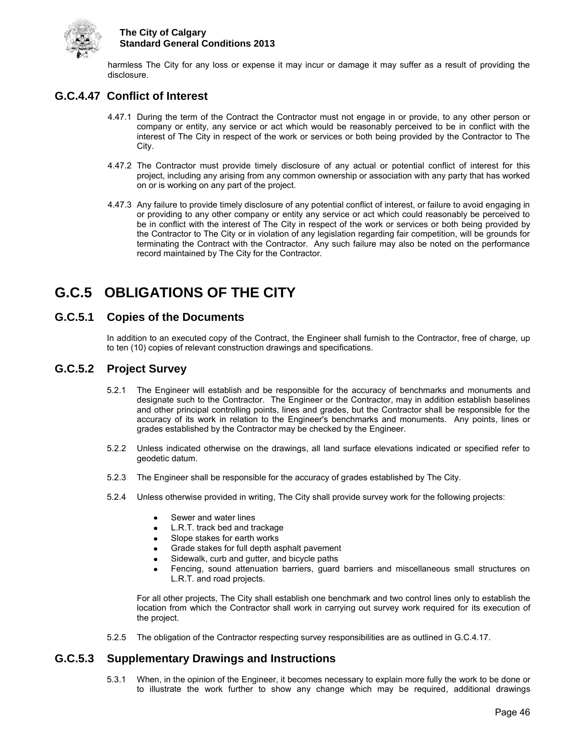harmless The City for any loss or expense it may incur or damage it may suffer as a result of providing the disclosure.

## G.C.4.47 Conflict of Interest

4.47.1 During the term of the Contract the Contractor must not engage in or provide, to any other person or company or entity, any service or act which would be reasonably perceived to be in conflict with the interest of The City in respect of the work or services or both being provided by the Contractor to The City.

4.47.2 The Contractor must provide timely disclosure of any actual or potential conflict of interest for this project, including any arising from any common ownership or association with any party that has worked on or is working on any part of the project.

4.47.3 Any failure to provide timely disclosure of any potential conflict of interest, or failure to avoid engaging in or providing to any other company or entity any service or act which could reasonably be perceived to be in conflict with the interest of The City in respect of the work or services or both being provided by the Contractor to The City or in violation of any legislation regarding fair competition, will be grounds for terminating the Contract with the Contractor. Any such failure may also be noted on the performance record maintained by The City for the Contractor.

# G.C.5 OBLIGATIONS OF THE CITY

## G.C.5.1 Copies of the Documents

In addition to an executed copy of the Contract, the Engineer shall furnish to the Contractor, free of charge, up to ten (10) copies of relevant construction drawings and specifications.

## G.C.5.2 Project Survey

5.2.1 The Engineer will establish and be responsible for the accuracy of benchmarks and monuments and designate such to the Contractor. The Engineer or the Contractor, may in addition establish baselines and other principal controlling points, lines and grades, but the Contractor shall be responsible for the accuracy of its work in relation to the Engineer's benchmarks and monuments. Any points, lines or grades established by the Contractor may be checked by the Engineer.

5.2.2 Unless indicated otherwise on the drawings, all land surface elevations indicated or specified refer to geodetic datum.

5.2.3 The Engineer shall be responsible for the accuracy of grades established by The City.

5.2.4 Unless otherwise provided in writing, The City shall provide survey work for the following projects:

- Sewer and water lines
- L.R.T. track bed and trackage
- Slope stakes for earth works
- Grade stakes for full depth asphalt pavement
- Sidewalk, curb and gutter, and bicycle paths
- Fencing, sound attenuation barriers, guard barriers and miscellaneous small structures on L.R.T. and road projects.

For all other projects, The City shall establish one benchmark and two control lines only to establish the location from which the Contractor shall work in carrying out survey work required for its execution of the project.

5.2.5 The obligation of the Contractor respecting survey responsibilities are as outlined in G.C.4.17.

## G.C.5.3 Supplementary Drawings and Instructions

5.3.1 When, in the opinion of the Engineer, it becomes necessary to explain more fully the work to be done or to illustrate the work further to show any change which may be required, additional drawings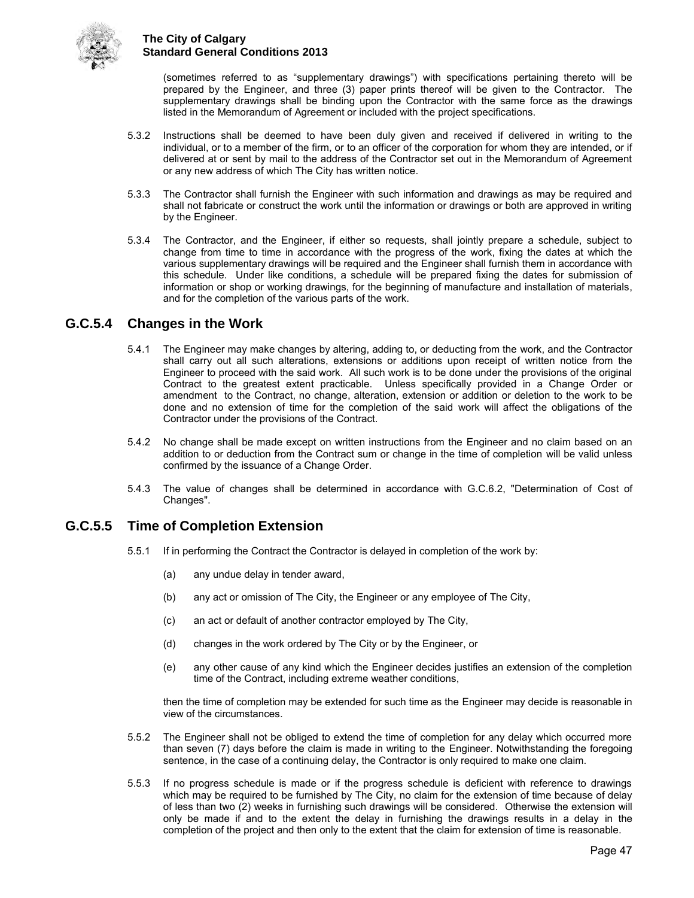(sometimes referred to as "supplementary drawings") with specifications pertaining thereto will be prepared by the Engineer, and three (3) paper prints thereof will be given to the Contractor. The supplementary drawings shall be binding upon the Contractor with the same force as the drawings listed in the Memorandum of Agreement or included with the project specifications.

5.3.2 Instructions shall be deemed to have been duly given and received if delivered in writing to the individual, or to a member of the firm, or to an officer of the corporation for whom they are intended, or if delivered at or sent by mail to the address of the Contractor set out in the Memorandum of Agreement or any new address of which The City has written notice.

5.3.3 The Contractor shall furnish the Engineer with such information and drawings as may be required and shall not fabricate or construct the work until the information or drawings or both are approved in writing by the Engineer.

5.3.4 The Contractor, and the Engineer, if either so requests, shall jointly prepare a schedule, subject to change from time to time in accordance with the progress of the work, fixing the dates at which the various supplementary drawings will be required and the Engineer shall furnish them in accordance with this schedule. Under like conditions, a schedule will be prepared fixing the dates for submission of information or shop or working drawings, for the beginning of manufacture and installation of materials, and for the completion of the various parts of the work.

## G.C.5.4 Changes in the Work

5.4.1 The Engineer may make changes by altering, adding to, or deducting from the work, and the Contractor shall carry out all such alterations, extensions or additions upon receipt of written notice from the Engineer to proceed with the said work. All such work is to be done under the provisions of the original Contract to the greatest extent practicable. Unless specifically provided in a Change Order or amendment to the Contract, no change, alteration, extension or addition or deletion to the work to be done and no extension of time for the completion of the said work will affect the obligations of the Contractor under the provisions of the Contract.

5.4.2 No change shall be made except on written instructions from the Engineer and no claim based on an addition to or deduction from the Contract sum or change in the time of completion will be valid unless confirmed by the issuance of a Change Order.

5.4.3 The value of changes shall be determined in accordance with G.C.6.2, "Determination of Cost of Changes".

## G.C.5.5 Time of Completion Extension

5.5.1 If in performing the Contract the Contractor is delayed in completion of the work by:

(a) any undue delay in tender award,

(b) any act or omission of The City, the Engineer or any employee of The City,

(c) an act or default of another contractor employed by The City,

(d) changes in the work ordered by The City or by the Engineer, or

(e) any other cause of any kind which the Engineer decides justifies an extension of the completion time of the Contract, including extreme weather conditions,

then the time of completion may be extended for such time as the Engineer may decide is reasonable in view of the circumstances.

5.5.2 The Engineer shall not be obliged to extend the time of completion for any delay which occurred more than seven (7) days before the claim is made in writing to the Engineer. Notwithstanding the foregoing sentence, in the case of a continuing delay, the Contractor is only required to make one claim.

5.5.3 If no progress schedule is made or if the progress schedule is deficient with reference to drawings which may be required to be furnished by The City, no claim for the extension of time because of delay of less than two (2) weeks in furnishing such drawings will be considered. Otherwise the extension will only be made if and to the extent the delay in furnishing the drawings results in a delay in the completion of the project and then only to the extent that the claim for extension of time is reasonable.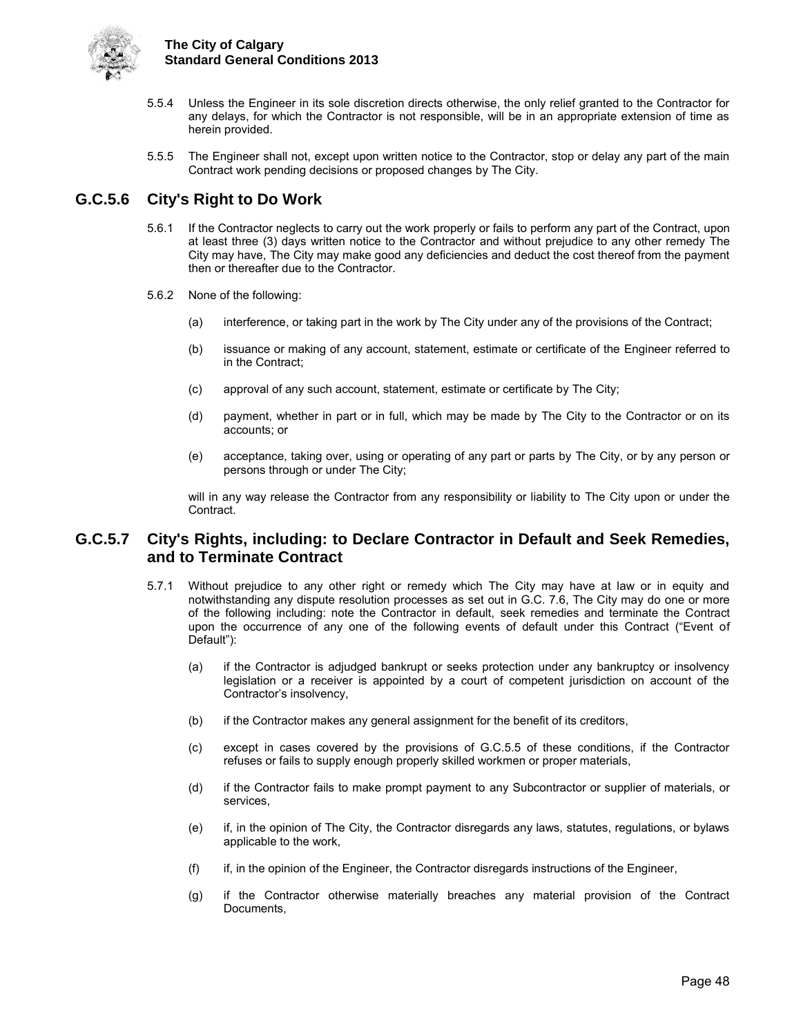5.5.4 Unless the Engineer in its sole discretion directs otherwise, the only relief granted to the Contractor for any delays, for which the Contractor is not responsible, will be in an appropriate extension of time as herein provided.

5.5.5 The Engineer shall not, except upon written notice to the Contractor, stop or delay any part of the main Contract work pending decisions or proposed changes by The City.

## G.C.5.6 City's Right to Do Work

5.6.1 If the Contractor neglects to carry out the work properly or fails to perform any part of the Contract, upon at least three (3) days written notice to the Contractor and without prejudice to any other remedy The City may have, The City may make good any deficiencies and deduct the cost thereof from the payment then or thereafter due to the Contractor.

5.6.2 None of the following:

(a) interference, or taking part in the work by The City under any of the provisions of the Contract;

(b) issuance or making of any account, statement, estimate or certificate of the Engineer referred to in the Contract;

(c) approval of any such account, statement, estimate or certificate by The City;

(d) payment, whether in part or in full, which may be made by The City to the Contractor or on its accounts; or

(e) acceptance, taking over, using or operating of any part or parts by The City, or by any person or persons through or under The City;

will in any way release the Contractor from any responsibility or liability to The City upon or under the Contract.

## G.C.5.7 City's Rights, including: to Declare Contractor in Default and Seek Remedies, and to Terminate Contract

5.7.1 Without prejudice to any other right or remedy which The City may have at law or in equity and notwithstanding any dispute resolution processes as set out in G.C. 7.6, The City may do one or more of the following including: note the Contractor in default, seek remedies and terminate the Contract upon the occurrence of any one of the following events of default under this Contract ("Event of Default"):

(a) if the Contractor is adjudged bankrupt or seeks protection under any bankruptcy or insolvency legislation or a receiver is appointed by a court of competent jurisdiction on account of the Contractor's insolvency,

(b) if the Contractor makes any general assignment for the benefit of its creditors,

(c) except in cases covered by the provisions of G.C.5.5 of these conditions, if the Contractor refuses or fails to supply enough properly skilled workmen or proper materials,

(d) if the Contractor fails to make prompt payment to any Subcontractor or supplier of materials, or services,

(e) if, in the opinion of The City, the Contractor disregards any laws, statutes, regulations, or bylaws applicable to the work,

(f) if, in the opinion of the Engineer, the Contractor disregards instructions of the Engineer,

(g) if the Contractor otherwise materially breaches any material provision of the Contract Documents,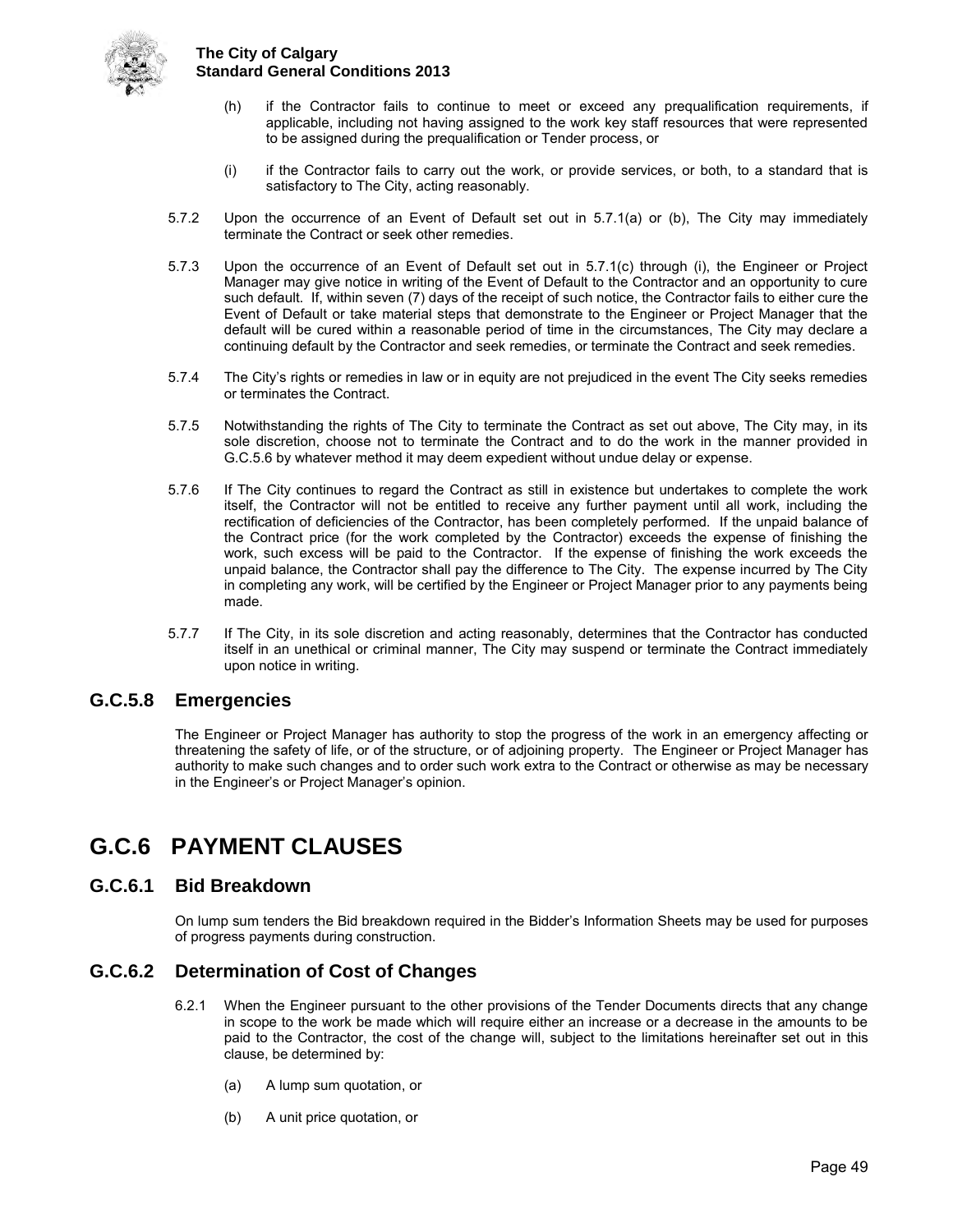(h) if the Contractor fails to continue to meet or exceed any prequalification requirements, if applicable, including not having assigned to the work key staff resources that were represented to be assigned during the prequalification or Tender process, or

(i) if the Contractor fails to carry out the work, or provide services, or both, to a standard that is satisfactory to The City, acting reasonably.

5.7.2 Upon the occurrence of an Event of Default set out in 5.7.1(a) or (b), The City may immediately terminate the Contract or seek other remedies.

5.7.3 Upon the occurrence of an Event of Default set out in 5.7.1(c) through (i), the Engineer or Project Manager may give notice in writing of the Event of Default to the Contractor and an opportunity to cure such default. If, within seven (7) days of the receipt of such notice, the Contractor fails to either cure the Event of Default or take material steps that demonstrate to the Engineer or Project Manager that the default will be cured within a reasonable period of time in the circumstances, The City may declare a continuing default by the Contractor and seek remedies, or terminate the Contract and seek remedies.

5.7.4 The City's rights or remedies in law or in equity are not prejudiced in the event The City seeks remedies or terminates the Contract.

5.7.5 Notwithstanding the rights of The City to terminate the Contract as set out above, The City may, in its sole discretion, choose not to terminate the Contract and to do the work in the manner provided in G.C.5.6 by whatever method it may deem expedient without undue delay or expense.

5.7.6 If The City continues to regard the Contract as still in existence but undertakes to complete the work itself, the Contractor will not be entitled to receive any further payment until all work, including the rectification of deficiencies of the Contractor, has been completely performed. If the unpaid balance of the Contract price (for the work completed by the Contractor) exceeds the expense of finishing the work, such excess will be paid to the Contractor. If the expense of finishing the work exceeds the unpaid balance, the Contractor shall pay the difference to The City. The expense incurred by The City in completing any work, will be certified by the Engineer or Project Manager prior to any payments being made.

5.7.7 If The City, in its sole discretion and acting reasonably, determines that the Contractor has conducted itself in an unethical or criminal manner, The City may suspend or terminate the Contract immediately upon notice in writing.

## G.C.5.8 Emergencies

The Engineer or Project Manager has authority to stop the progress of the work in an emergency affecting or threatening the safety of life, or of the structure, or of adjoining property. The Engineer or Project Manager has authority to make such changes and to order such work extra to the Contract or otherwise as may be necessary in the Engineer's or Project Manager's opinion.

# G.C.6 PAYMENT CLAUSES

## G.C.6.1 Bid Breakdown

On lump sum tenders the Bid breakdown required in the Bidder's Information Sheets may be used for purposes of progress payments during construction.

## G.C.6.2 Determination of Cost of Changes

6.2.1 When the Engineer pursuant to the other provisions of the Tender Documents directs that any change in scope to the work be made which will require either an increase or a decrease in the amounts to be paid to the Contractor, the cost of the change will, subject to the limitations hereinafter set out in this clause, be determined by:

(a) A lump sum quotation, or

(b) A unit price quotation, or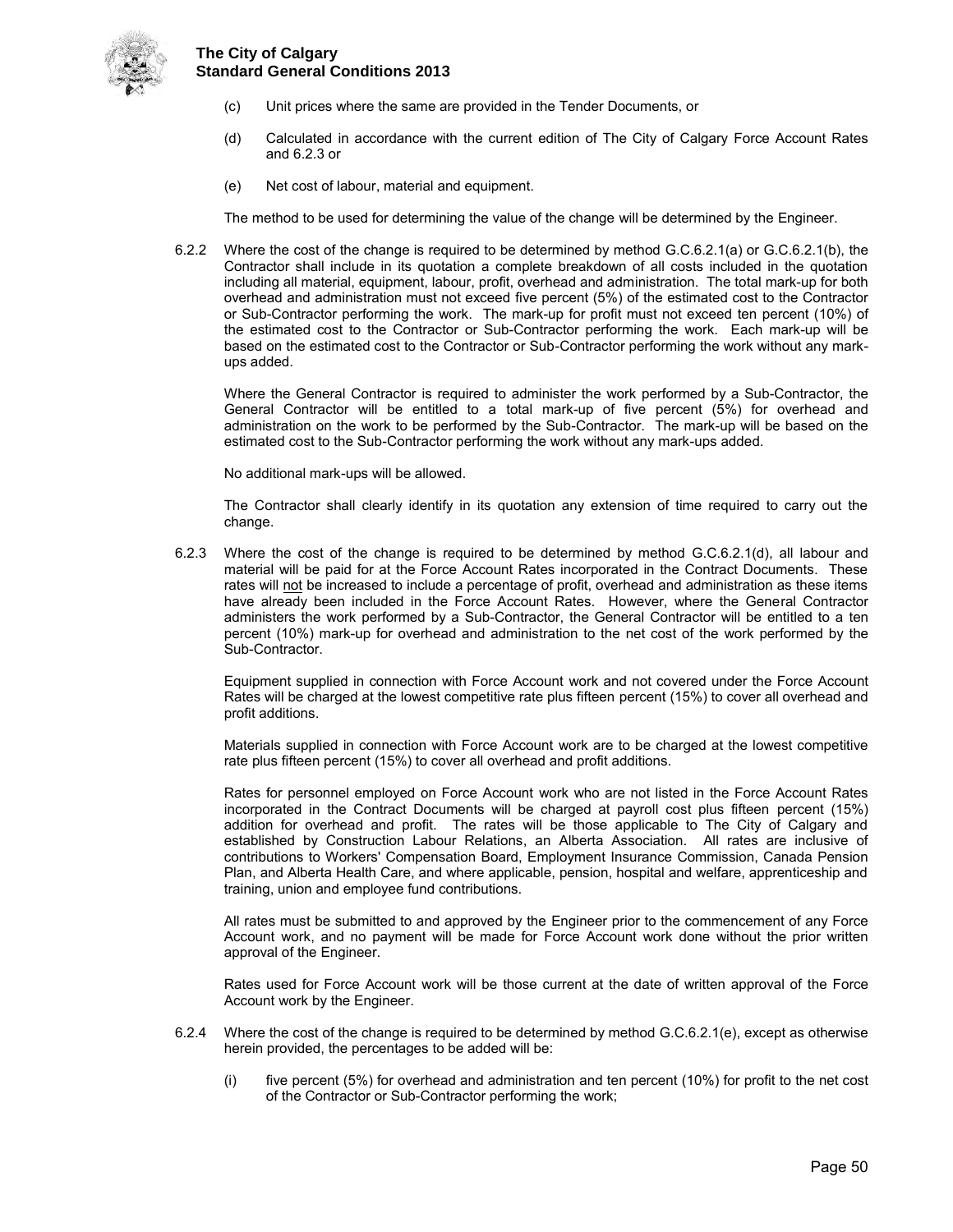(c) Unit prices where the same are provided in the Tender Documents, or

(d) Calculated in accordance with the current edition of The City of Calgary Force Account Rates and 6.2.3 or

(e) Net cost of labour, material and equipment.

The method to be used for determining the value of the change will be determined by the Engineer.

6.2.2 Where the cost of the change is required to be determined by method G.C.6.2.1(a) or G.C.6.2.1(b), the Contractor shall include in its quotation a complete breakdown of all costs included in the quotation including all material, equipment, labour, profit, overhead and administration. The total mark-up for both overhead and administration must not exceed five percent (5%) of the estimated cost to the Contractor or Sub-Contractor performing the work. The mark-up for profit must not exceed ten percent (10%) of the estimated cost to the Contractor or Sub-Contractor performing the work. Each mark-up will be based on the estimated cost to the Contractor or Sub-Contractor performing the work without any mark-ups added.

Where the General Contractor is required to administer the work performed by a Sub-Contractor, the General Contractor will be entitled to a total mark-up of five percent (5%) for overhead and administration on the work to be performed by the Sub-Contractor. The mark-up will be based on the estimated cost to the Sub-Contractor performing the work without any mark-ups added.

No additional mark-ups will be allowed.

The Contractor shall clearly identify in its quotation any extension of time required to carry out the change.

6.2.3 Where the cost of the change is required to be determined by method G.C.6.2.1(d), all labour and material will be paid for at the Force Account Rates incorporated in the Contract Documents. These rates will not be increased to include a percentage of profit, overhead and administration as these items have already been included in the Force Account Rates. However, where the General Contractor administers the work performed by a Sub-Contractor, the General Contractor will be entitled to a ten percent (10%) mark-up for overhead and administration to the net cost of the work performed by the Sub-Contractor.

Equipment supplied in connection with Force Account work and not covered under the Force Account Rates will be charged at the lowest competitive rate plus fifteen percent (15%) to cover all overhead and profit additions.

Materials supplied in connection with Force Account work are to be charged at the lowest competitive rate plus fifteen percent (15%) to cover all overhead and profit additions.

Rates for personnel employed on Force Account work who are not listed in the Force Account Rates incorporated in the Contract Documents will be charged at payroll cost plus fifteen percent (15%) addition for overhead and profit. The rates will be those applicable to The City of Calgary and established by Construction Labour Relations, an Alberta Association. All rates are inclusive of contributions to Workers' Compensation Board, Employment Insurance Commission, Canada Pension Plan, and Alberta Health Care, and where applicable, pension, hospital and welfare, apprenticeship and training, union and employee fund contributions.

All rates must be submitted to and approved by the Engineer prior to the commencement of any Force Account work, and no payment will be made for Force Account work done without the prior written approval of the Engineer.

Rates used for Force Account work will be those current at the date of written approval of the Force Account work by the Engineer.

6.2.4 Where the cost of the change is required to be determined by method G.C.6.2.1(e), except as otherwise herein provided, the percentages to be added will be:

(i) five percent (5%) for overhead and administration and ten percent (10%) for profit to the net cost of the Contractor or Sub-Contractor performing the work;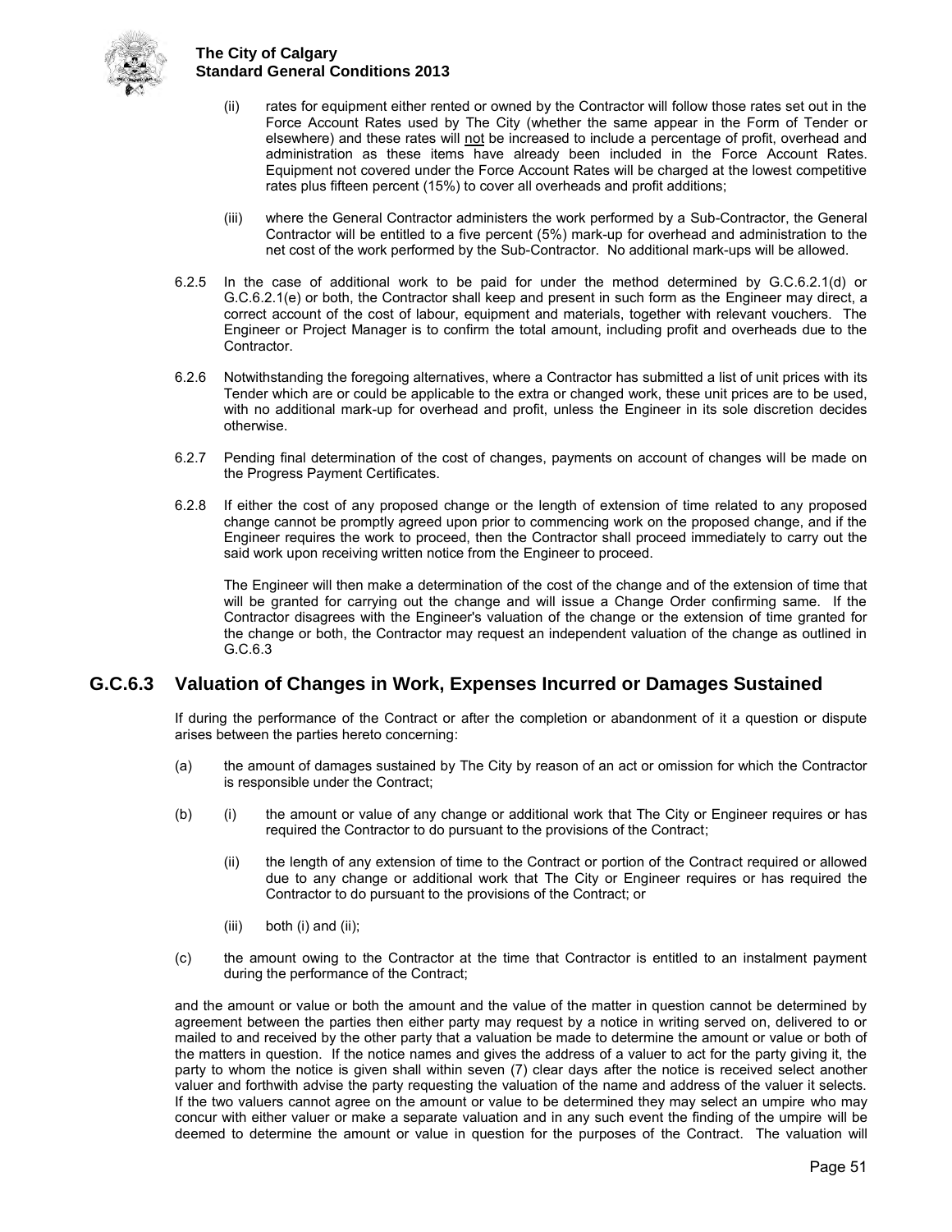(ii) rates for equipment either rented or owned by the Contractor will follow those rates set out in the Force Account Rates used by The City (whether the same appear in the Form of Tender or elsewhere) and these rates will not be increased to include a percentage of profit, overhead and administration as these items have already been included in the Force Account Rates. Equipment not covered under the Force Account Rates will be charged at the lowest competitive rates plus fifteen percent (15%) to cover all overheads and profit additions;

(iii) where the General Contractor administers the work performed by a Sub-Contractor, the General Contractor will be entitled to a five percent (5%) mark-up for overhead and administration to the net cost of the work performed by the Sub-Contractor. No additional mark-ups will be allowed.

6.2.5 In the case of additional work to be paid for under the method determined by G.C.6.2.1(d) or G.C.6.2.1(e) or both, the Contractor shall keep and present in such form as the Engineer may direct, a correct account of the cost of labour, equipment and materials, together with relevant vouchers. The Engineer or Project Manager is to confirm the total amount, including profit and overheads due to the Contractor.

6.2.6 Notwithstanding the foregoing alternatives, where a Contractor has submitted a list of unit prices with its Tender which are or could be applicable to the extra or changed work, these unit prices are to be used, with no additional mark-up for overhead and profit, unless the Engineer in its sole discretion decides otherwise.

6.2.7 Pending final determination of the cost of changes, payments on account of changes will be made on the Progress Payment Certificates.

6.2.8 If either the cost of any proposed change or the length of extension of time related to any proposed change cannot be promptly agreed upon prior to commencing work on the proposed change, and if the Engineer requires the work to proceed, then the Contractor shall proceed immediately to carry out the said work upon receiving written notice from the Engineer to proceed.

The Engineer will then make a determination of the cost of the change and of the extension of time that will be granted for carrying out the change and will issue a Change Order confirming same. If the Contractor disagrees with the Engineer's valuation of the change or the extension of time granted for the change or both, the Contractor may request an independent valuation of the change as outlined in G.C.6.3

## G.C.6.3 Valuation of Changes in Work, Expenses Incurred or Damages Sustained

If during the performance of the Contract or after the completion or abandonment of it a question or dispute arises between the parties hereto concerning:

(a) the amount of damages sustained by The City by reason of an act or omission for which the Contractor is responsible under the Contract;

(b) (i) the amount or value of any change or additional work that The City or Engineer requires or has required the Contractor to do pursuant to the provisions of the Contract;

(ii) the length of any extension of time to the Contract or portion of the Contract required or allowed due to any change or additional work that The City or Engineer requires or has required the Contractor to do pursuant to the provisions of the Contract; or

(iii) both (i) and (ii);

(c) the amount owing to the Contractor at the time that Contractor is entitled to an instalment payment during the performance of the Contract;

and the amount or value or both the amount and the value of the matter in question cannot be determined by agreement between the parties then either party may request by a notice in writing served on, delivered to or mailed to and received by the other party that a valuation be made to determine the amount or value or both of the matters in question. If the notice names and gives the address of a valuer to act for the party giving it, the party to whom the notice is given shall within seven (7) clear days after the notice is received select another valuer and forthwith advise the party requesting the valuation of the name and address of the valuer it selects. If the two valuers cannot agree on the amount or value to be determined they may select an umpire who may concur with either valuer or make a separate valuation and in any such event the finding of the umpire will be deemed to determine the amount or value in question for the purposes of the Contract. The valuation will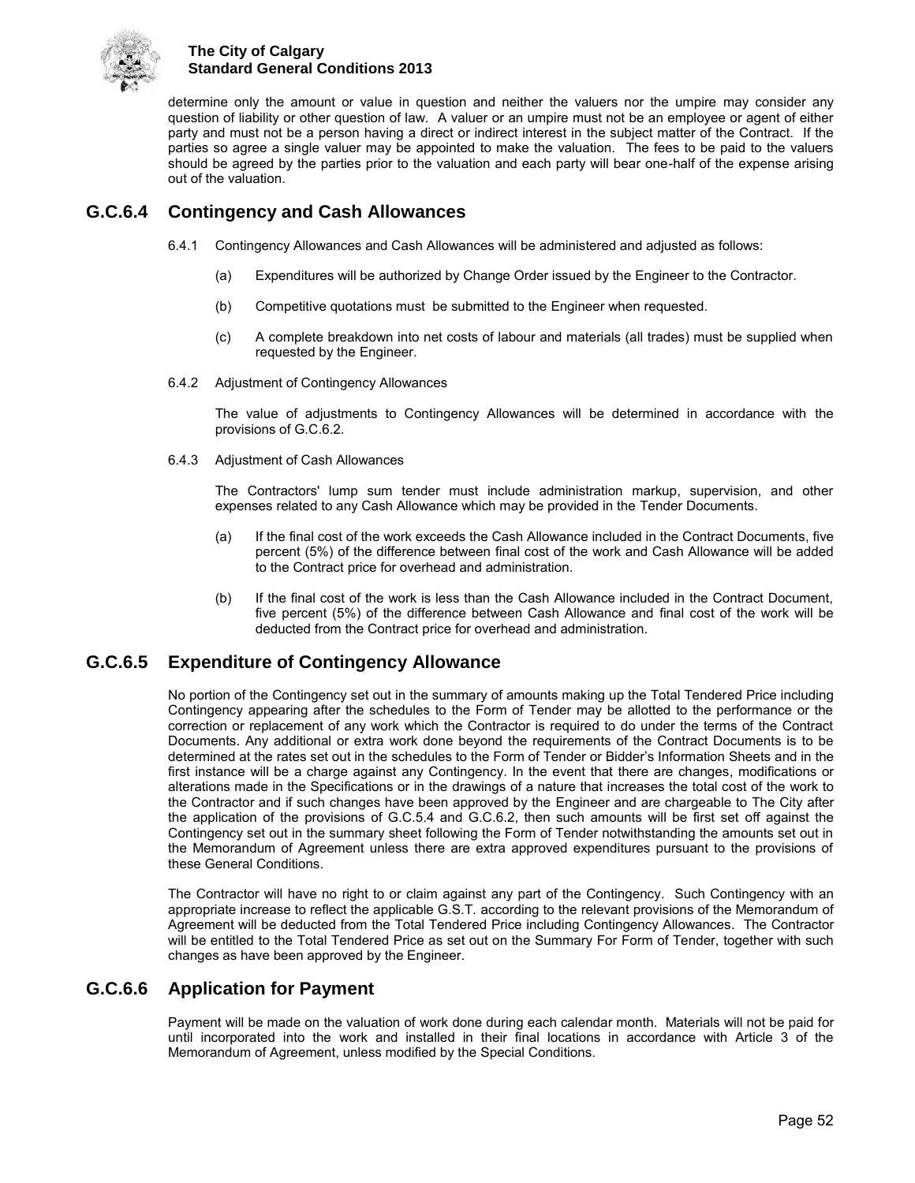determine only the amount or value in question and neither the valuers nor the umpire may consider any question of liability or other question of law. A valuer or an umpire must not be an employee or agent of either party and must not be a person having a direct or indirect interest in the subject matter of the Contract. If the parties so agree a single valuer may be appointed to make the valuation. The fees to be paid to the valuers should be agreed by the parties prior to the valuation and each party will bear one-half of the expense arising out of the valuation.

## G.C.6.4 Contingency and Cash Allowances

6.4.1 Contingency Allowances and Cash Allowances will be administered and adjusted as follows:

(a) Expenditures will be authorized by Change Order issued by the Engineer to the Contractor.

(b) Competitive quotations must be submitted to the Engineer when requested.

(c) A complete breakdown into net costs of labour and materials (all trades) must be supplied when requested by the Engineer.

6.4.2 Adjustment of Contingency Allowances

The value of adjustments to Contingency Allowances will be determined in accordance with the provisions of G.C.6.2.

6.4.3 Adjustment of Cash Allowances

The Contractors' lump sum tender must include administration markup, supervision, and other expenses related to any Cash Allowance which may be provided in the Tender Documents.

(a) If the final cost of the work exceeds the Cash Allowance included in the Contract Documents, five percent (5%) of the difference between final cost of the work and Cash Allowance will be added to the Contract price for overhead and administration.

(b) If the final cost of the work is less than the Cash Allowance included in the Contract Document, five percent (5%) of the difference between Cash Allowance and final cost of the work will be deducted from the Contract price for overhead and administration.

## G.C.6.5 Expenditure of Contingency Allowance

No portion of the Contingency set out in the summary of amounts making up the Total Tendered Price including Contingency appearing after the schedules to the Form of Tender may be allotted to the performance or the correction or replacement of any work which the Contractor is required to do under the terms of the Contract Documents. Any additional or extra work done beyond the requirements of the Contract Documents is to be determined at the rates set out in the schedules to the Form of Tender or Bidder's Information Sheets and in the first instance will be a charge against any Contingency. In the event that there are changes, modifications or alterations made in the Specifications or in the drawings of a nature that increases the total cost of the work to the Contractor and if such changes have been approved by the Engineer and are chargeable to The City after the application of the provisions of G.C.5.4 and G.C.6.2, then such amounts will be first set off against the Contingency set out in the summary sheet following the Form of Tender notwithstanding the amounts set out in the Memorandum of Agreement unless there are extra approved expenditures pursuant to the provisions of these General Conditions.

The Contractor will have no right to or claim against any part of the Contingency. Such Contingency with an appropriate increase to reflect the applicable G.S.T. according to the relevant provisions of the Memorandum of Agreement will be deducted from the Total Tendered Price including Contingency Allowances. The Contractor will be entitled to the Total Tendered Price as set out on the Summary For Form of Tender, together with such changes as have been approved by the Engineer.

## G.C.6.6 Application for Payment

Payment will be made on the valuation of work done during each calendar month. Materials will not be paid for until incorporated into the work and installed in their final locations in accordance with Article 3 of the Memorandum of Agreement, unless modified by the Special Conditions.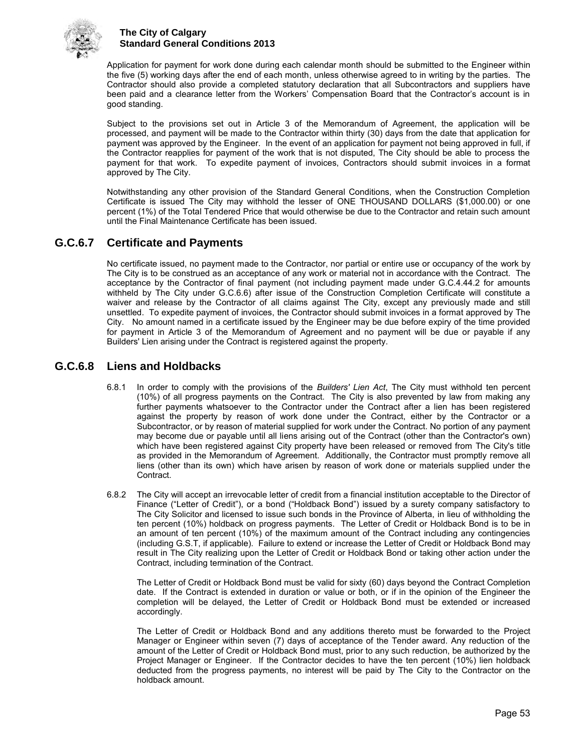Application for payment for work done during each calendar month should be submitted to the Engineer within the five (5) working days after the end of each month, unless otherwise agreed to in writing by the parties. The Contractor should also provide a completed statutory declaration that all Subcontractors and suppliers have been paid and a clearance letter from the Workers' Compensation Board that the Contractor's account is in good standing.

Subject to the provisions set out in Article 3 of the Memorandum of Agreement, the application will be processed, and payment will be made to the Contractor within thirty (30) days from the date that application for payment was approved by the Engineer. In the event of an application for payment not being approved in full, if the Contractor reapplies for payment of the work that is not disputed, The City should be able to process the payment for that work. To expedite payment of invoices, Contractors should submit invoices in a format approved by The City.

Notwithstanding any other provision of the Standard General Conditions, when the Construction Completion Certificate is issued The City may withhold the lesser of ONE THOUSAND DOLLARS ($1,000.00) or one percent (1%) of the Total Tendered Price that would otherwise be due to the Contractor and retain such amount until the Final Maintenance Certificate has been issued.

## G.C.6.7 Certificate and Payments

No certificate issued, no payment made to the Contractor, nor partial or entire use or occupancy of the work by The City is to be construed as an acceptance of any work or material not in accordance with the Contract. The acceptance by the Contractor of final payment (not including payment made under G.C.4.44.2 for amounts withheld by The City under G.C.6.6) after issue of the Construction Completion Certificate will constitute a waiver and release by the Contractor of all claims against The City, except any previously made and still unsettled. To expedite payment of invoices, the Contractor should submit invoices in a format approved by The City. No amount named in a certificate issued by the Engineer may be due before expiry of the time provided for payment in Article 3 of the Memorandum of Agreement and no payment will be due or payable if any Builders' Lien arising under the Contract is registered against the property.

## G.C.6.8 Liens and Holdbacks

6.8.1 In order to comply with the provisions of the *Builders' Lien Act*, The City must withhold ten percent (10%) of all progress payments on the Contract. The City is also prevented by law from making any further payments whatsoever to the Contractor under the Contract after a lien has been registered against the property by reason of work done under the Contract, either by the Contractor or a Subcontractor, or by reason of material supplied for work under the Contract. No portion of any payment may become due or payable until all liens arising out of the Contract (other than the Contractor's own) which have been registered against City property have been released or removed from The City's title as provided in the Memorandum of Agreement. Additionally, the Contractor must promptly remove all liens (other than its own) which have arisen by reason of work done or materials supplied under the Contract.

6.8.2 The City will accept an irrevocable letter of credit from a financial institution acceptable to the Director of Finance ("Letter of Credit"), or a bond ("Holdback Bond") issued by a surety company satisfactory to The City Solicitor and licensed to issue such bonds in the Province of Alberta, in lieu of withholding the ten percent (10%) holdback on progress payments. The Letter of Credit or Holdback Bond is to be in an amount of ten percent (10%) of the maximum amount of the Contract including any contingencies (including G.S.T, if applicable). Failure to extend or increase the Letter of Credit or Holdback Bond may result in The City realizing upon the Letter of Credit or Holdback Bond or taking other action under the Contract, including termination of the Contract.

The Letter of Credit or Holdback Bond must be valid for sixty (60) days beyond the Contract Completion date. If the Contract is extended in duration or value or both, or if in the opinion of the Engineer the completion will be delayed, the Letter of Credit or Holdback Bond must be extended or increased accordingly.

The Letter of Credit or Holdback Bond and any additions thereto must be forwarded to the Project Manager or Engineer within seven (7) days of acceptance of the Tender award. Any reduction of the amount of the Letter of Credit or Holdback Bond must, prior to any such reduction, be authorized by the Project Manager or Engineer. If the Contractor decides to have the ten percent (10%) lien holdback deducted from the progress payments, no interest will be paid by The City to the Contractor on the holdback amount.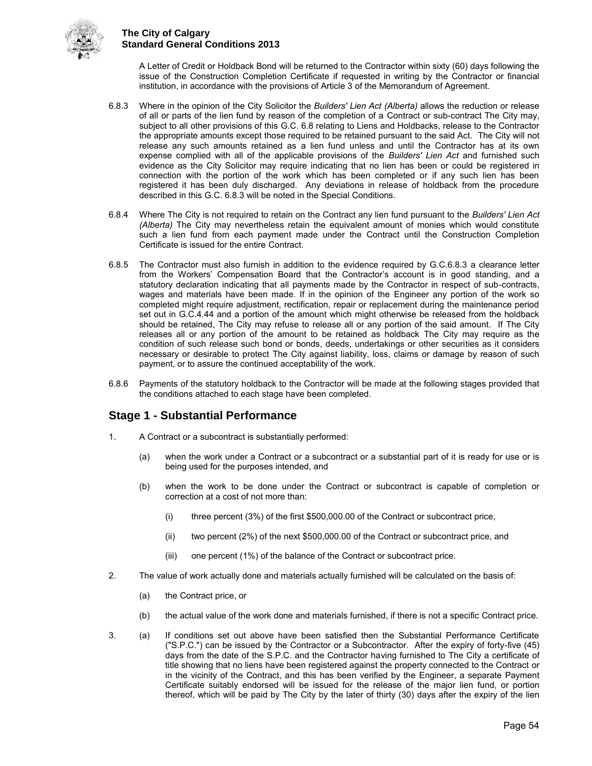A Letter of Credit or Holdback Bond will be returned to the Contractor within sixty (60) days following the issue of the Construction Completion Certificate if requested in writing by the Contractor or financial institution, in accordance with the provisions of Article 3 of the Memorandum of Agreement.

6.8.3 Where in the opinion of the City Solicitor the *Builders' Lien Act (Alberta)* allows the reduction or release of all or parts of the lien fund by reason of the completion of a Contract or sub-contract The City may, subject to all other provisions of this G.C. 6.8 relating to Liens and Holdbacks, release to the Contractor the appropriate amounts except those required to be retained pursuant to the said Act. The City will not release any such amounts retained as a lien fund unless and until the Contractor has at its own expense complied with all of the applicable provisions of the *Builders' Lien Act* and furnished such evidence as the City Solicitor may require indicating that no lien has been or could be registered in connection with the portion of the work which has been completed or if any such lien has been registered it has been duly discharged. Any deviations in release of holdback from the procedure described in this G.C. 6.8.3 will be noted in the Special Conditions.

6.8.4 Where The City is not required to retain on the Contract any lien fund pursuant to the *Builders' Lien Act (Alberta)* The City may nevertheless retain the equivalent amount of monies which would constitute such a lien fund from each payment made under the Contract until the Construction Completion Certificate is issued for the entire Contract.

6.8.5 The Contractor must also furnish in addition to the evidence required by G.C.6.8.3 a clearance letter from the Workers' Compensation Board that the Contractor's account is in good standing, and a statutory declaration indicating that all payments made by the Contractor in respect of sub-contracts, wages and materials have been made. If in the opinion of the Engineer any portion of the work so completed might require adjustment, rectification, repair or replacement during the maintenance period set out in G.C.4.44 and a portion of the amount which might otherwise be released from the holdback should be retained, The City may refuse to release all or any portion of the said amount. If The City releases all or any portion of the amount to be retained as holdback The City may require as the condition of such release such bond or bonds, deeds, undertakings or other securities as it considers necessary or desirable to protect The City against liability, loss, claims or damage by reason of such payment, or to assure the continued acceptability of the work.

6.8.6 Payments of the statutory holdback to the Contractor will be made at the following stages provided that the conditions attached to each stage have been completed.

## Stage 1 - Substantial Performance

1. A Contract or a subcontract is substantially performed:

   (a) when the work under a Contract or a subcontract or a substantial part of it is ready for use or is being used for the purposes intended, and

   (b) when the work to be done under the Contract or subcontract is capable of completion or correction at a cost of not more than:

      (i) three percent (3%) of the first $500,000.00 of the Contract or subcontract price,

      (ii) two percent (2%) of the next $500,000.00 of the Contract or subcontract price, and

      (iii) one percent (1%) of the balance of the Contract or subcontract price.

2. The value of work actually done and materials actually furnished will be calculated on the basis of:

   (a) the Contract price, or

   (b) the actual value of the work done and materials furnished, if there is not a specific Contract price.

3. (a) If conditions set out above have been satisfied then the Substantial Performance Certificate ("S.P.C.") can be issued by the Contractor or a Subcontractor. After the expiry of forty-five (45) days from the date of the S.P.C. and the Contractor having furnished to The City a certificate of title showing that no liens have been registered against the property connected to the Contract or in the vicinity of the Contract, and this has been verified by the Engineer, a separate Payment Certificate suitably endorsed will be issued for the release of the major lien fund, or portion thereof, which will be paid by The City by the later of thirty (30) days after the expiry of the lien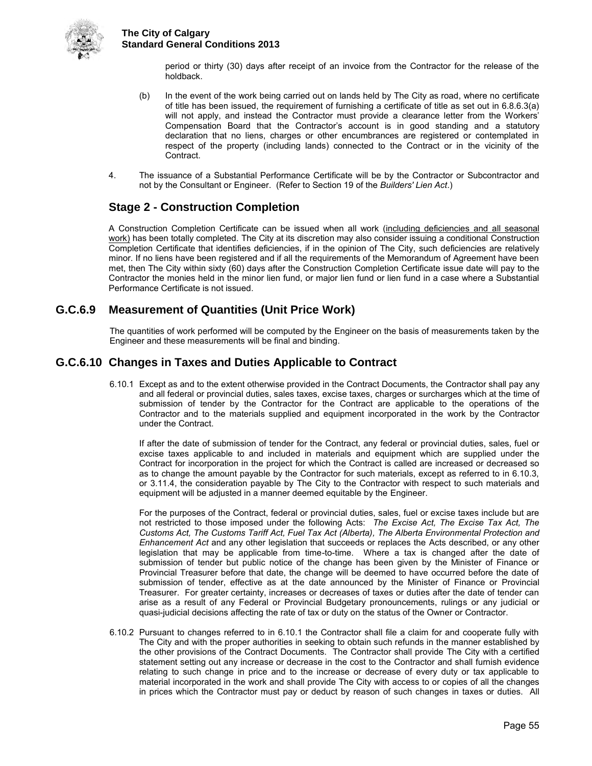period or thirty (30) days after receipt of an invoice from the Contractor for the release of the holdback.

(b) In the event of the work being carried out on lands held by The City as road, where no certificate of title has been issued, the requirement of furnishing a certificate of title as set out in 6.8.6.3(a) will not apply, and instead the Contractor must provide a clearance letter from the Workers' Compensation Board that the Contractor's account is in good standing and a statutory declaration that no liens, charges or other encumbrances are registered or contemplated in respect of the property (including lands) connected to the Contract or in the vicinity of the Contract.

4. The issuance of a Substantial Performance Certificate will be by the Contractor or Subcontractor and not by the Consultant or Engineer. (Refer to Section 19 of the *Builders' Lien Act*.)

### Stage 2 - Construction Completion

A Construction Completion Certificate can be issued when all work (including deficiencies and all seasonal work) has been totally completed. The City at its discretion may also consider issuing a conditional Construction Completion Certificate that identifies deficiencies, if in the opinion of The City, such deficiencies are relatively minor. If no liens have been registered and if all the requirements of the Memorandum of Agreement have been met, then The City within sixty (60) days after the Construction Completion Certificate issue date will pay to the Contractor the monies held in the minor lien fund, or major lien fund or lien fund in a case where a Substantial Performance Certificate is not issued.

## G.C.6.9 Measurement of Quantities (Unit Price Work)

The quantities of work performed will be computed by the Engineer on the basis of measurements taken by the Engineer and these measurements will be final and binding.

## G.C.6.10 Changes in Taxes and Duties Applicable to Contract

6.10.1 Except as and to the extent otherwise provided in the Contract Documents, the Contractor shall pay any and all federal or provincial duties, sales taxes, excise taxes, charges or surcharges which at the time of submission of tender by the Contractor for the Contract are applicable to the operations of the Contractor and to the materials supplied and equipment incorporated in the work by the Contractor under the Contract.

If after the date of submission of tender for the Contract, any federal or provincial duties, sales, fuel or excise taxes applicable to and included in materials and equipment which are supplied under the Contract for incorporation in the project for which the Contract is called are increased or decreased so as to change the amount payable by the Contractor for such materials, except as referred to in 6.10.3, or 3.11.4, the consideration payable by The City to the Contractor with respect to such materials and equipment will be adjusted in a manner deemed equitable by the Engineer.

For the purposes of the Contract, federal or provincial duties, sales, fuel or excise taxes include but are not restricted to those imposed under the following Acts: *The Excise Act, The Excise Tax Act, The Customs Act, The Customs Tariff Act, Fuel Tax Act (Alberta), The Alberta Environmental Protection and Enhancement Act* and any other legislation that succeeds or replaces the Acts described, or any other legislation that may be applicable from time-to-time. Where a tax is changed after the date of submission of tender but public notice of the change has been given by the Minister of Finance or Provincial Treasurer before that date, the change will be deemed to have occurred before the date of submission of tender, effective as at the date announced by the Minister of Finance or Provincial Treasurer. For greater certainty, increases or decreases of taxes or duties after the date of tender can arise as a result of any Federal or Provincial Budgetary pronouncements, rulings or any judicial or quasi-judicial decisions affecting the rate of tax or duty on the status of the Owner or Contractor.

6.10.2 Pursuant to changes referred to in 6.10.1 the Contractor shall file a claim for and cooperate fully with The City and with the proper authorities in seeking to obtain such refunds in the manner established by the other provisions of the Contract Documents. The Contractor shall provide The City with a certified statement setting out any increase or decrease in the cost to the Contractor and shall furnish evidence relating to such change in price and to the increase or decrease of every duty or tax applicable to material incorporated in the work and shall provide The City with access to or copies of all the changes in prices which the Contractor must pay or deduct by reason of such changes in taxes or duties. All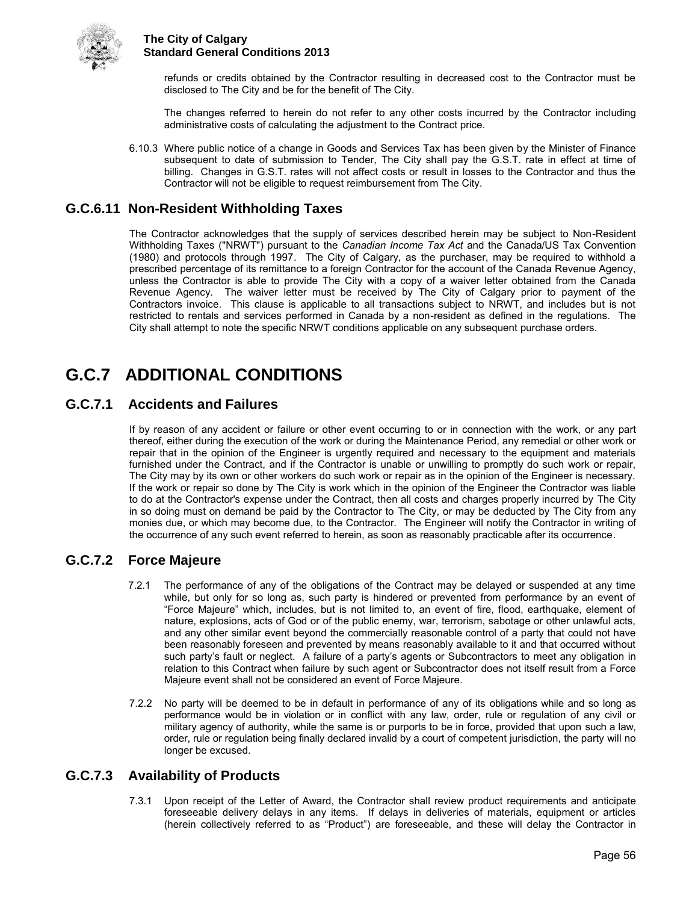refunds or credits obtained by the Contractor resulting in decreased cost to the Contractor must be disclosed to The City and be for the benefit of The City.

The changes referred to herein do not refer to any other costs incurred by the Contractor including administrative costs of calculating the adjustment to the Contract price.

6.10.3 Where public notice of a change in Goods and Services Tax has been given by the Minister of Finance subsequent to date of submission to Tender, The City shall pay the G.S.T. rate in effect at time of billing. Changes in G.S.T. rates will not affect costs or result in losses to the Contractor and thus the Contractor will not be eligible to request reimbursement from The City.

## G.C.6.11 Non-Resident Withholding Taxes

The Contractor acknowledges that the supply of services described herein may be subject to Non-Resident Withholding Taxes ("NRWT") pursuant to the *Canadian Income Tax Act* and the Canada/US Tax Convention (1980) and protocols through 1997. The City of Calgary, as the purchaser, may be required to withhold a prescribed percentage of its remittance to a foreign Contractor for the account of the Canada Revenue Agency, unless the Contractor is able to provide The City with a copy of a waiver letter obtained from the Canada Revenue Agency. The waiver letter must be received by The City of Calgary prior to payment of the Contractors invoice. This clause is applicable to all transactions subject to NRWT, and includes but is not restricted to rentals and services performed in Canada by a non-resident as defined in the regulations. The City shall attempt to note the specific NRWT conditions applicable on any subsequent purchase orders.

# G.C.7 ADDITIONAL CONDITIONS

## G.C.7.1 Accidents and Failures

If by reason of any accident or failure or other event occurring to or in connection with the work, or any part thereof, either during the execution of the work or during the Maintenance Period, any remedial or other work or repair that in the opinion of the Engineer is urgently required and necessary to the equipment and materials furnished under the Contract, and if the Contractor is unable or unwilling to promptly do such work or repair, The City may by its own or other workers do such work or repair as in the opinion of the Engineer is necessary. If the work or repair so done by The City is work which in the opinion of the Engineer the Contractor was liable to do at the Contractor's expense under the Contract, then all costs and charges properly incurred by The City in so doing must on demand be paid by the Contractor to The City, or may be deducted by The City from any monies due, or which may become due, to the Contractor. The Engineer will notify the Contractor in writing of the occurrence of any such event referred to herein, as soon as reasonably practicable after its occurrence.

## G.C.7.2 Force Majeure

7.2.1 The performance of any of the obligations of the Contract may be delayed or suspended at any time while, but only for so long as, such party is hindered or prevented from performance by an event of "Force Majeure" which, includes, but is not limited to, an event of fire, flood, earthquake, element of nature, explosions, acts of God or of the public enemy, war, terrorism, sabotage or other unlawful acts, and any other similar event beyond the commercially reasonable control of a party that could not have been reasonably foreseen and prevented by means reasonably available to it and that occurred without such party's fault or neglect. A failure of a party's agents or Subcontractors to meet any obligation in relation to this Contract when failure by such agent or Subcontractor does not itself result from a Force Majeure event shall not be considered an event of Force Majeure.

7.2.2 No party will be deemed to be in default in performance of any of its obligations while and so long as performance would be in violation or in conflict with any law, order, rule or regulation of any civil or military agency of authority, while the same is or purports to be in force, provided that upon such a law, order, rule or regulation being finally declared invalid by a court of competent jurisdiction, the party will no longer be excused.

## G.C.7.3 Availability of Products

7.3.1 Upon receipt of the Letter of Award, the Contractor shall review product requirements and anticipate foreseeable delivery delays in any items. If delays in deliveries of materials, equipment or articles (herein collectively referred to as "Product") are foreseeable, and these will delay the Contractor in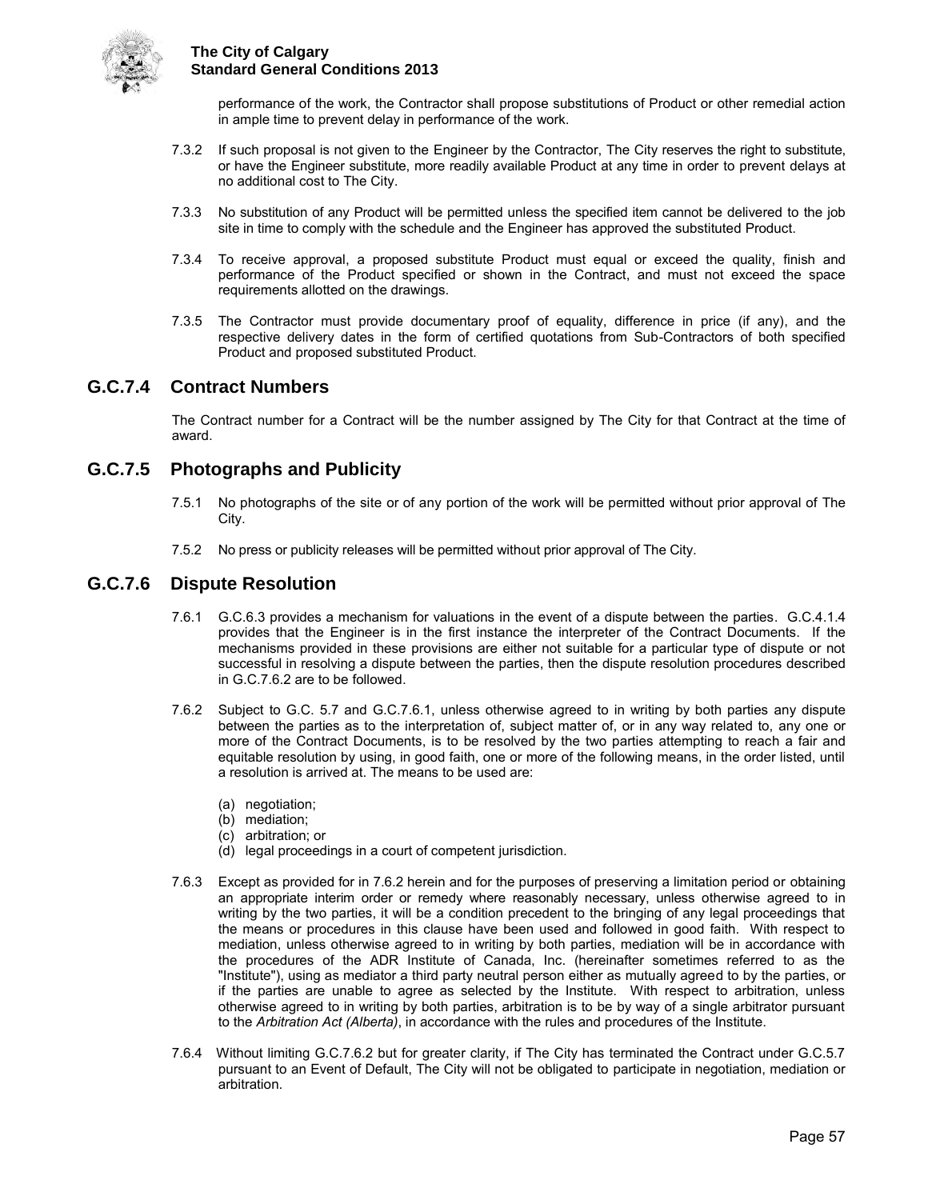performance of the work, the Contractor shall propose substitutions of Product or other remedial action in ample time to prevent delay in performance of the work.

7.3.2 If such proposal is not given to the Engineer by the Contractor, The City reserves the right to substitute, or have the Engineer substitute, more readily available Product at any time in order to prevent delays at no additional cost to The City.

7.3.3 No substitution of any Product will be permitted unless the specified item cannot be delivered to the job site in time to comply with the schedule and the Engineer has approved the substituted Product.

7.3.4 To receive approval, a proposed substitute Product must equal or exceed the quality, finish and performance of the Product specified or shown in the Contract, and must not exceed the space requirements allotted on the drawings.

7.3.5 The Contractor must provide documentary proof of equality, difference in price (if any), and the respective delivery dates in the form of certified quotations from Sub-Contractors of both specified Product and proposed substituted Product.

## G.C.7.4 Contract Numbers

The Contract number for a Contract will be the number assigned by The City for that Contract at the time of award.

## G.C.7.5 Photographs and Publicity

7.5.1 No photographs of the site or of any portion of the work will be permitted without prior approval of The City.

7.5.2 No press or publicity releases will be permitted without prior approval of The City.

## G.C.7.6 Dispute Resolution

7.6.1 G.C.6.3 provides a mechanism for valuations in the event of a dispute between the parties. G.C.4.1.4 provides that the Engineer is in the first instance the interpreter of the Contract Documents. If the mechanisms provided in these provisions are either not suitable for a particular type of dispute or not successful in resolving a dispute between the parties, then the dispute resolution procedures described in G.C.7.6.2 are to be followed.

7.6.2 Subject to G.C. 5.7 and G.C.7.6.1, unless otherwise agreed to in writing by both parties any dispute between the parties as to the interpretation of, subject matter of, or in any way related to, any one or more of the Contract Documents, is to be resolved by the two parties attempting to reach a fair and equitable resolution by using, in good faith, one or more of the following means, in the order listed, until a resolution is arrived at. The means to be used are:

(a) negotiation;
(b) mediation;
(c) arbitration; or
(d) legal proceedings in a court of competent jurisdiction.

7.6.3 Except as provided for in 7.6.2 herein and for the purposes of preserving a limitation period or obtaining an appropriate interim order or remedy where reasonably necessary, unless otherwise agreed to in writing by the two parties, it will be a condition precedent to the bringing of any legal proceedings that the means or procedures in this clause have been used and followed in good faith. With respect to mediation, unless otherwise agreed to in writing by both parties, mediation will be in accordance with the procedures of the ADR Institute of Canada, Inc. (hereinafter sometimes referred to as the "Institute"), using as mediator a third party neutral person either as mutually agreed to by the parties, or if the parties are unable to agree as selected by the Institute. With respect to arbitration, unless otherwise agreed to in writing by both parties, arbitration is to be by way of a single arbitrator pursuant to the *Arbitration Act (Alberta)*, in accordance with the rules and procedures of the Institute.

7.6.4 Without limiting G.C.7.6.2 but for greater clarity, if The City has terminated the Contract under G.C.5.7 pursuant to an Event of Default, The City will not be obligated to participate in negotiation, mediation or arbitration.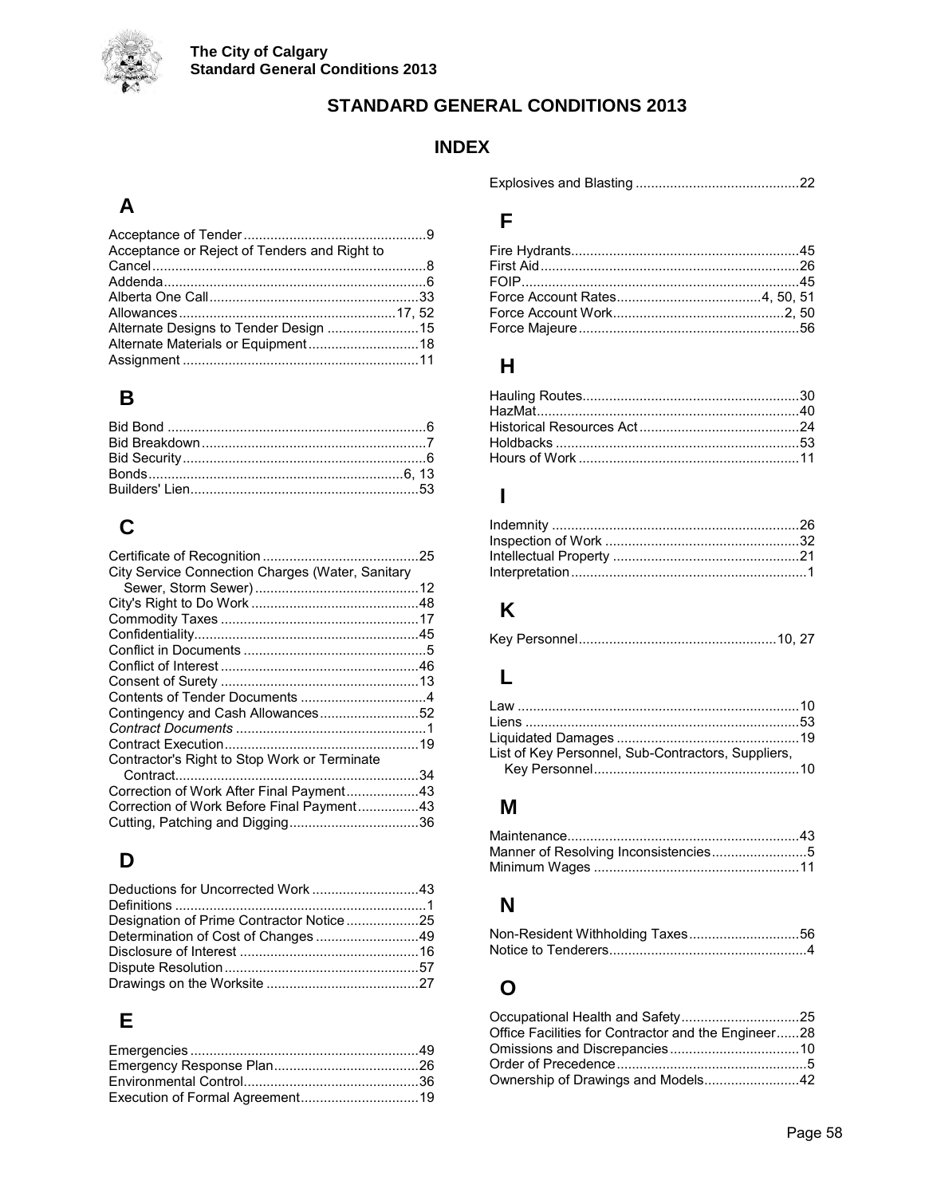# STANDARD GENERAL CONDITIONS 2013

## INDEX

### A

Acceptance of Tender ........ 9
Acceptance or Reject of Tenders and Right to Cancel ........ 8
Addenda ........ 6
Alberta One Call ........ 33
Allowances ........ 17, 52
Alternate Designs to Tender Design ........ 15
Alternate Materials or Equipment ........ 18
Assignment ........ 11

### B

Bid Bond ........ 6
Bid Breakdown ........ 7
Bid Security ........ 6
Bonds ........ 6, 13
Builders' Lien ........ 53

### C

Certificate of Recognition ........ 25
City Service Connection Charges (Water, Sanitary Sewer, Storm Sewer) ........ 12
City's Right to Do Work ........ 48
Commodity Taxes ........ 17
Confidentiality ........ 45
Conflict in Documents ........ 5
Conflict of Interest ........ 46
Consent of Surety ........ 13
Contents of Tender Documents ........ 4
Contingency and Cash Allowances ........ 52
*Contract Documents* ........ 1
Contract Execution ........ 19
Contractor's Right to Stop Work or Terminate Contract ........ 34
Correction of Work After Final Payment ........ 43
Correction of Work Before Final Payment ........ 43
Cutting, Patching and Digging ........ 36

### D

Deductions for Uncorrected Work ........ 43
Definitions ........ 1
Designation of Prime Contractor Notice ........ 25
Determination of Cost of Changes ........ 49
Disclosure of Interest ........ 16
Dispute Resolution ........ 57
Drawings on the Worksite ........ 27

### E

Emergencies ........ 49
Emergency Response Plan ........ 26
Environmental Control ........ 36
Execution of Formal Agreement ........ 19
Explosives and Blasting ........ 22

### F

Fire Hydrants ........ 45
First Aid ........ 26
FOIP ........ 45
Force Account Rates ........ 4, 50, 51
Force Account Work ........ 2, 50
Force Majeure ........ 56

### H

Hauling Routes ........ 30
HazMat ........ 40
Historical Resources Act ........ 24
Holdbacks ........ 53
Hours of Work ........ 11

### I

Indemnity ........ 26
Inspection of Work ........ 32
Intellectual Property ........ 21
Interpretation ........ 1

### K

Key Personnel ........ 10, 27

### L

Law ........ 10
Liens ........ 53
Liquidated Damages ........ 19
List of Key Personnel, Sub-Contractors, Suppliers, Key Personnel ........ 10

### M

Maintenance ........ 43
Manner of Resolving Inconsistencies ........ 5
Minimum Wages ........ 11

### N

Non-Resident Withholding Taxes ........ 56
Notice to Tenderers ........ 4

### O

Occupational Health and Safety ........ 25
Office Facilities for Contractor and the Engineer ........ 28
Omissions and Discrepancies ........ 10
Order of Precedence ........ 5
Ownership of Drawings and Models ........ 42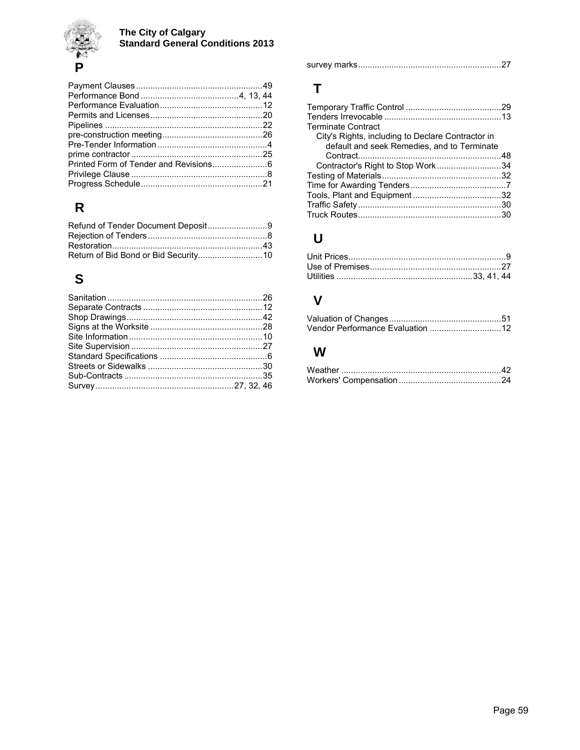## P

Payment Clauses ....................................................49
Performance Bond .........................................4, 13, 44
Performance Evaluation ...........................................12
Permits and Licenses ...............................................20
Pipelines .................................................................22
pre-construction meeting ..........................................26
Pre-Tender Information ...............................................4
prime contractor .......................................................25
Printed Form of Tender and Revisions .......................6
Privilege Clause .........................................................8
Progress Schedule ...................................................21

## R

Refund of Tender Document Deposit .........................9
Rejection of Tenders ..................................................8
Restoration ...............................................................43
Return of Bid Bond or Bid Security ...........................10

## S

Sanitation .................................................................26
Separate Contracts ..................................................12
Shop Drawings .........................................................42
Signs at the Worksite ...............................................28
Site Information ........................................................10
Site Supervision .......................................................27
Standard Specifications ..............................................6
Streets or Sidewalks ................................................30
Sub-Contracts ..........................................................35
Survey .........................................................27, 32, 46
survey marks ............................................................27

## T

Temporary Traffic Control ........................................29
Tenders Irrevocable .................................................13
Terminate Contract
  City's Rights, including to Declare Contractor in default and seek Remedies, and to Terminate Contract ............................................................48
  Contractor's Right to Stop Work ...........................34
Testing of Materials ..................................................32
Time for Awarding Tenders .........................................7
Tools, Plant and Equipment .....................................32
Traffic Safety ............................................................30
Truck Routes ............................................................30

## U

Unit Prices ..................................................................9
Use of Premises .......................................................27
Utilities .........................................................33, 41, 44

## V

Valuation of Changes ...............................................51
Vendor Performance Evaluation ..............................12

## W

Weather ....................................................................42
Workers' Compensation ...........................................24